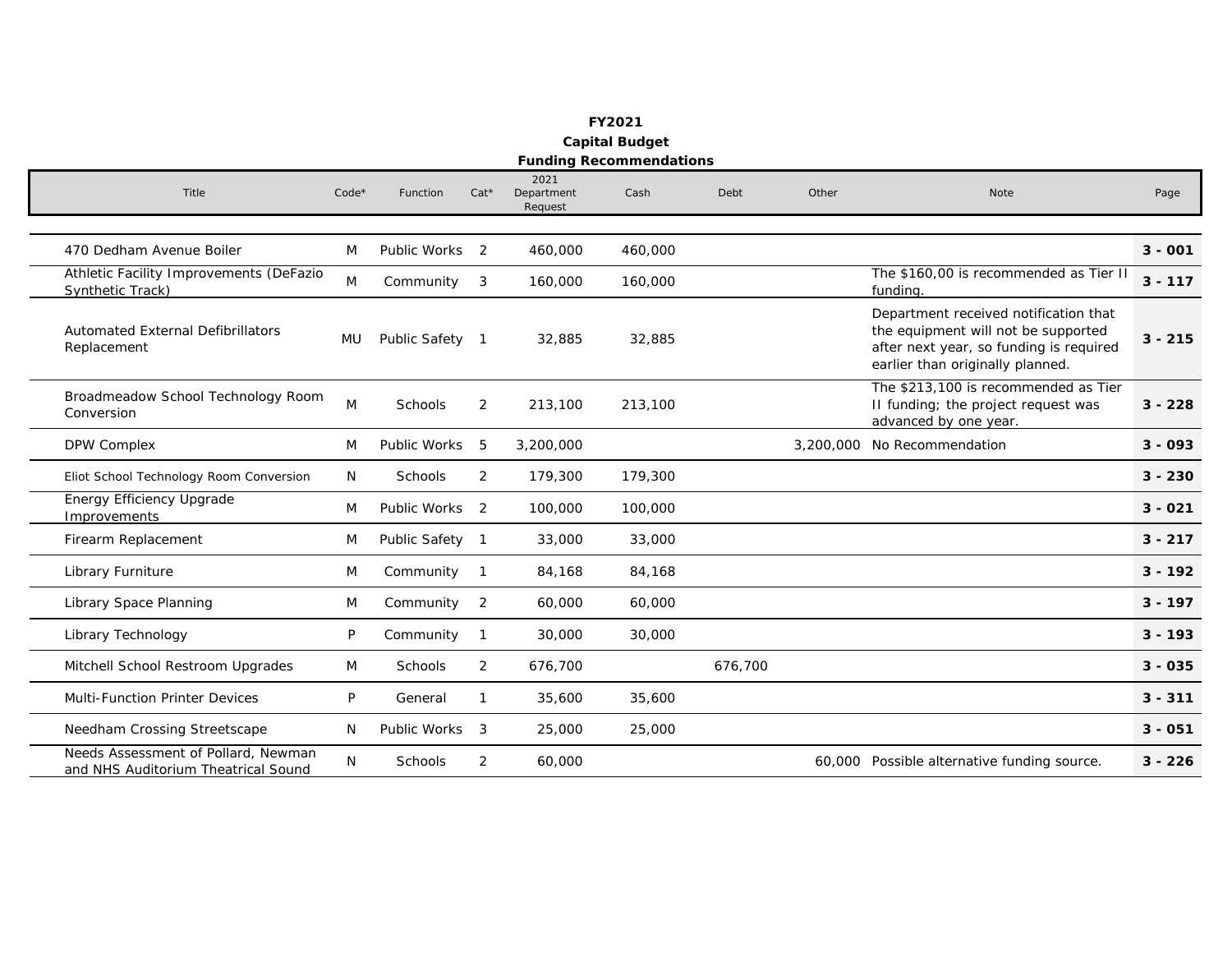**FY2021**

**Capital Budget**

**Funding Recommendations**

| Title | Code* | Function | Cat* | 2021 Department Request | Cash | Debt | Other | Note | Page |
|---|---|---|---|---|---|---|---|---|---|
| 470 Dedham Avenue Boiler | M | Public Works | 2 | 460,000 | 460,000 | | | | **3 - 001** |
| Athletic Facility Improvements (DeFazio Synthetic Track) | M | Community | 3 | 160,000 | 160,000 | | | The $160,00 is recommended as Tier II funding. | **3 - 117** |
| Automated External Defibrillators Replacement | MU | Public Safety | 1 | 32,885 | 32,885 | | | Department received notification that the equipment will not be supported after next year, so funding is required earlier than originally planned. | **3 - 215** |
| Broadmeadow School Technology Room Conversion | M | Schools | 2 | 213,100 | 213,100 | | | The $213,100 is recommended as Tier II funding; the project request was advanced by one year. | **3 - 228** |
| DPW Complex | M | Public Works | 5 | 3,200,000 | | | 3,200,000 | No Recommendation | **3 - 093** |
| Eliot School Technology Room Conversion | N | Schools | 2 | 179,300 | 179,300 | | | | **3 - 230** |
| Energy Efficiency Upgrade Improvements | M | Public Works | 2 | 100,000 | 100,000 | | | | **3 - 021** |
| Firearm Replacement | M | Public Safety | 1 | 33,000 | 33,000 | | | | **3 - 217** |
| Library Furniture | M | Community | 1 | 84,168 | 84,168 | | | | **3 - 192** |
| Library Space Planning | M | Community | 2 | 60,000 | 60,000 | | | | **3 - 197** |
| Library Technology | P | Community | 1 | 30,000 | 30,000 | | | | **3 - 193** |
| Mitchell School Restroom Upgrades | M | Schools | 2 | 676,700 | | 676,700 | | | **3 - 035** |
| Multi-Function Printer Devices | P | General | 1 | 35,600 | 35,600 | | | | **3 - 311** |
| Needham Crossing Streetscape | N | Public Works | 3 | 25,000 | 25,000 | | | | **3 - 051** |
| Needs Assessment of Pollard, Newman and NHS Auditorium Theatrical Sound | N | Schools | 2 | 60,000 | | | 60,000 | Possible alternative funding source. | **3 - 226** |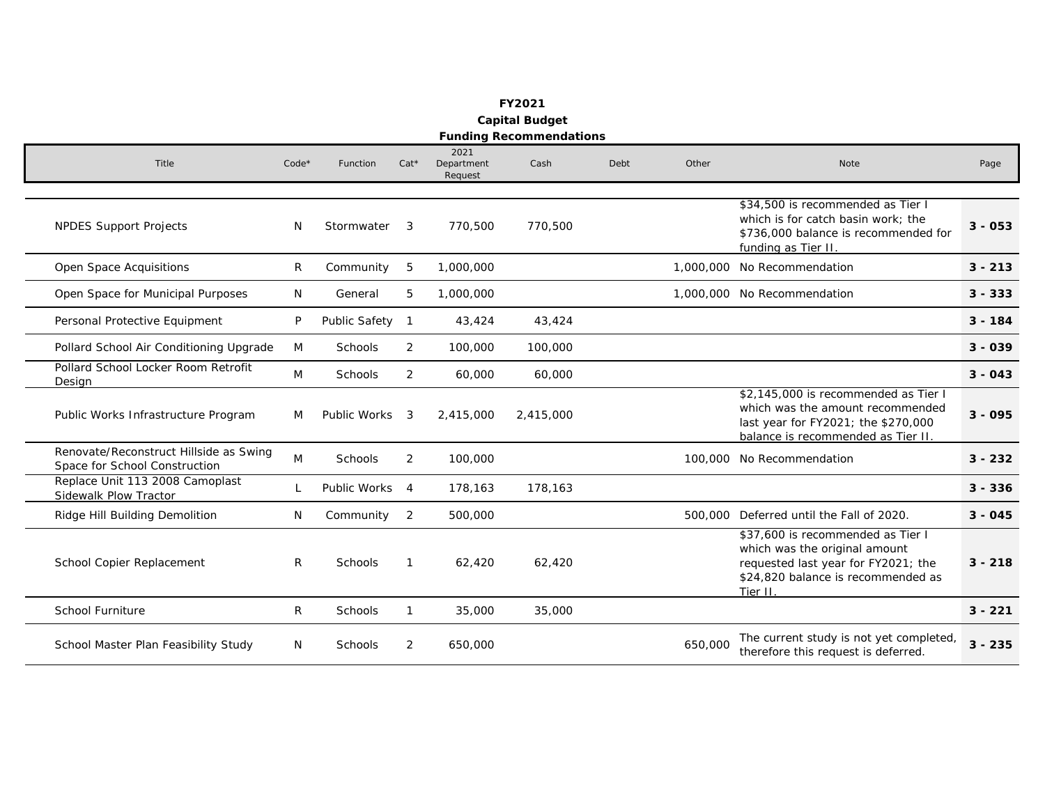# FY2021
## Capital Budget
### Funding Recommendations

| Title | Code* | Function | Cat* | 2021 Department Request | Cash | Debt | Other | Note | Page |
|---|---|---|---|---|---|---|---|---|---|
| NPDES Support Projects | N | Stormwater | 3 | 770,500 | 770,500 | | | $34,500 is recommended as Tier I which is for catch basin work; the $736,000 balance is recommended for funding as Tier II. | **3 - 053** |
| Open Space Acquisitions | R | Community | 5 | 1,000,000 | | | 1,000,000 | No Recommendation | **3 - 213** |
| Open Space for Municipal Purposes | N | General | 5 | 1,000,000 | | | 1,000,000 | No Recommendation | **3 - 333** |
| Personal Protective Equipment | P | Public Safety | 1 | 43,424 | 43,424 | | | | **3 - 184** |
| Pollard School Air Conditioning Upgrade | M | Schools | 2 | 100,000 | 100,000 | | | | **3 - 039** |
| Pollard School Locker Room Retrofit Design | M | Schools | 2 | 60,000 | 60,000 | | | | **3 - 043** |
| Public Works Infrastructure Program | M | Public Works | 3 | 2,415,000 | 2,415,000 | | | $2,145,000 is recommended as Tier I which was the amount recommended last year for FY2021; the $270,000 balance is recommended as Tier II. | **3 - 095** |
| Renovate/Reconstruct Hillside as Swing Space for School Construction | M | Schools | 2 | 100,000 | | | 100,000 | No Recommendation | **3 - 232** |
| Replace Unit 113 2008 Camoplast Sidewalk Plow Tractor | L | Public Works | 4 | 178,163 | 178,163 | | | | **3 - 336** |
| Ridge Hill Building Demolition | N | Community | 2 | 500,000 | | | 500,000 | Deferred until the Fall of 2020. | **3 - 045** |
| School Copier Replacement | R | Schools | 1 | 62,420 | 62,420 | | | $37,600 is recommended as Tier I which was the original amount requested last year for FY2021; the $24,820 balance is recommended as Tier II. | **3 - 218** |
| School Furniture | R | Schools | 1 | 35,000 | 35,000 | | | | **3 - 221** |
| School Master Plan Feasibility Study | N | Schools | 2 | 650,000 | | | 650,000 | The current study is not yet completed, therefore this request is deferred. | **3 - 235** |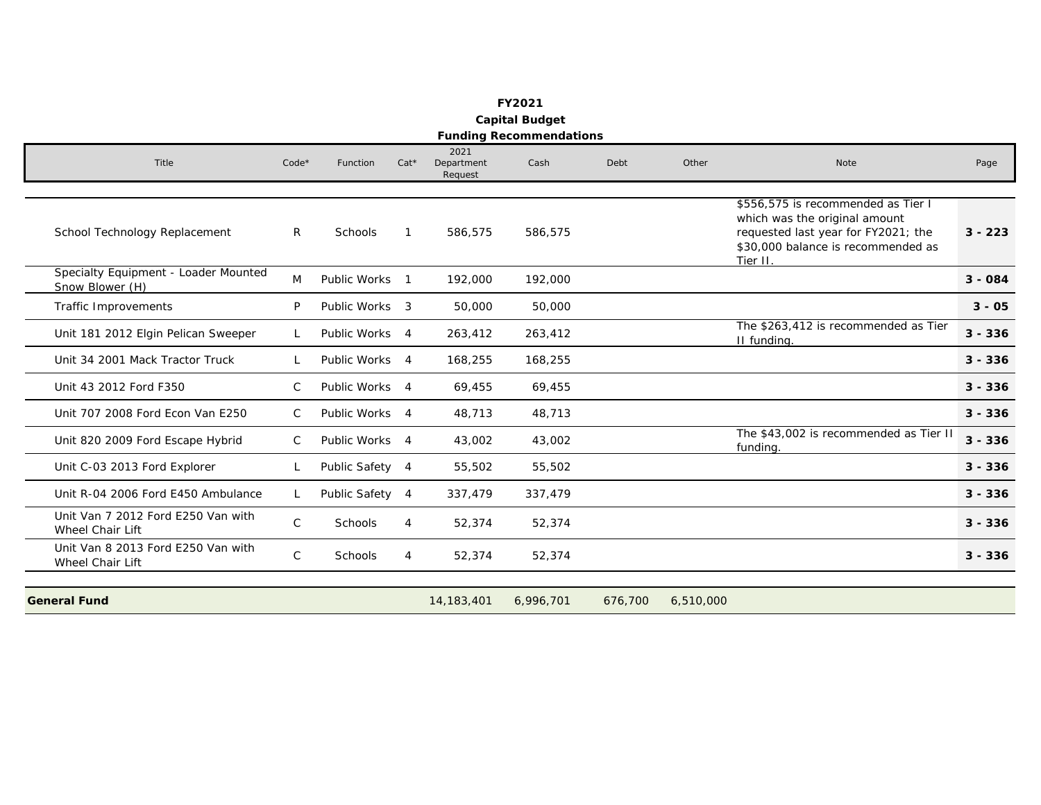**FY2021**

**Capital Budget**

**Funding Recommendations**

| Title | Code* | Function | Cat* | 2021 Department Request | Cash | Debt | Other | Note | Page |
|---|---|---|---|---|---|---|---|---|---|
| School Technology Replacement | R | Schools | 1 | 586,575 | 586,575 | | | $556,575 is recommended as Tier I which was the original amount requested last year for FY2021; the $30,000 balance is recommended as Tier II. | **3 - 223** |
| Specialty Equipment - Loader Mounted Snow Blower (H) | M | Public Works | 1 | 192,000 | 192,000 | | | | **3 - 084** |
| Traffic Improvements | P | Public Works | 3 | 50,000 | 50,000 | | | | **3 - 05** |
| Unit 181 2012 Elgin Pelican Sweeper | L | Public Works | 4 | 263,412 | 263,412 | | | The $263,412 is recommended as Tier II funding. | **3 - 336** |
| Unit 34 2001 Mack Tractor Truck | L | Public Works | 4 | 168,255 | 168,255 | | | | **3 - 336** |
| Unit 43 2012 Ford F350 | C | Public Works | 4 | 69,455 | 69,455 | | | | **3 - 336** |
| Unit 707 2008 Ford Econ Van E250 | C | Public Works | 4 | 48,713 | 48,713 | | | | **3 - 336** |
| Unit 820 2009 Ford Escape Hybrid | C | Public Works | 4 | 43,002 | 43,002 | | | The $43,002 is recommended as Tier II funding. | **3 - 336** |
| Unit C-03 2013 Ford Explorer | L | Public Safety | 4 | 55,502 | 55,502 | | | | **3 - 336** |
| Unit R-04 2006 Ford E450 Ambulance | L | Public Safety | 4 | 337,479 | 337,479 | | | | **3 - 336** |
| Unit Van 7 2012 Ford E250 Van with Wheel Chair Lift | C | Schools | 4 | 52,374 | 52,374 | | | | **3 - 336** |
| Unit Van 8 2013 Ford E250 Van with Wheel Chair Lift | C | Schools | 4 | 52,374 | 52,374 | | | | **3 - 336** |
| **General Fund** | | | | 14,183,401 | 6,996,701 | 676,700 | 6,510,000 | | |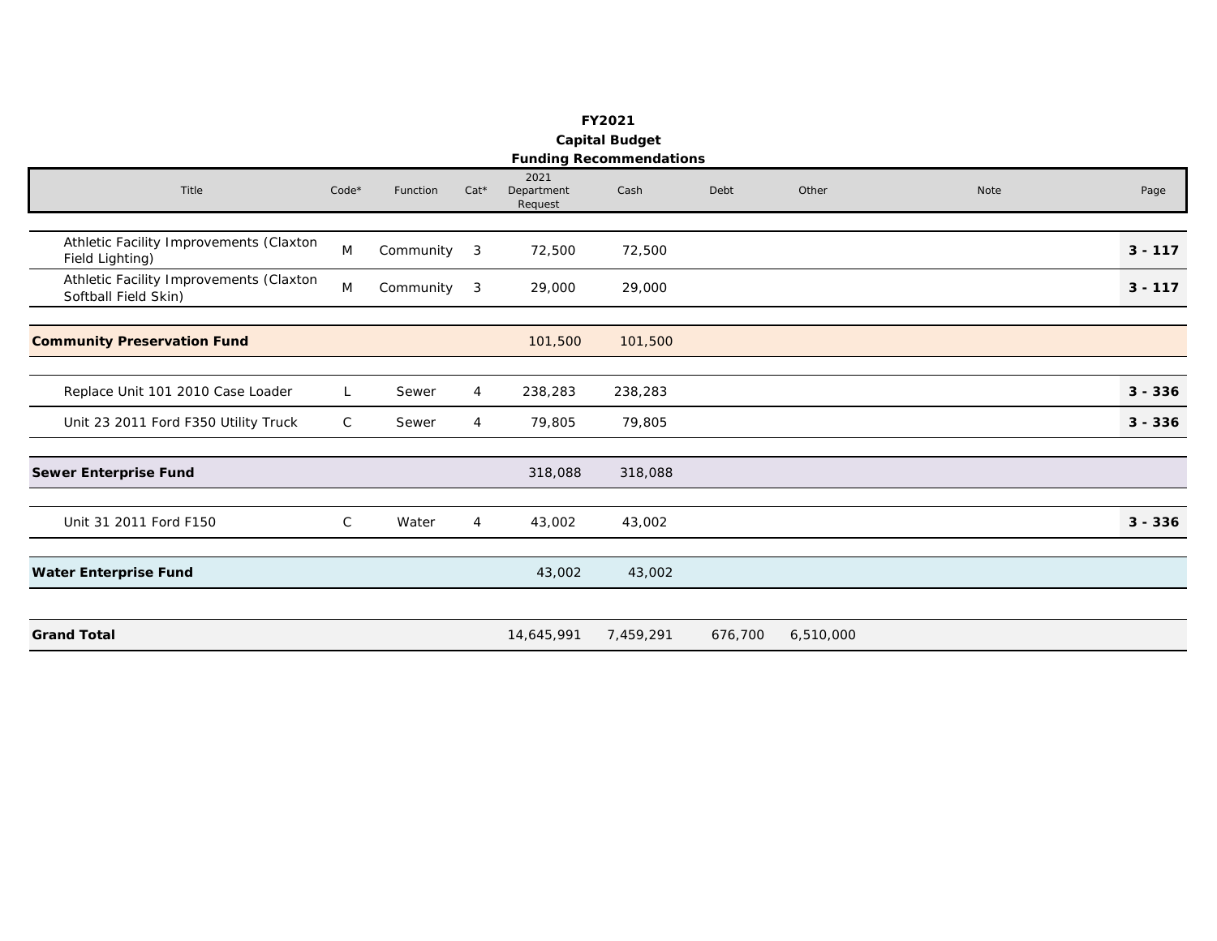**FY2021**
**Capital Budget**
**Funding Recommendations**

| Title | Code* | Function | Cat* | 2021 Department Request | Cash | Debt | Other | Note | Page |
|---|---|---|---|---|---|---|---|---|---|
| Athletic Facility Improvements (Claxton Field Lighting) | M | Community | 3 | 72,500 | 72,500 | | | | **3 - 117** |
| Athletic Facility Improvements (Claxton Softball Field Skin) | M | Community | 3 | 29,000 | 29,000 | | | | **3 - 117** |
| **Community Preservation Fund** | | | | 101,500 | 101,500 | | | | |
| Replace Unit 101 2010 Case Loader | L | Sewer | 4 | 238,283 | 238,283 | | | | **3 - 336** |
| Unit 23 2011 Ford F350 Utility Truck | C | Sewer | 4 | 79,805 | 79,805 | | | | **3 - 336** |
| **Sewer Enterprise Fund** | | | | 318,088 | 318,088 | | | | |
| Unit 31 2011 Ford F150 | C | Water | 4 | 43,002 | 43,002 | | | | **3 - 336** |
| **Water Enterprise Fund** | | | | 43,002 | 43,002 | | | | |
| **Grand Total** | | | | 14,645,991 | 7,459,291 | 676,700 | 6,510,000 | | |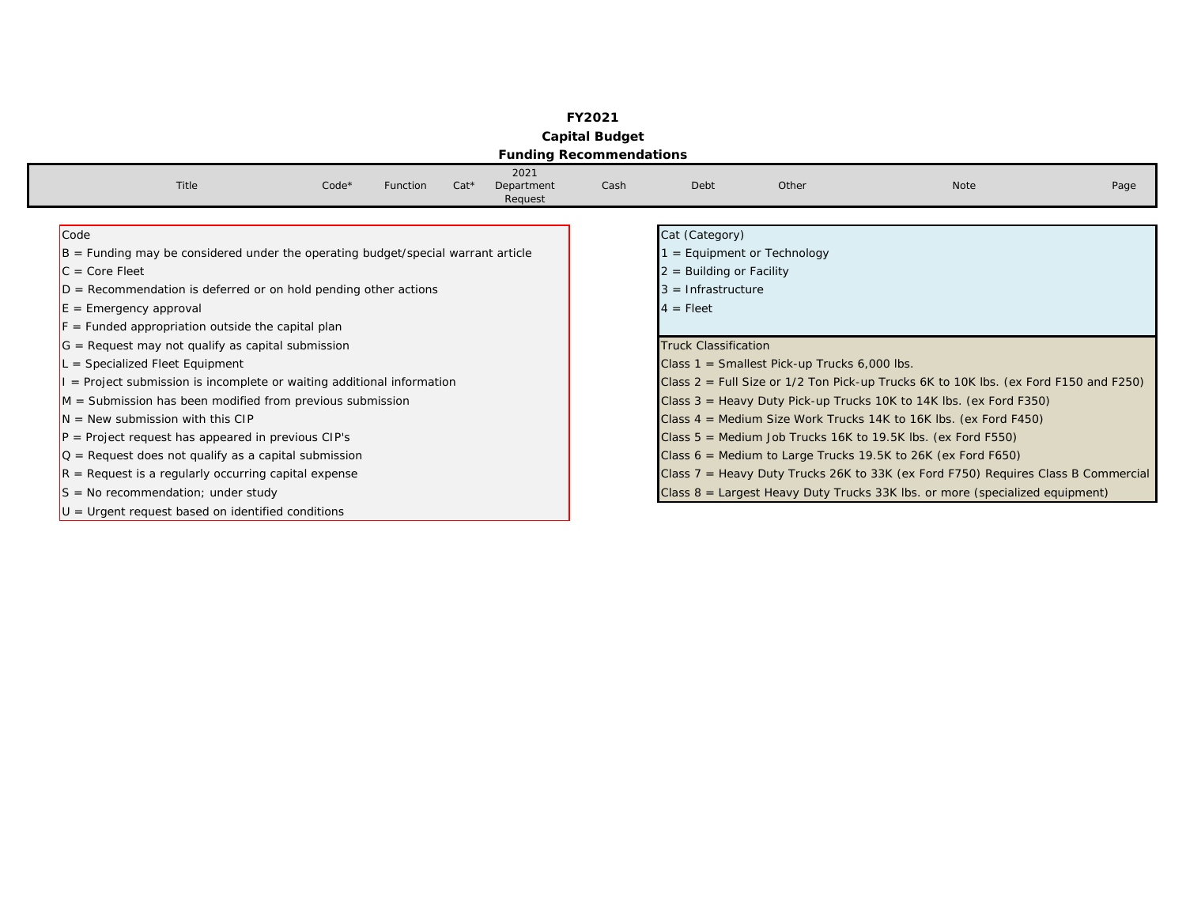# FY2021

## Capital Budget

## Funding Recommendations

| Title | Code* | Function | Cat* | 2021 Department Request | Cash | Debt | Other | Note | Page |
|---|---|---|---|---|---|---|---|---|---|

| Code |
|---|
| B = Funding may be considered under the operating budget/special warrant article |
| C = Core Fleet |
| D = Recommendation is deferred or on hold pending other actions |
| E = Emergency approval |
| F = Funded appropriation outside the capital plan |
| G = Request may not qualify as capital submission |
| L = Specialized Fleet Equipment |
| I = Project submission is incomplete or waiting additional information |
| M = Submission has been modified from previous submission |
| N = New submission with this CIP |
| P = Project request has appeared in previous CIP's |
| Q = Request does not qualify as a capital submission |
| R = Request is a regularly occurring capital expense |
| S = No recommendation; under study |
| U = Urgent request based on identified conditions |

| Cat (Category) |
|---|
| 1 = Equipment or Technology |
| 2 = Building or Facility |
| 3 = Infrastructure |
| 4 = Fleet |

| Truck Classification |
|---|
| Class 1 = Smallest Pick-up Trucks 6,000 lbs. |
| Class 2 = Full Size or 1/2 Ton Pick-up Trucks 6K to 10K lbs. (ex Ford F150 and F250) |
| Class 3 = Heavy Duty Pick-up Trucks 10K to 14K lbs. (ex Ford F350) |
| Class 4 = Medium Size Work Trucks 14K to 16K lbs. (ex Ford F450) |
| Class 5 = Medium Job Trucks 16K to 19.5K lbs. (ex Ford F550) |
| Class 6 = Medium to Large Trucks 19.5K to 26K (ex Ford F650) |
| Class 7 = Heavy Duty Trucks 26K to 33K (ex Ford F750) Requires Class B Commercial |
| Class 8 = Largest Heavy Duty Trucks 33K lbs. or more (specialized equipment) |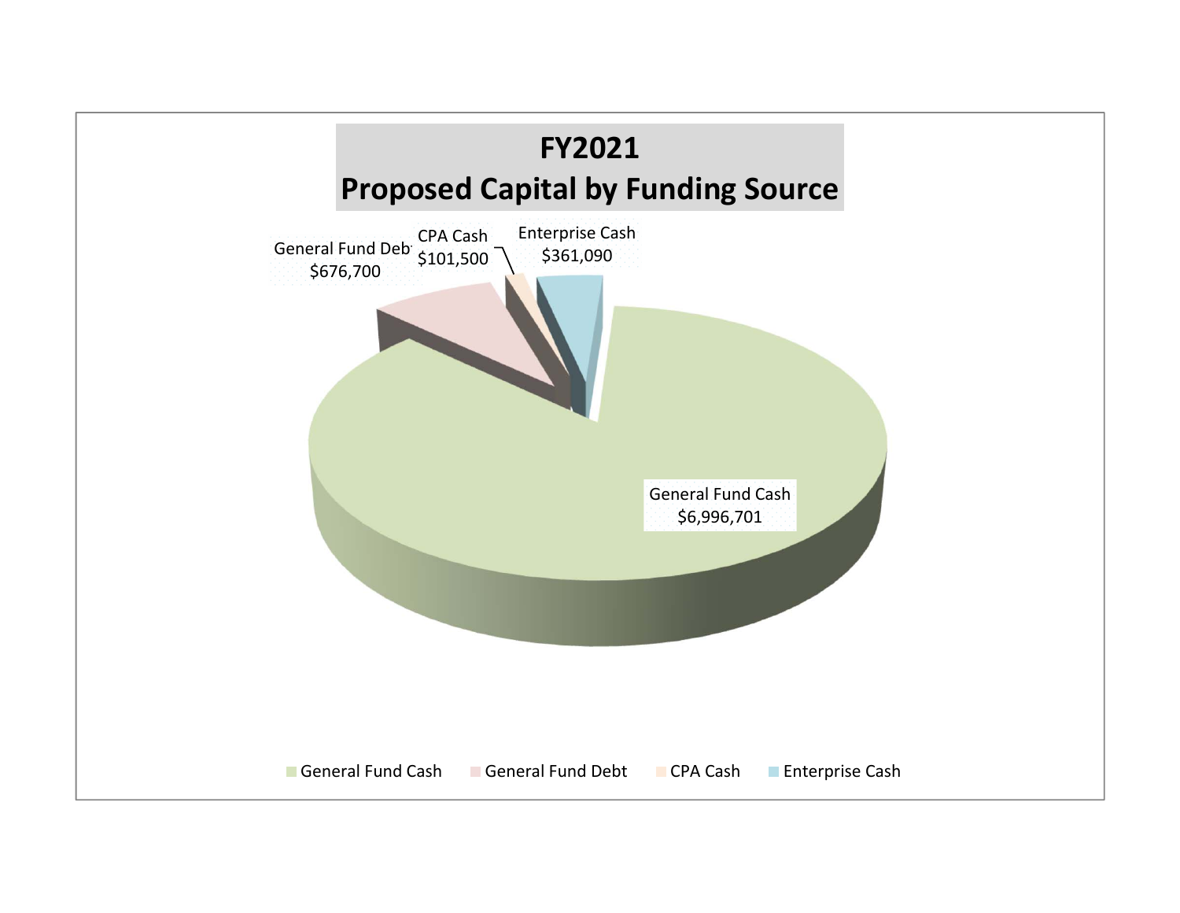# FY2021
# Proposed Capital by Funding Source

General Fund Debt
$676,700

CPA Cash
$101,500

Enterprise Cash
$361,090

General Fund Cash
$6,996,701

General Fund Cash   General Fund Debt   CPA Cash   Enterprise Cash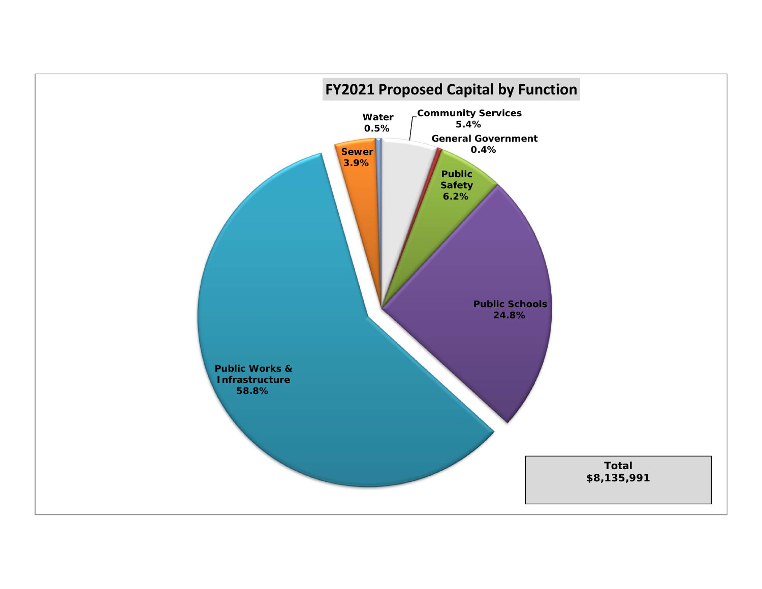## FY2021 Proposed Capital by Function

Water
0.5%

Community Services
5.4%

General Government
0.4%

Sewer
3.9%

Public Safety
6.2%

Public Schools
24.8%

Public Works & Infrastructure
58.8%

**Total**
**$8,135,991**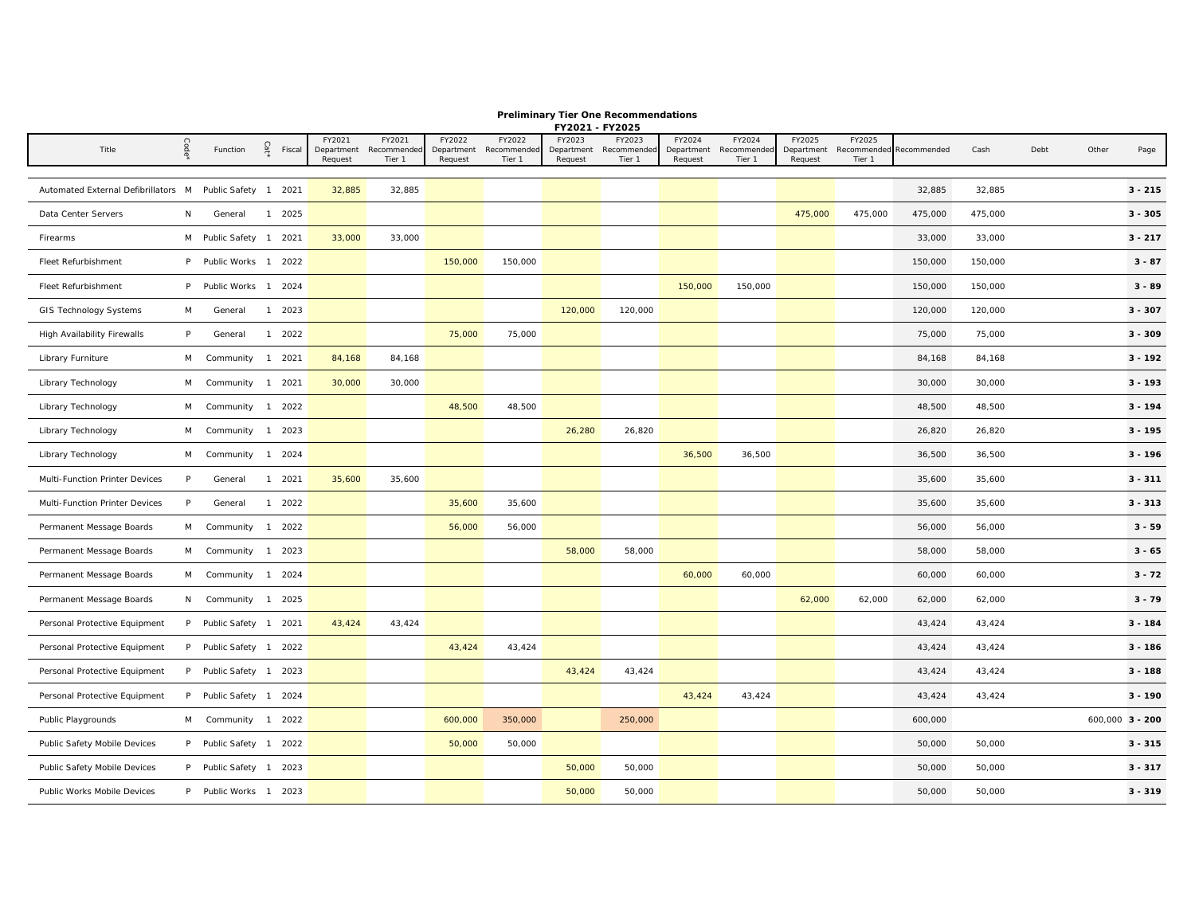## Preliminary Tier One Recommendations
### FY2021 - FY2025

| Title | Code* | Function | Cat* | Fiscal | FY2021 Department Request | FY2021 Recommended Tier 1 | FY2022 Department Request | FY2022 Recommended Tier 1 | FY2023 Department Request | FY2023 Recommended Tier 1 | FY2024 Department Request | FY2024 Recommended Tier 1 | FY2025 Department Request | FY2025 Recommended Tier 1 | Recommended | Cash | Debt | Other | Page |
|---|---|---|---|---|---|---|---|---|---|---|---|---|---|---|---|---|---|---|---|
| Automated External Defibrillators | M | Public Safety | 1 | 2021 | 32,885 | 32,885 | | | | | | | | | 32,885 | 32,885 | | | 3 - 215 |
| Data Center Servers | N | General | 1 | 2025 | | | | | | | | | 475,000 | 475,000 | 475,000 | 475,000 | | | 3 - 305 |
| Firearms | M | Public Safety | 1 | 2021 | 33,000 | 33,000 | | | | | | | | | 33,000 | 33,000 | | | 3 - 217 |
| Fleet Refurbishment | P | Public Works | 1 | 2022 | | | 150,000 | 150,000 | | | | | | | 150,000 | 150,000 | | | 3 - 87 |
| Fleet Refurbishment | P | Public Works | 1 | 2024 | | | | | | | 150,000 | 150,000 | | | 150,000 | 150,000 | | | 3 - 89 |
| GIS Technology Systems | M | General | 1 | 2023 | | | | | 120,000 | 120,000 | | | | | 120,000 | 120,000 | | | 3 - 307 |
| High Availability Firewalls | P | General | 1 | 2022 | | | 75,000 | 75,000 | | | | | | | 75,000 | 75,000 | | | 3 - 309 |
| Library Furniture | M | Community | 1 | 2021 | 84,168 | 84,168 | | | | | | | | | 84,168 | 84,168 | | | 3 - 192 |
| Library Technology | M | Community | 1 | 2021 | 30,000 | 30,000 | | | | | | | | | 30,000 | 30,000 | | | 3 - 193 |
| Library Technology | M | Community | 1 | 2022 | | | 48,500 | 48,500 | | | | | | | 48,500 | 48,500 | | | 3 - 194 |
| Library Technology | M | Community | 1 | 2023 | | | | | 26,280 | 26,820 | | | | | 26,820 | 26,820 | | | 3 - 195 |
| Library Technology | M | Community | 1 | 2024 | | | | | | | 36,500 | 36,500 | | | 36,500 | 36,500 | | | 3 - 196 |
| Multi-Function Printer Devices | P | General | 1 | 2021 | 35,600 | 35,600 | | | | | | | | | 35,600 | 35,600 | | | 3 - 311 |
| Multi-Function Printer Devices | P | General | 1 | 2022 | | | 35,600 | 35,600 | | | | | | | 35,600 | 35,600 | | | 3 - 313 |
| Permanent Message Boards | M | Community | 1 | 2022 | | | 56,000 | 56,000 | | | | | | | 56,000 | 56,000 | | | 3 - 59 |
| Permanent Message Boards | M | Community | 1 | 2023 | | | | | 58,000 | 58,000 | | | | | 58,000 | 58,000 | | | 3 - 65 |
| Permanent Message Boards | M | Community | 1 | 2024 | | | | | | | 60,000 | 60,000 | | | 60,000 | 60,000 | | | 3 - 72 |
| Permanent Message Boards | N | Community | 1 | 2025 | | | | | | | | | 62,000 | 62,000 | 62,000 | 62,000 | | | 3 - 79 |
| Personal Protective Equipment | P | Public Safety | 1 | 2021 | 43,424 | 43,424 | | | | | | | | | 43,424 | 43,424 | | | 3 - 184 |
| Personal Protective Equipment | P | Public Safety | 1 | 2022 | | | 43,424 | 43,424 | | | | | | | 43,424 | 43,424 | | | 3 - 186 |
| Personal Protective Equipment | P | Public Safety | 1 | 2023 | | | | | 43,424 | 43,424 | | | | | 43,424 | 43,424 | | | 3 - 188 |
| Personal Protective Equipment | P | Public Safety | 1 | 2024 | | | | | | | 43,424 | 43,424 | | | 43,424 | 43,424 | | | 3 - 190 |
| Public Playgrounds | M | Community | 1 | 2022 | | | 600,000 | 350,000 | | 250,000 | | | | | 600,000 | | | 600,000 | 3 - 200 |
| Public Safety Mobile Devices | P | Public Safety | 1 | 2022 | | | 50,000 | 50,000 | | | | | | | 50,000 | 50,000 | | | 3 - 315 |
| Public Safety Mobile Devices | P | Public Safety | 1 | 2023 | | | | | 50,000 | 50,000 | | | | | 50,000 | 50,000 | | | 3 - 317 |
| Public Works Mobile Devices | P | Public Works | 1 | 2023 | | | | | 50,000 | 50,000 | | | | | 50,000 | 50,000 | | | 3 - 319 |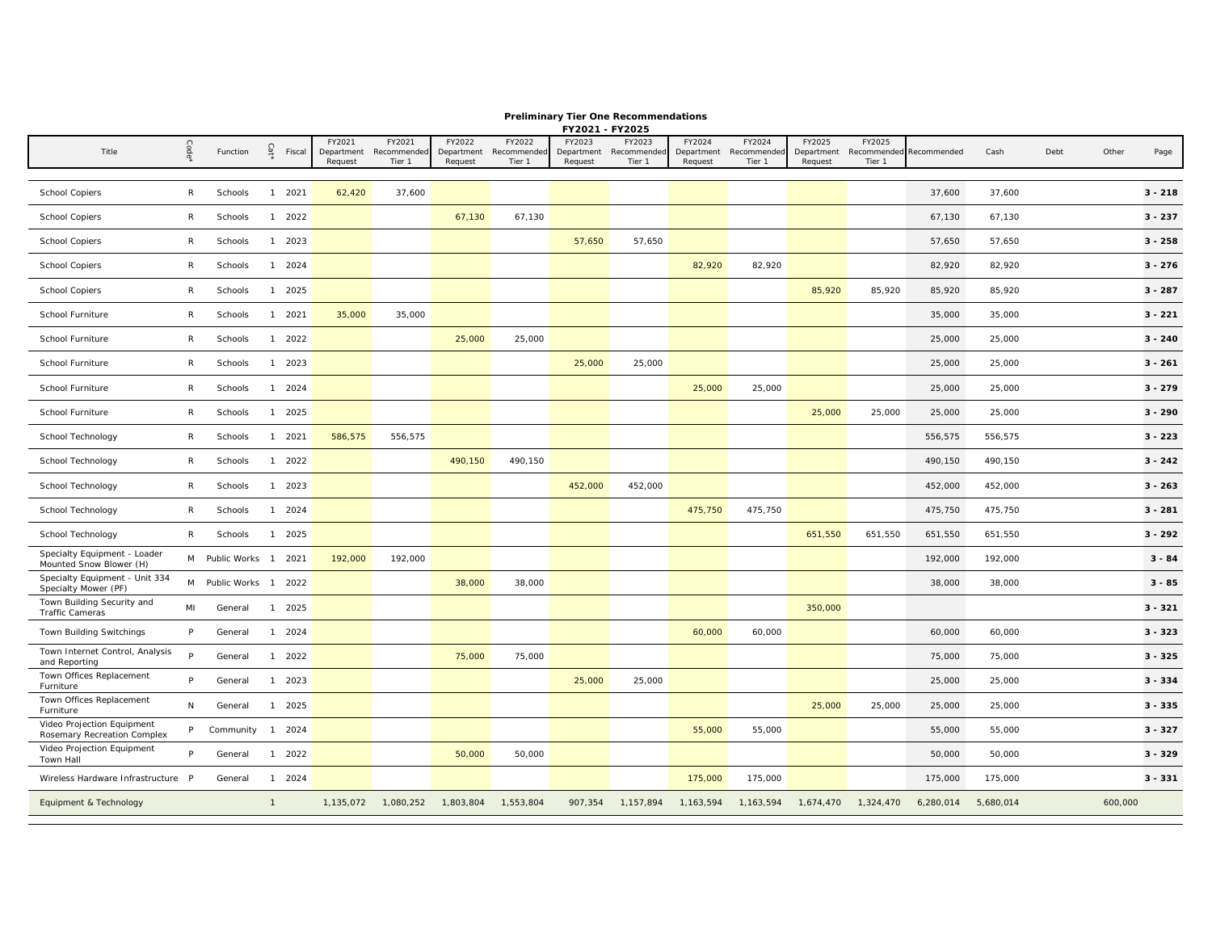**Preliminary Tier One Recommendations**

**FY2021 - FY2025**

| Title | Code* | Function | Cat* | Fiscal | FY2021 Department Request | FY2021 Recommended Tier 1 | FY2022 Department Request | FY2022 Recommended Tier 1 | FY2023 Department Request | FY2023 Recommended Tier 1 | FY2024 Department Request | FY2024 Recommended Tier 1 | FY2025 Department Request | FY2025 Recommended Tier 1 | Recommended | Cash | Debt | Other | Page |
|---|---|---|---|---|---|---|---|---|---|---|---|---|---|---|---|---|---|---|---|
| School Copiers | R | Schools | 1 | 2021 | 62,420 | 37,600 | | | | | | | | | 37,600 | 37,600 | | | **3 - 218** |
| School Copiers | R | Schools | 1 | 2022 | | | 67,130 | 67,130 | | | | | | | 67,130 | 67,130 | | | **3 - 237** |
| School Copiers | R | Schools | 1 | 2023 | | | | | 57,650 | 57,650 | | | | | 57,650 | 57,650 | | | **3 - 258** |
| School Copiers | R | Schools | 1 | 2024 | | | | | | | 82,920 | 82,920 | | | 82,920 | 82,920 | | | **3 - 276** |
| School Copiers | R | Schools | 1 | 2025 | | | | | | | | | 85,920 | 85,920 | 85,920 | 85,920 | | | **3 - 287** |
| School Furniture | R | Schools | 1 | 2021 | 35,000 | 35,000 | | | | | | | | | 35,000 | 35,000 | | | **3 - 221** |
| School Furniture | R | Schools | 1 | 2022 | | | 25,000 | 25,000 | | | | | | | 25,000 | 25,000 | | | **3 - 240** |
| School Furniture | R | Schools | 1 | 2023 | | | | | 25,000 | 25,000 | | | | | 25,000 | 25,000 | | | **3 - 261** |
| School Furniture | R | Schools | 1 | 2024 | | | | | | | 25,000 | 25,000 | | | 25,000 | 25,000 | | | **3 - 279** |
| School Furniture | R | Schools | 1 | 2025 | | | | | | | | | 25,000 | 25,000 | 25,000 | 25,000 | | | **3 - 290** |
| School Technology | R | Schools | 1 | 2021 | 586,575 | 556,575 | | | | | | | | | 556,575 | 556,575 | | | **3 - 223** |
| School Technology | R | Schools | 1 | 2022 | | | 490,150 | 490,150 | | | | | | | 490,150 | 490,150 | | | **3 - 242** |
| School Technology | R | Schools | 1 | 2023 | | | | | 452,000 | 452,000 | | | | | 452,000 | 452,000 | | | **3 - 263** |
| School Technology | R | Schools | 1 | 2024 | | | | | | | 475,750 | 475,750 | | | 475,750 | 475,750 | | | **3 - 281** |
| School Technology | R | Schools | 1 | 2025 | | | | | | | | | 651,550 | 651,550 | 651,550 | 651,550 | | | **3 - 292** |
| Specialty Equipment - Loader Mounted Snow Blower (H) | M | Public Works | 1 | 2021 | 192,000 | 192,000 | | | | | | | | | 192,000 | 192,000 | | | **3 - 84** |
| Specialty Equipment - Unit 334 Specialty Mower (PF) | M | Public Works | 1 | 2022 | | | 38,000 | 38,000 | | | | | | | 38,000 | 38,000 | | | **3 - 85** |
| Town Building Security and Traffic Cameras | MI | General | 1 | 2025 | | | | | | | | | 350,000 | | | | | | **3 - 321** |
| Town Building Switchings | P | General | 1 | 2024 | | | | | | | 60,000 | 60,000 | | | 60,000 | 60,000 | | | **3 - 323** |
| Town Internet Control, Analysis and Reporting | P | General | 1 | 2022 | | | 75,000 | 75,000 | | | | | | | 75,000 | 75,000 | | | **3 - 325** |
| Town Offices Replacement Furniture | P | General | 1 | 2023 | | | | | 25,000 | 25,000 | | | | | 25,000 | 25,000 | | | **3 - 334** |
| Town Offices Replacement Furniture | N | General | 1 | 2025 | | | | | | | | | 25,000 | 25,000 | 25,000 | 25,000 | | | **3 - 335** |
| Video Projection Equipment Rosemary Recreation Complex | P | Community | 1 | 2024 | | | | | | | 55,000 | 55,000 | | | 55,000 | 55,000 | | | **3 - 327** |
| Video Projection Equipment Town Hall | P | General | 1 | 2022 | | | 50,000 | 50,000 | | | | | | | 50,000 | 50,000 | | | **3 - 329** |
| Wireless Hardware Infrastructure | P | General | 1 | 2024 | | | | | | | 175,000 | 175,000 | | | 175,000 | 175,000 | | | **3 - 331** |
| Equipment & Technology | | | 1 | | 1,135,072 | 1,080,252 | 1,803,804 | 1,553,804 | 907,354 | 1,157,894 | 1,163,594 | 1,163,594 | 1,674,470 | 1,324,470 | 6,280,014 | 5,680,014 | | 600,000 | |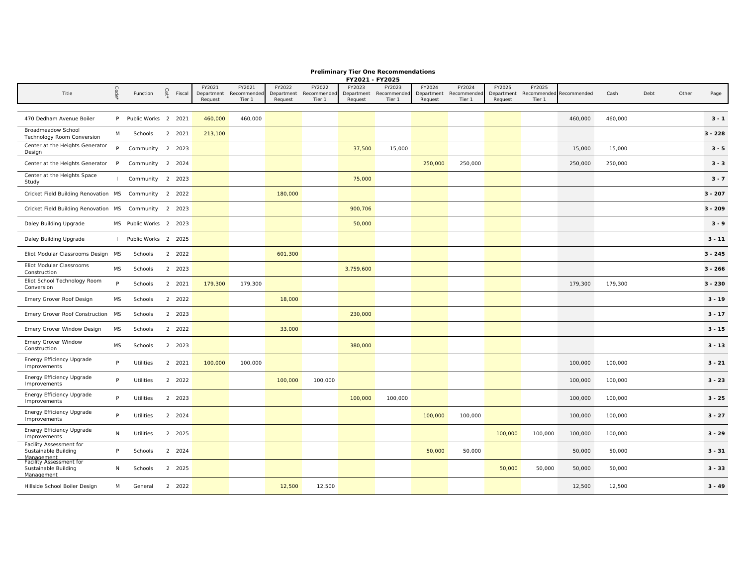## Preliminary Tier One Recommendations

### FY2021 - FY2025

| Title | Code* | Function | Cat* | Fiscal | FY2021 Department Request | FY2021 Recommended Tier 1 | FY2022 Department Request | FY2022 Recommended Tier 1 | FY2023 Department Request | FY2023 Recommended Tier 1 | FY2024 Department Request | FY2024 Recommended Tier 1 | FY2025 Department Request | FY2025 Recommended Tier 1 | Recommended | Cash | Debt | Other | Page |
|---|---|---|---|---|---|---|---|---|---|---|---|---|---|---|---|---|---|---|---|
| 470 Dedham Avenue Boiler | P | Public Works | 2 | 2021 | 460,000 | 460,000 | | | | | | | | | 460,000 | 460,000 | | | 3 - 1 |
| Broadmeadow School Technology Room Conversion | M | Schools | 2 | 2021 | 213,100 | | | | | | | | | | | | | | 3 - 228 |
| Center at the Heights Generator Design | P | Community | 2 | 2023 | | | | | 37,500 | 15,000 | | | | | 15,000 | 15,000 | | | 3 - 5 |
| Center at the Heights Generator | P | Community | 2 | 2024 | | | | | | | 250,000 | 250,000 | | | 250,000 | 250,000 | | | 3 - 3 |
| Center at the Heights Space Study | I | Community | 2 | 2023 | | | | | 75,000 | | | | | | | | | | 3 - 7 |
| Cricket Field Building Renovation | MS | Community | 2 | 2022 | | | 180,000 | | | | | | | | | | | | 3 - 207 |
| Cricket Field Building Renovation | MS | Community | 2 | 2023 | | | | | 900,706 | | | | | | | | | | 3 - 209 |
| Daley Building Upgrade | MS | Public Works | 2 | 2023 | | | | | 50,000 | | | | | | | | | | 3 - 9 |
| Daley Building Upgrade | I | Public Works | 2 | 2025 | | | | | | | | | | | | | | | 3 - 11 |
| Eliot Modular Classrooms Design | MS | Schools | 2 | 2022 | | | 601,300 | | | | | | | | | | | | 3 - 245 |
| Eliot Modular Classrooms Construction | MS | Schools | 2 | 2023 | | | | | 3,759,600 | | | | | | | | | | 3 - 266 |
| Eliot School Technology Room Conversion | P | Schools | 2 | 2021 | 179,300 | 179,300 | | | | | | | | | 179,300 | 179,300 | | | 3 - 230 |
| Emery Grover Roof Design | MS | Schools | 2 | 2022 | | | 18,000 | | | | | | | | | | | | 3 - 19 |
| Emery Grover Roof Construction | MS | Schools | 2 | 2023 | | | | | 230,000 | | | | | | | | | | 3 - 17 |
| Emery Grover Window Design | MS | Schools | 2 | 2022 | | | 33,000 | | | | | | | | | | | | 3 - 15 |
| Emery Grover Window Construction | MS | Schools | 2 | 2023 | | | | | 380,000 | | | | | | | | | | 3 - 13 |
| Energy Efficiency Upgrade Improvements | P | Utilities | 2 | 2021 | 100,000 | 100,000 | | | | | | | | | 100,000 | 100,000 | | | 3 - 21 |
| Energy Efficiency Upgrade Improvements | P | Utilities | 2 | 2022 | | | 100,000 | 100,000 | | | | | | | 100,000 | 100,000 | | | 3 - 23 |
| Energy Efficiency Upgrade Improvements | P | Utilities | 2 | 2023 | | | | | 100,000 | 100,000 | | | | | 100,000 | 100,000 | | | 3 - 25 |
| Energy Efficiency Upgrade Improvements | P | Utilities | 2 | 2024 | | | | | | | 100,000 | 100,000 | | | 100,000 | 100,000 | | | 3 - 27 |
| Energy Efficiency Upgrade Improvements | N | Utilities | 2 | 2025 | | | | | | | | | 100,000 | 100,000 | 100,000 | 100,000 | | | 3 - 29 |
| Facility Assessment for Sustainable Building Management | P | Schools | 2 | 2024 | | | | | | | 50,000 | 50,000 | | | 50,000 | 50,000 | | | 3 - 31 |
| Facility Assessment for Sustainable Building Management | N | Schools | 2 | 2025 | | | | | | | | | 50,000 | 50,000 | 50,000 | 50,000 | | | 3 - 33 |
| Hillside School Boiler Design | M | General | 2 | 2022 | | | 12,500 | 12,500 | | | | | | | 12,500 | 12,500 | | | 3 - 49 |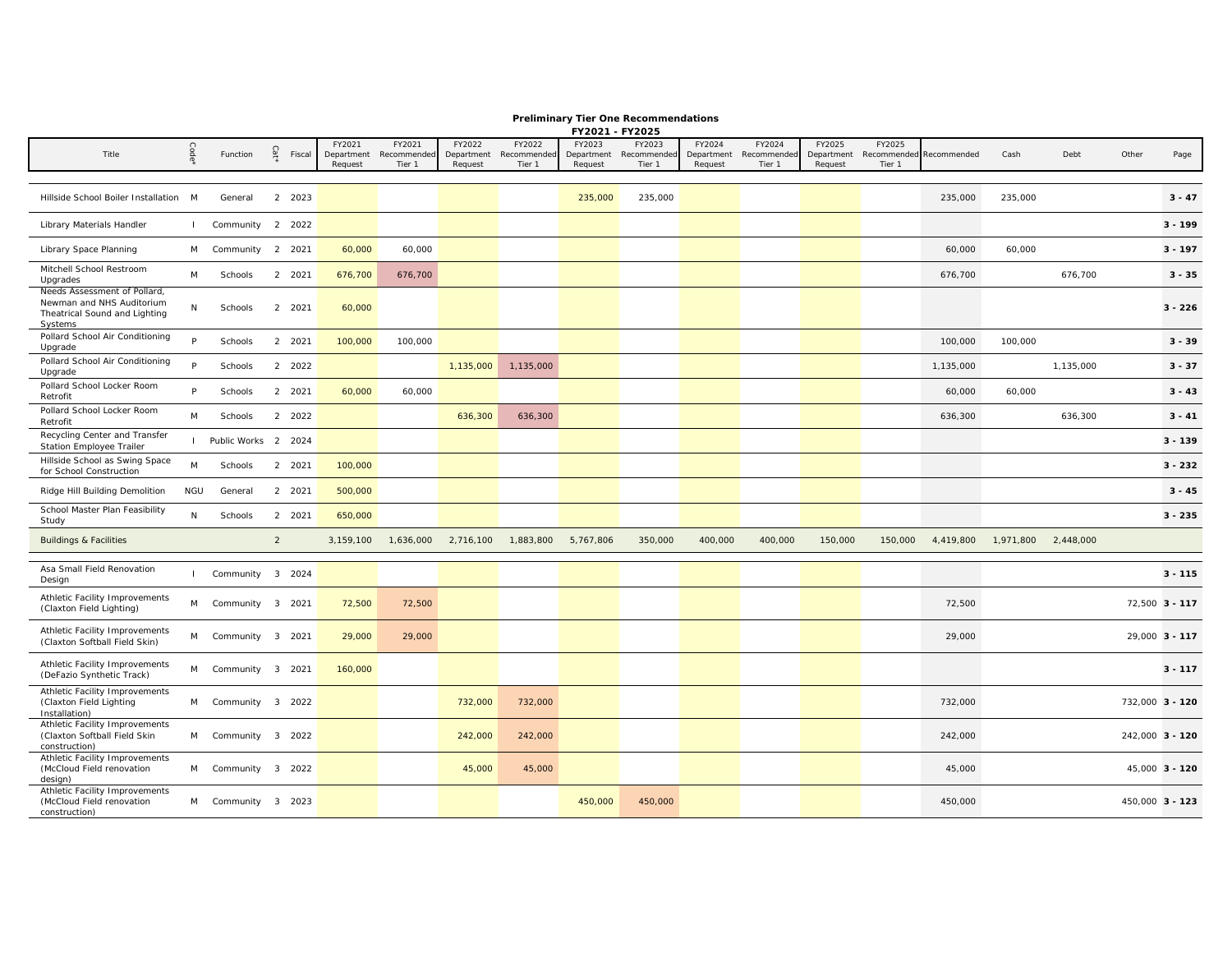## Preliminary Tier One Recommendations

### FY2021 - FY2025

| Title | Code* | Function | Cat* | Fiscal | FY2021 Department Request | FY2021 Recommended Tier 1 | FY2022 Department Request | FY2022 Recommended Tier 1 | FY2023 Department Request | FY2023 Recommended Tier 1 | FY2024 Department Request | FY2024 Recommended Tier 1 | FY2025 Department Request | FY2025 Recommended Tier 1 | Recommended | Cash | Debt | Other | Page |
|---|---|---|---|---|---|---|---|---|---|---|---|---|---|---|---|---|---|---|---|
| Hillside School Boiler Installation | M | General | 2 | 2023 | | | | | 235,000 | 235,000 | | | | | 235,000 | 235,000 | | | 3 - 47 |
| Library Materials Handler | I | Community | 2 | 2022 | | | | | | | | | | | | | | | 3 - 199 |
| Library Space Planning | M | Community | 2 | 2021 | 60,000 | 60,000 | | | | | | | | | 60,000 | 60,000 | | | 3 - 197 |
| Mitchell School Restroom Upgrades | M | Schools | 2 | 2021 | 676,700 | 676,700 | | | | | | | | | 676,700 | | 676,700 | | 3 - 35 |
| Needs Assessment of Pollard, Newman and NHS Auditorium Theatrical Sound and Lighting Systems | N | Schools | 2 | 2021 | 60,000 | | | | | | | | | | | | | | 3 - 226 |
| Pollard School Air Conditioning Upgrade | P | Schools | 2 | 2021 | 100,000 | 100,000 | | | | | | | | | 100,000 | 100,000 | | | 3 - 39 |
| Pollard School Air Conditioning Upgrade | P | Schools | 2 | 2022 | | | 1,135,000 | 1,135,000 | | | | | | | 1,135,000 | | 1,135,000 | | 3 - 37 |
| Pollard School Locker Room Retrofit | P | Schools | 2 | 2021 | 60,000 | 60,000 | | | | | | | | | 60,000 | 60,000 | | | 3 - 43 |
| Pollard School Locker Room Retrofit | M | Schools | 2 | 2022 | | | 636,300 | 636,300 | | | | | | | 636,300 | | 636,300 | | 3 - 41 |
| Recycling Center and Transfer Station Employee Trailer | I | Public Works | 2 | 2024 | | | | | | | | | | | | | | | 3 - 139 |
| Hillside School as Swing Space for School Construction | M | Schools | 2 | 2021 | 100,000 | | | | | | | | | | | | | | 3 - 232 |
| Ridge Hill Building Demolition | NGU | General | 2 | 2021 | 500,000 | | | | | | | | | | | | | | 3 - 45 |
| School Master Plan Feasibility Study | N | Schools | 2 | 2021 | 650,000 | | | | | | | | | | | | | | 3 - 235 |
| Buildings & Facilities | | | 2 | | 3,159,100 | 1,636,000 | 2,716,100 | 1,883,800 | 5,767,806 | 350,000 | 400,000 | 400,000 | 150,000 | 150,000 | 4,419,800 | 1,971,800 | 2,448,000 | | |
| Asa Small Field Renovation Design | I | Community | 3 | 2024 | | | | | | | | | | | | | | | 3 - 115 |
| Athletic Facility Improvements (Claxton Field Lighting) | M | Community | 3 | 2021 | 72,500 | 72,500 | | | | | | | | | 72,500 | | | 72,500 | 3 - 117 |
| Athletic Facility Improvements (Claxton Softball Field Skin) | M | Community | 3 | 2021 | 29,000 | 29,000 | | | | | | | | | 29,000 | | | 29,000 | 3 - 117 |
| Athletic Facility Improvements (DeFazio Synthetic Track) | M | Community | 3 | 2021 | 160,000 | | | | | | | | | | | | | | 3 - 117 |
| Athletic Facility Improvements (Claxton Field Lighting Installation) | M | Community | 3 | 2022 | | | 732,000 | 732,000 | | | | | | | 732,000 | | | 732,000 | 3 - 120 |
| Athletic Facility Improvements (Claxton Softball Field Skin construction) | M | Community | 3 | 2022 | | | 242,000 | 242,000 | | | | | | | 242,000 | | | 242,000 | 3 - 120 |
| Athletic Facility Improvements (McCloud Field renovation design) | M | Community | 3 | 2022 | | | 45,000 | 45,000 | | | | | | | 45,000 | | | 45,000 | 3 - 120 |
| Athletic Facility Improvements (McCloud Field renovation construction) | M | Community | 3 | 2023 | | | | | 450,000 | 450,000 | | | | | 450,000 | | | 450,000 | 3 - 123 |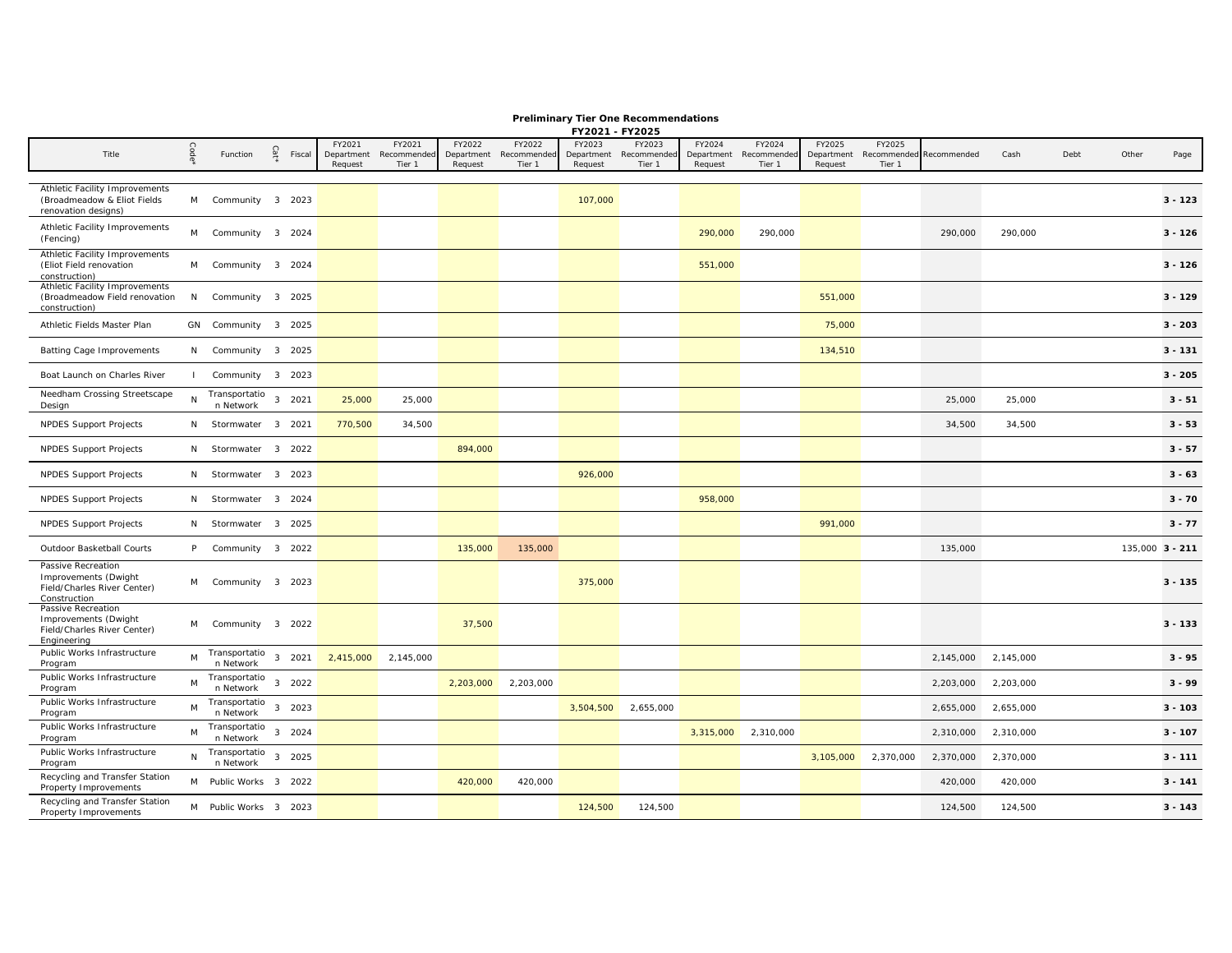**Preliminary Tier One Recommendations**
**FY2021 - FY2025**

| Title | Code* | Function | Cat* | Fiscal | FY2021 Department Request | FY2021 Recommended Tier 1 | FY2022 Department Request | FY2022 Recommended Tier 1 | FY2023 Department Request | FY2023 Recommended Tier 1 | FY2024 Department Request | FY2024 Recommended Tier 1 | FY2025 Department Request | FY2025 Recommended Tier 1 | Recommended | Cash | Debt | Other | Page |
|---|---|---|---|---|---|---|---|---|---|---|---|---|---|---|---|---|---|---|---|
| Athletic Facility Improvements (Broadmeadow & Eliot Fields renovation designs) | M | Community | 3 | 2023 | | | | | 107,000 | | | | | | | | | | **3 - 123** |
| Athletic Facility Improvements (Fencing) | M | Community | 3 | 2024 | | | | | | | 290,000 | 290,000 | | | 290,000 | 290,000 | | | **3 - 126** |
| Athletic Facility Improvements (Eliot Field renovation construction) | M | Community | 3 | 2024 | | | | | | | 551,000 | | | | | | | | **3 - 126** |
| Athletic Facility Improvements (Broadmeadow Field renovation construction) | N | Community | 3 | 2025 | | | | | | | | | 551,000 | | | | | | **3 - 129** |
| Athletic Fields Master Plan | GN | Community | 3 | 2025 | | | | | | | | | 75,000 | | | | | | **3 - 203** |
| Batting Cage Improvements | N | Community | 3 | 2025 | | | | | | | | | 134,510 | | | | | | **3 - 131** |
| Boat Launch on Charles River | I | Community | 3 | 2023 | | | | | | | | | | | | | | | **3 - 205** |
| Needham Crossing Streetscape Design | N | Transportation Network | 3 | 2021 | 25,000 | 25,000 | | | | | | | | | 25,000 | 25,000 | | | **3 - 51** |
| NPDES Support Projects | N | Stormwater | 3 | 2021 | 770,500 | 34,500 | | | | | | | | | 34,500 | 34,500 | | | **3 - 53** |
| NPDES Support Projects | N | Stormwater | 3 | 2022 | | | 894,000 | | | | | | | | | | | | **3 - 57** |
| NPDES Support Projects | N | Stormwater | 3 | 2023 | | | | | 926,000 | | | | | | | | | | **3 - 63** |
| NPDES Support Projects | N | Stormwater | 3 | 2024 | | | | | | | 958,000 | | | | | | | | **3 - 70** |
| NPDES Support Projects | N | Stormwater | 3 | 2025 | | | | | | | | | 991,000 | | | | | | **3 - 77** |
| Outdoor Basketball Courts | P | Community | 3 | 2022 | | | 135,000 | 135,000 | | | | | | | 135,000 | | | 135,000 | **3 - 211** |
| Passive Recreation Improvements (Dwight Field/Charles River Center) Construction | M | Community | 3 | 2023 | | | | | 375,000 | | | | | | | | | | **3 - 135** |
| Passive Recreation Improvements (Dwight Field/Charles River Center) Engineering | M | Community | 3 | 2022 | | | 37,500 | | | | | | | | | | | | **3 - 133** |
| Public Works Infrastructure Program | M | Transportation Network | 3 | 2021 | 2,415,000 | 2,145,000 | | | | | | | | | 2,145,000 | 2,145,000 | | | **3 - 95** |
| Public Works Infrastructure Program | M | Transportation Network | 3 | 2022 | | | 2,203,000 | 2,203,000 | | | | | | | 2,203,000 | 2,203,000 | | | **3 - 99** |
| Public Works Infrastructure Program | M | Transportation Network | 3 | 2023 | | | | | 3,504,500 | 2,655,000 | | | | | 2,655,000 | 2,655,000 | | | **3 - 103** |
| Public Works Infrastructure Program | M | Transportation Network | 3 | 2024 | | | | | | | 3,315,000 | 2,310,000 | | | 2,310,000 | 2,310,000 | | | **3 - 107** |
| Public Works Infrastructure Program | N | Transportation Network | 3 | 2025 | | | | | | | | | 3,105,000 | 2,370,000 | 2,370,000 | 2,370,000 | | | **3 - 111** |
| Recycling and Transfer Station Property Improvements | M | Public Works | 3 | 2022 | | | 420,000 | 420,000 | | | | | | | 420,000 | 420,000 | | | **3 - 141** |
| Recycling and Transfer Station Property Improvements | M | Public Works | 3 | 2023 | | | | | 124,500 | 124,500 | | | | | 124,500 | 124,500 | | | **3 - 143** |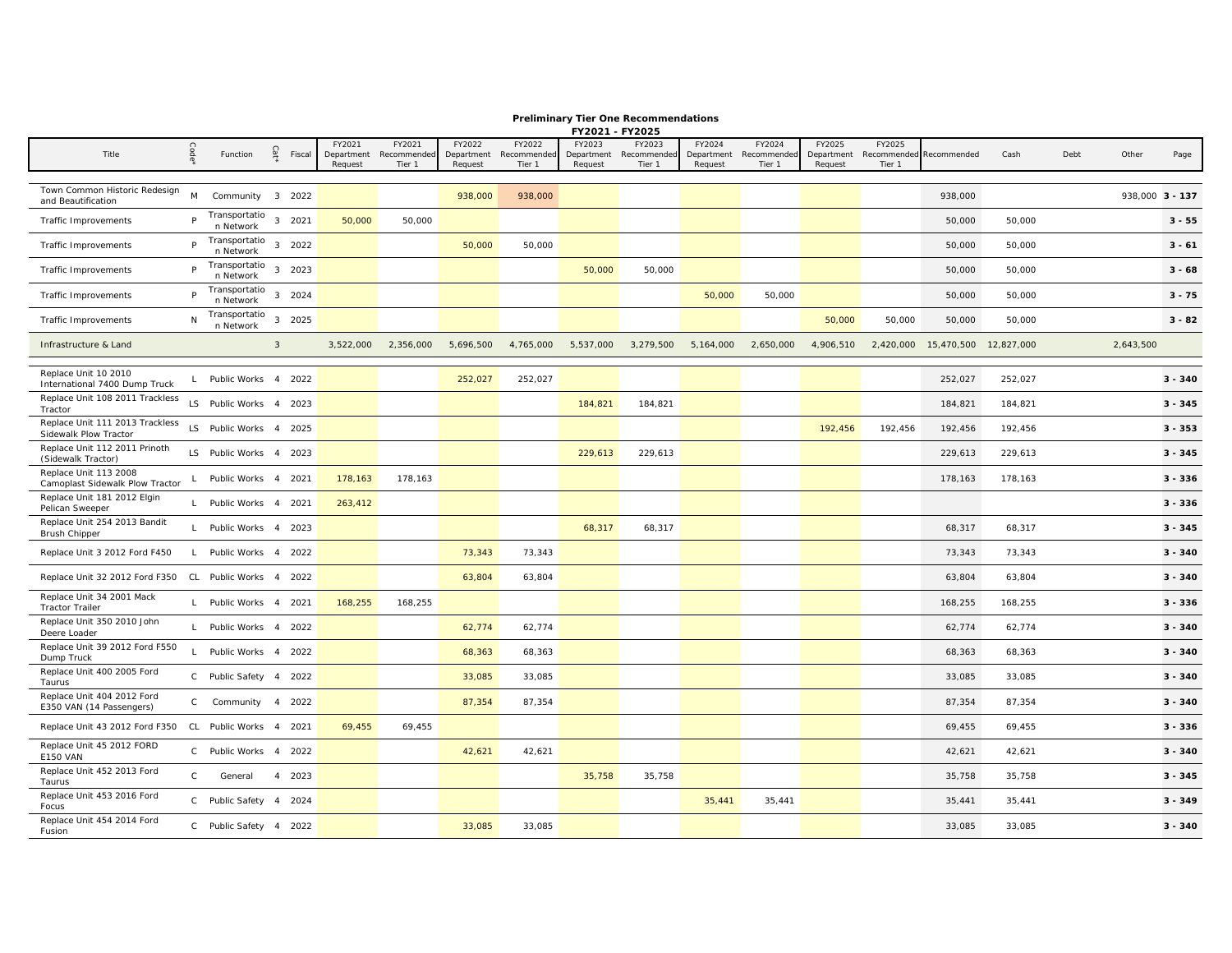## Preliminary Tier One Recommendations

### FY2021 - FY2025

| Title | Code* | Function | Cat* | Fiscal | FY2021 Department Request | FY2021 Recommended Tier 1 | FY2022 Department Request | FY2022 Recommended Tier 1 | FY2023 Department Request | FY2023 Recommended Tier 1 | FY2024 Department Request | FY2024 Recommended Tier 1 | FY2025 Department Request | FY2025 Recommended Tier 1 | Recommended | Cash | Debt | Other | Page |
|---|---|---|---|---|---|---|---|---|---|---|---|---|---|---|---|---|---|---|---|
| Town Common Historic Redesign and Beautification | M | Community | 3 | 2022 | | | 938,000 | 938,000 | | | | | | | 938,000 | | | 938,000 | 3 - 137 |
| Traffic Improvements | P | Transportation Network | 3 | 2021 | 50,000 | 50,000 | | | | | | | | | 50,000 | 50,000 | | | 3 - 55 |
| Traffic Improvements | P | Transportation Network | 3 | 2022 | | | 50,000 | 50,000 | | | | | | | 50,000 | 50,000 | | | 3 - 61 |
| Traffic Improvements | P | Transportation Network | 3 | 2023 | | | | | 50,000 | 50,000 | | | | | 50,000 | 50,000 | | | 3 - 68 |
| Traffic Improvements | P | Transportation Network | 3 | 2024 | | | | | | | 50,000 | 50,000 | | | 50,000 | 50,000 | | | 3 - 75 |
| Traffic Improvements | N | Transportation Network | 3 | 2025 | | | | | | | | | 50,000 | 50,000 | 50,000 | 50,000 | | | 3 - 82 |
| Infrastructure & Land | | | 3 | | 3,522,000 | 2,356,000 | 5,696,500 | 4,765,000 | 5,537,000 | 3,279,500 | 5,164,000 | 2,650,000 | 4,906,510 | 2,420,000 | 15,470,500 | 12,827,000 | | 2,643,500 | |
| Replace Unit 10 2010 International 7400 Dump Truck | L | Public Works | 4 | 2022 | | | 252,027 | 252,027 | | | | | | | 252,027 | 252,027 | | | 3 - 340 |
| Replace Unit 108 2011 Trackless Tractor | LS | Public Works | 4 | 2023 | | | | | 184,821 | 184,821 | | | | | 184,821 | 184,821 | | | 3 - 345 |
| Replace Unit 111 2013 Trackless Sidewalk Plow Tractor | LS | Public Works | 4 | 2025 | | | | | | | | | 192,456 | 192,456 | 192,456 | 192,456 | | | 3 - 353 |
| Replace Unit 112 2011 Prinoth (Sidewalk Tractor) | LS | Public Works | 4 | 2023 | | | | | 229,613 | 229,613 | | | | | 229,613 | 229,613 | | | 3 - 345 |
| Replace Unit 113 2008 Camoplast Sidewalk Plow Tractor | L | Public Works | 4 | 2021 | 178,163 | 178,163 | | | | | | | | | 178,163 | 178,163 | | | 3 - 336 |
| Replace Unit 181 2012 Elgin Pelican Sweeper | L | Public Works | 4 | 2021 | 263,412 | | | | | | | | | | | | | | 3 - 336 |
| Replace Unit 254 2013 Bandit Brush Chipper | L | Public Works | 4 | 2023 | | | | | 68,317 | 68,317 | | | | | 68,317 | 68,317 | | | 3 - 345 |
| Replace Unit 3 2012 Ford F450 | L | Public Works | 4 | 2022 | | | 73,343 | 73,343 | | | | | | | 73,343 | 73,343 | | | 3 - 340 |
| Replace Unit 32 2012 Ford F350 | CL | Public Works | 4 | 2022 | | | 63,804 | 63,804 | | | | | | | 63,804 | 63,804 | | | 3 - 340 |
| Replace Unit 34 2001 Mack Tractor Trailer | L | Public Works | 4 | 2021 | 168,255 | 168,255 | | | | | | | | | 168,255 | 168,255 | | | 3 - 336 |
| Replace Unit 350 2010 John Deere Loader | L | Public Works | 4 | 2022 | | | 62,774 | 62,774 | | | | | | | 62,774 | 62,774 | | | 3 - 340 |
| Replace Unit 39 2012 Ford F550 Dump Truck | L | Public Works | 4 | 2022 | | | 68,363 | 68,363 | | | | | | | 68,363 | 68,363 | | | 3 - 340 |
| Replace Unit 400 2005 Ford Taurus | C | Public Safety | 4 | 2022 | | | 33,085 | 33,085 | | | | | | | 33,085 | 33,085 | | | 3 - 340 |
| Replace Unit 404 2012 Ford E350 VAN (14 Passengers) | C | Community | 4 | 2022 | | | 87,354 | 87,354 | | | | | | | 87,354 | 87,354 | | | 3 - 340 |
| Replace Unit 43 2012 Ford F350 | CL | Public Works | 4 | 2021 | 69,455 | 69,455 | | | | | | | | | 69,455 | 69,455 | | | 3 - 336 |
| Replace Unit 45 2012 FORD E150 VAN | C | Public Works | 4 | 2022 | | | 42,621 | 42,621 | | | | | | | 42,621 | 42,621 | | | 3 - 340 |
| Replace Unit 452 2013 Ford Taurus | C | General | 4 | 2023 | | | | | 35,758 | 35,758 | | | | | 35,758 | 35,758 | | | 3 - 345 |
| Replace Unit 453 2016 Ford Focus | C | Public Safety | 4 | 2024 | | | | | | | 35,441 | 35,441 | | | 35,441 | 35,441 | | | 3 - 349 |
| Replace Unit 454 2014 Ford Fusion | C | Public Safety | 4 | 2022 | | | 33,085 | 33,085 | | | | | | | 33,085 | 33,085 | | | 3 - 340 |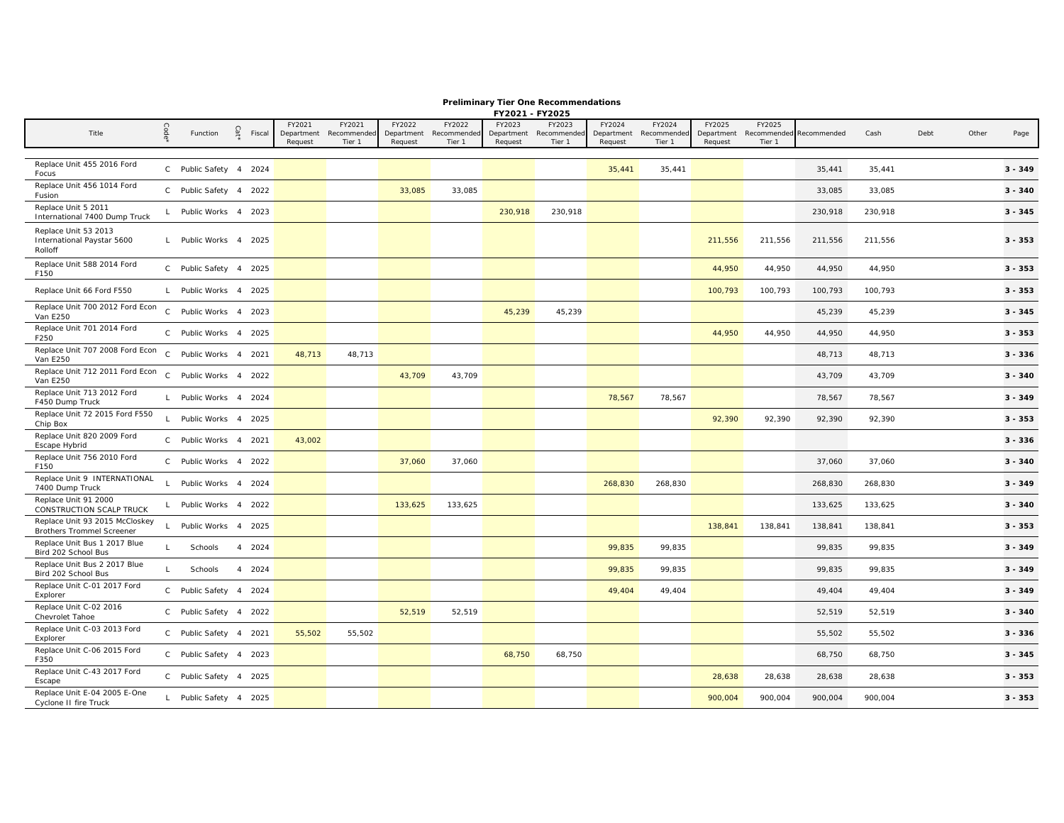**Preliminary Tier One Recommendations**
**FY2021 - FY2025**

| Title | Code* | Function | Cat* | Fiscal | FY2021 Department Request | FY2021 Recommended Tier 1 | FY2022 Department Request | FY2022 Recommended Tier 1 | FY2023 Department Request | FY2023 Recommended Tier 1 | FY2024 Department Request | FY2024 Recommended Tier 1 | FY2025 Department Request | FY2025 Recommended Tier 1 | Recommended | Cash | Debt | Other | Page |
|---|---|---|---|---|---|---|---|---|---|---|---|---|---|---|---|---|---|---|---|
| Replace Unit 455 2016 Ford Focus | C | Public Safety | 4 | 2024 | | | | | | | 35,441 | 35,441 | | | 35,441 | 35,441 | | | 3 - 349 |
| Replace Unit 456 1014 Ford Fusion | C | Public Safety | 4 | 2022 | | | 33,085 | 33,085 | | | | | | | 33,085 | 33,085 | | | 3 - 340 |
| Replace Unit 5 2011 International 7400 Dump Truck | L | Public Works | 4 | 2023 | | | | | 230,918 | 230,918 | | | | | 230,918 | 230,918 | | | 3 - 345 |
| Replace Unit 53 2013 International Paystar 5600 Rolloff | L | Public Works | 4 | 2025 | | | | | | | | | 211,556 | 211,556 | 211,556 | 211,556 | | | 3 - 353 |
| Replace Unit 588 2014 Ford F150 | C | Public Safety | 4 | 2025 | | | | | | | | | 44,950 | 44,950 | 44,950 | 44,950 | | | 3 - 353 |
| Replace Unit 66 Ford F550 | L | Public Works | 4 | 2025 | | | | | | | | | 100,793 | 100,793 | 100,793 | 100,793 | | | 3 - 353 |
| Replace Unit 700 2012 Ford Econ Van E250 | C | Public Works | 4 | 2023 | | | | | 45,239 | 45,239 | | | | | 45,239 | 45,239 | | | 3 - 345 |
| Replace Unit 701 2014 Ford F250 | C | Public Works | 4 | 2025 | | | | | | | | | 44,950 | 44,950 | 44,950 | 44,950 | | | 3 - 353 |
| Replace Unit 707 2008 Ford Econ Van E250 | C | Public Works | 4 | 2021 | 48,713 | 48,713 | | | | | | | | | 48,713 | 48,713 | | | 3 - 336 |
| Replace Unit 712 2011 Ford Econ Van E250 | C | Public Works | 4 | 2022 | | | 43,709 | 43,709 | | | | | | | 43,709 | 43,709 | | | 3 - 340 |
| Replace Unit 713 2012 Ford F450 Dump Truck | L | Public Works | 4 | 2024 | | | | | | | 78,567 | 78,567 | | | 78,567 | 78,567 | | | 3 - 349 |
| Replace Unit 72 2015 Ford F550 Chip Box | L | Public Works | 4 | 2025 | | | | | | | | | 92,390 | 92,390 | 92,390 | 92,390 | | | 3 - 353 |
| Replace Unit 820 2009 Ford Escape Hybrid | C | Public Works | 4 | 2021 | 43,002 | | | | | | | | | | | | | | 3 - 336 |
| Replace Unit 756 2010 Ford F150 | C | Public Works | 4 | 2022 | | | 37,060 | 37,060 | | | | | | | 37,060 | 37,060 | | | 3 - 340 |
| Replace Unit 9 INTERNATIONAL 7400 Dump Truck | L | Public Works | 4 | 2024 | | | | | | | 268,830 | 268,830 | | | 268,830 | 268,830 | | | 3 - 349 |
| Replace Unit 91 2000 CONSTRUCTION SCALP TRUCK | L | Public Works | 4 | 2022 | | | 133,625 | 133,625 | | | | | | | 133,625 | 133,625 | | | 3 - 340 |
| Replace Unit 93 2015 McCloskey Brothers Trommel Screener | L | Public Works | 4 | 2025 | | | | | | | | | 138,841 | 138,841 | 138,841 | 138,841 | | | 3 - 353 |
| Replace Unit Bus 1 2017 Blue Bird 202 School Bus | L | Schools | 4 | 2024 | | | | | | | 99,835 | 99,835 | | | 99,835 | 99,835 | | | 3 - 349 |
| Replace Unit Bus 2 2017 Blue Bird 202 School Bus | L | Schools | 4 | 2024 | | | | | | | 99,835 | 99,835 | | | 99,835 | 99,835 | | | 3 - 349 |
| Replace Unit C-01 2017 Ford Explorer | C | Public Safety | 4 | 2024 | | | | | | | 49,404 | 49,404 | | | 49,404 | 49,404 | | | 3 - 349 |
| Replace Unit C-02 2016 Chevrolet Tahoe | C | Public Safety | 4 | 2022 | | | 52,519 | 52,519 | | | | | | | 52,519 | 52,519 | | | 3 - 340 |
| Replace Unit C-03 2013 Ford Explorer | C | Public Safety | 4 | 2021 | 55,502 | 55,502 | | | | | | | | | 55,502 | 55,502 | | | 3 - 336 |
| Replace Unit C-06 2015 Ford F350 | C | Public Safety | 4 | 2023 | | | | | 68,750 | 68,750 | | | | | 68,750 | 68,750 | | | 3 - 345 |
| Replace Unit C-43 2017 Ford Escape | C | Public Safety | 4 | 2025 | | | | | | | | | 28,638 | 28,638 | 28,638 | 28,638 | | | 3 - 353 |
| Replace Unit E-04 2005 E-One Cyclone II fire Truck | L | Public Safety | 4 | 2025 | | | | | | | | | 900,004 | 900,004 | 900,004 | 900,004 | | | 3 - 353 |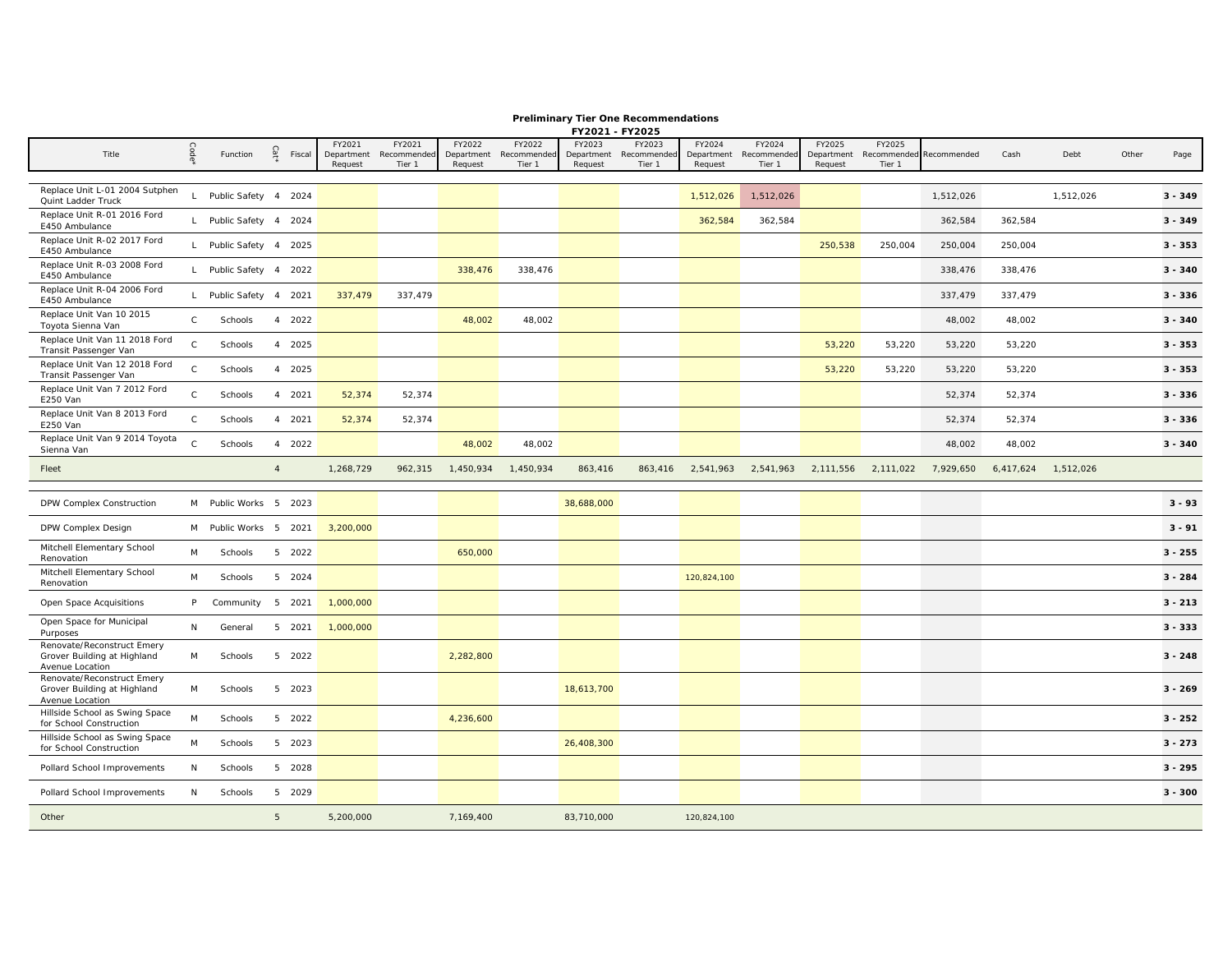## Preliminary Tier One Recommendations

### FY2021 - FY2025

| Title | Code* | Function | Cat* | Fiscal | FY2021 Department Request | FY2021 Recommended Tier 1 | FY2022 Department Request | FY2022 Recommended Tier 1 | FY2023 Department Request | FY2023 Recommended Tier 1 | FY2024 Department Request | FY2024 Recommended Tier 1 | FY2025 Department Request | FY2025 Recommended Tier 1 | Recommended | Cash | Debt | Other | Page |
|---|---|---|---|---|---|---|---|---|---|---|---|---|---|---|---|---|---|---|---|
| Replace Unit L-01 2004 Sutphen Quint Ladder Truck | L | Public Safety | 4 | 2024 | | | | | | | 1,512,026 | 1,512,026 | | | 1,512,026 | | 1,512,026 | | 3 - 349 |
| Replace Unit R-01 2016 Ford E450 Ambulance | L | Public Safety | 4 | 2024 | | | | | | | 362,584 | 362,584 | | | 362,584 | 362,584 | | | 3 - 349 |
| Replace Unit R-02 2017 Ford E450 Ambulance | L | Public Safety | 4 | 2025 | | | | | | | | | 250,538 | 250,004 | 250,004 | 250,004 | | | 3 - 353 |
| Replace Unit R-03 2008 Ford E450 Ambulance | L | Public Safety | 4 | 2022 | | | 338,476 | 338,476 | | | | | | | 338,476 | 338,476 | | | 3 - 340 |
| Replace Unit R-04 2006 Ford E450 Ambulance | L | Public Safety | 4 | 2021 | 337,479 | 337,479 | | | | | | | | | 337,479 | 337,479 | | | 3 - 336 |
| Replace Unit Van 10 2015 Toyota Sienna Van | C | Schools | 4 | 2022 | | | 48,002 | 48,002 | | | | | | | 48,002 | 48,002 | | | 3 - 340 |
| Replace Unit Van 11 2018 Ford Transit Passenger Van | C | Schools | 4 | 2025 | | | | | | | | | 53,220 | 53,220 | 53,220 | 53,220 | | | 3 - 353 |
| Replace Unit Van 12 2018 Ford Transit Passenger Van | C | Schools | 4 | 2025 | | | | | | | | | 53,220 | 53,220 | 53,220 | 53,220 | | | 3 - 353 |
| Replace Unit Van 7 2012 Ford E250 Van | C | Schools | 4 | 2021 | 52,374 | 52,374 | | | | | | | | | 52,374 | 52,374 | | | 3 - 336 |
| Replace Unit Van 8 2013 Ford E250 Van | C | Schools | 4 | 2021 | 52,374 | 52,374 | | | | | | | | | 52,374 | 52,374 | | | 3 - 336 |
| Replace Unit Van 9 2014 Toyota Sienna Van | C | Schools | 4 | 2022 | | | 48,002 | 48,002 | | | | | | | 48,002 | 48,002 | | | 3 - 340 |
| Fleet | | | 4 | | 1,268,729 | 962,315 | 1,450,934 | 1,450,934 | 863,416 | 863,416 | 2,541,963 | 2,541,963 | 2,111,556 | 2,111,022 | 7,929,650 | 6,417,624 | 1,512,026 | | |
| DPW Complex Construction | M | Public Works | 5 | 2023 | | | | | 38,688,000 | | | | | | | | | | 3 - 93 |
| DPW Complex Design | M | Public Works | 5 | 2021 | 3,200,000 | | | | | | | | | | | | | | 3 - 91 |
| Mitchell Elementary School Renovation | M | Schools | 5 | 2022 | | | 650,000 | | | | | | | | | | | | 3 - 255 |
| Mitchell Elementary School Renovation | M | Schools | 5 | 2024 | | | | | | | 120,824,100 | | | | | | | | 3 - 284 |
| Open Space Acquisitions | P | Community | 5 | 2021 | 1,000,000 | | | | | | | | | | | | | | 3 - 213 |
| Open Space for Municipal Purposes | N | General | 5 | 2021 | 1,000,000 | | | | | | | | | | | | | | 3 - 333 |
| Renovate/Reconstruct Emery Grover Building at Highland Avenue Location | M | Schools | 5 | 2022 | | | 2,282,800 | | | | | | | | | | | | 3 - 248 |
| Renovate/Reconstruct Emery Grover Building at Highland Avenue Location | M | Schools | 5 | 2023 | | | | | 18,613,700 | | | | | | | | | | 3 - 269 |
| Hillside School as Swing Space for School Construction | M | Schools | 5 | 2022 | | | 4,236,600 | | | | | | | | | | | | 3 - 252 |
| Hillside School as Swing Space for School Construction | M | Schools | 5 | 2023 | | | | | 26,408,300 | | | | | | | | | | 3 - 273 |
| Pollard School Improvements | N | Schools | 5 | 2028 | | | | | | | | | | | | | | | 3 - 295 |
| Pollard School Improvements | N | Schools | 5 | 2029 | | | | | | | | | | | | | | | 3 - 300 |
| Other | | | 5 | | 5,200,000 | | 7,169,400 | | 83,710,000 | | 120,824,100 | | | | | | | | |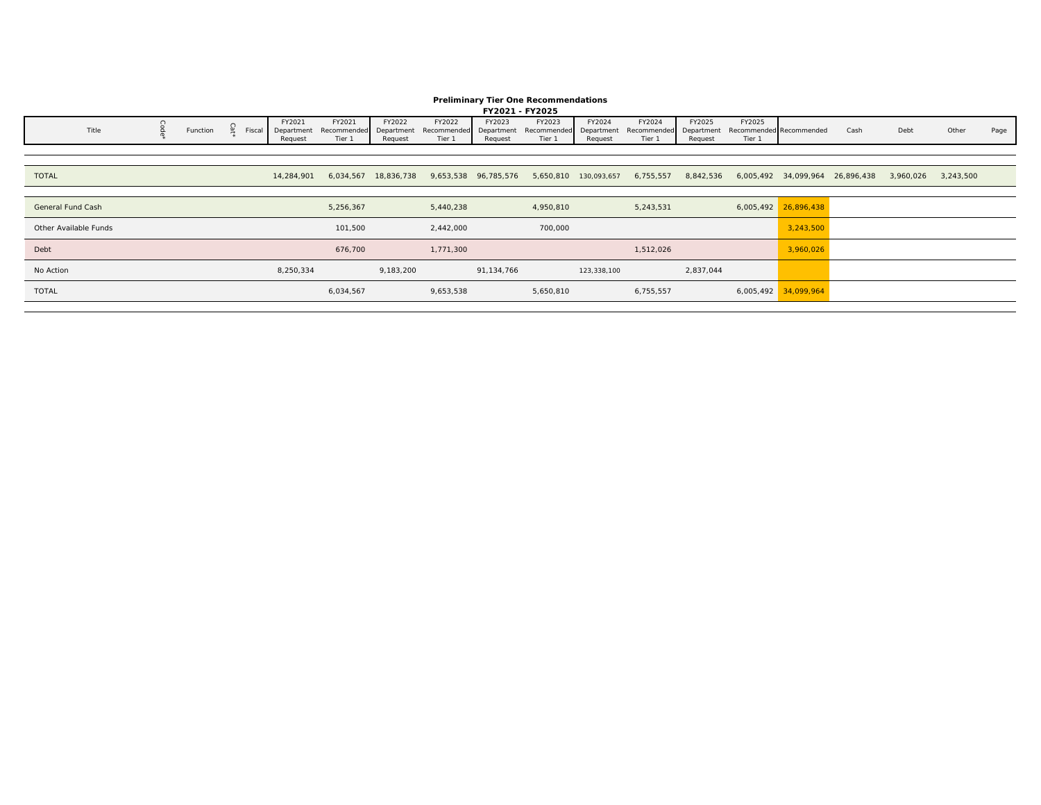**Preliminary Tier One Recommendations**
**FY2021 - FY2025**

| Title | Code* | Function | Cat* | Fiscal | FY2021 Department Request | FY2021 Recommended Tier 1 | FY2022 Department Request | FY2022 Recommended Tier 1 | FY2023 Department Request | FY2023 Recommended Tier 1 | FY2024 Department Request | FY2024 Recommended Tier 1 | FY2025 Department Request | FY2025 Recommended Tier 1 | Recommended | Cash | Debt | Other | Page |
|---|---|---|---|---|---|---|---|---|---|---|---|---|---|---|---|---|---|---|---|
| TOTAL | | | | | 14,284,901 | 6,034,567 | 18,836,738 | 9,653,538 | 96,785,576 | 5,650,810 | 130,093,657 | 6,755,557 | 8,842,536 | 6,005,492 | 34,099,964 | 26,896,438 | 3,960,026 | 3,243,500 | |
| General Fund Cash | | | | | | 5,256,367 | | 5,440,238 | | 4,950,810 | | 5,243,531 | | 6,005,492 | 26,896,438 | | | | |
| Other Available Funds | | | | | | 101,500 | | 2,442,000 | | 700,000 | | | | | 3,243,500 | | | | |
| Debt | | | | | | 676,700 | | 1,771,300 | | | | 1,512,026 | | | 3,960,026 | | | | |
| No Action | | | | | 8,250,334 | | 9,183,200 | | 91,134,766 | | 123,338,100 | | 2,837,044 | | | | | | |
| TOTAL | | | | | | 6,034,567 | | 9,653,538 | | 5,650,810 | | 6,755,557 | | 6,005,492 | 34,099,964 | | | | |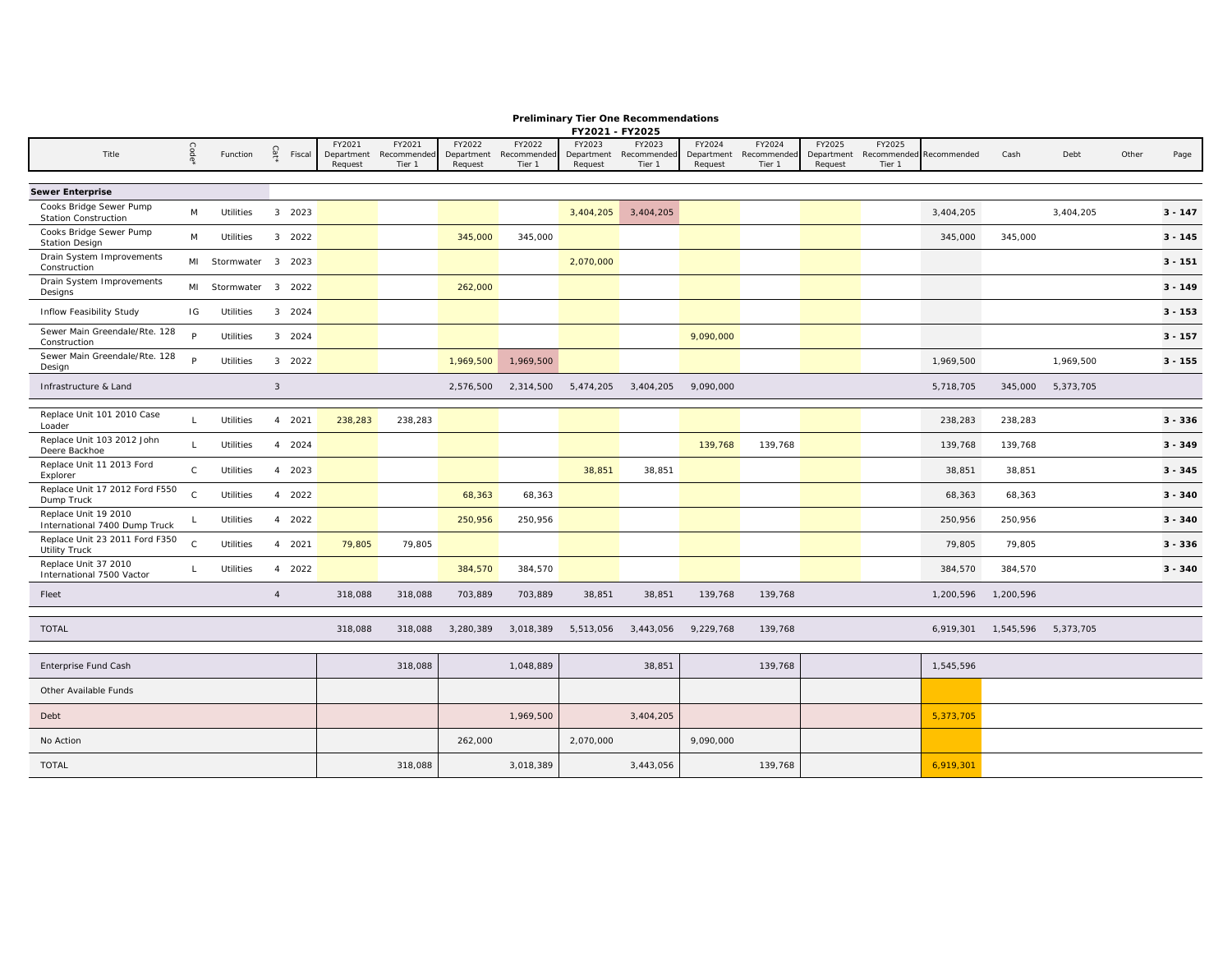## Preliminary Tier One Recommendations

### FY2021 - FY2025

| Title | Code* | Function | Cat* | Fiscal | FY2021 Department Request | FY2021 Recommended Tier 1 | FY2022 Department Request | FY2022 Recommended Tier 1 | FY2023 Department Request | FY2023 Recommended Tier 1 | FY2024 Department Request | FY2024 Recommended Tier 1 | FY2025 Department Request | FY2025 Recommended Tier 1 | Recommended | Cash | Debt | Other | Page |
|---|---|---|---|---|---|---|---|---|---|---|---|---|---|---|---|---|---|---|---|
| **Sewer Enterprise** | | | | | | | | | | | | | | | | | | | |
| Cooks Bridge Sewer Pump Station Construction | M | Utilities | 3 | 2023 | | | | | 3,404,205 | 3,404,205 | | | | | 3,404,205 | | 3,404,205 | | **3 - 147** |
| Cooks Bridge Sewer Pump Station Design | M | Utilities | 3 | 2022 | | | 345,000 | 345,000 | | | | | | | 345,000 | 345,000 | | | **3 - 145** |
| Drain System Improvements Construction | MI | Stormwater | 3 | 2023 | | | | | 2,070,000 | | | | | | | | | | **3 - 151** |
| Drain System Improvements Designs | MI | Stormwater | 3 | 2022 | | | 262,000 | | | | | | | | | | | | **3 - 149** |
| Inflow Feasibility Study | IG | Utilities | 3 | 2024 | | | | | | | | | | | | | | | **3 - 153** |
| Sewer Main Greendale/Rte. 128 Construction | P | Utilities | 3 | 2024 | | | | | | | 9,090,000 | | | | | | | | **3 - 157** |
| Sewer Main Greendale/Rte. 128 Design | P | Utilities | 3 | 2022 | | | 1,969,500 | 1,969,500 | | | | | | | 1,969,500 | | 1,969,500 | | **3 - 155** |
| Infrastructure & Land | | | 3 | | | | 2,576,500 | 2,314,500 | 5,474,205 | 3,404,205 | 9,090,000 | | | | 5,718,705 | 345,000 | 5,373,705 | | |
| Replace Unit 101 2010 Case Loader | L | Utilities | 4 | 2021 | 238,283 | 238,283 | | | | | | | | | 238,283 | 238,283 | | | **3 - 336** |
| Replace Unit 103 2012 John Deere Backhoe | L | Utilities | 4 | 2024 | | | | | | | 139,768 | 139,768 | | | 139,768 | 139,768 | | | **3 - 349** |
| Replace Unit 11 2013 Ford Explorer | C | Utilities | 4 | 2023 | | | | | 38,851 | 38,851 | | | | | 38,851 | 38,851 | | | **3 - 345** |
| Replace Unit 17 2012 Ford F550 Dump Truck | C | Utilities | 4 | 2022 | | | 68,363 | 68,363 | | | | | | | 68,363 | 68,363 | | | **3 - 340** |
| Replace Unit 19 2010 International 7400 Dump Truck | L | Utilities | 4 | 2022 | | | 250,956 | 250,956 | | | | | | | 250,956 | 250,956 | | | **3 - 340** |
| Replace Unit 23 2011 Ford F350 Utility Truck | C | Utilities | 4 | 2021 | 79,805 | 79,805 | | | | | | | | | 79,805 | 79,805 | | | **3 - 336** |
| Replace Unit 37 2010 International 7500 Vactor | L | Utilities | 4 | 2022 | | | 384,570 | 384,570 | | | | | | | 384,570 | 384,570 | | | **3 - 340** |
| Fleet | | | 4 | | 318,088 | 318,088 | 703,889 | 703,889 | 38,851 | 38,851 | 139,768 | 139,768 | | | 1,200,596 | 1,200,596 | | | |
| TOTAL | | | | | 318,088 | 318,088 | 3,280,389 | 3,018,389 | 5,513,056 | 3,443,056 | 9,229,768 | 139,768 | | | 6,919,301 | 1,545,596 | 5,373,705 | | |
| Enterprise Fund Cash | | | | | | 318,088 | | 1,048,889 | | 38,851 | | 139,768 | | | 1,545,596 | | | | |
| Other Available Funds | | | | | | | | | | | | | | | | | | | |
| Debt | | | | | | | | 1,969,500 | | 3,404,205 | | | | | 5,373,705 | | | | |
| No Action | | | | | | | 262,000 | | 2,070,000 | | 9,090,000 | | | | | | | | |
| TOTAL | | | | | | 318,088 | | 3,018,389 | | 3,443,056 | | 139,768 | | | 6,919,301 | | | | |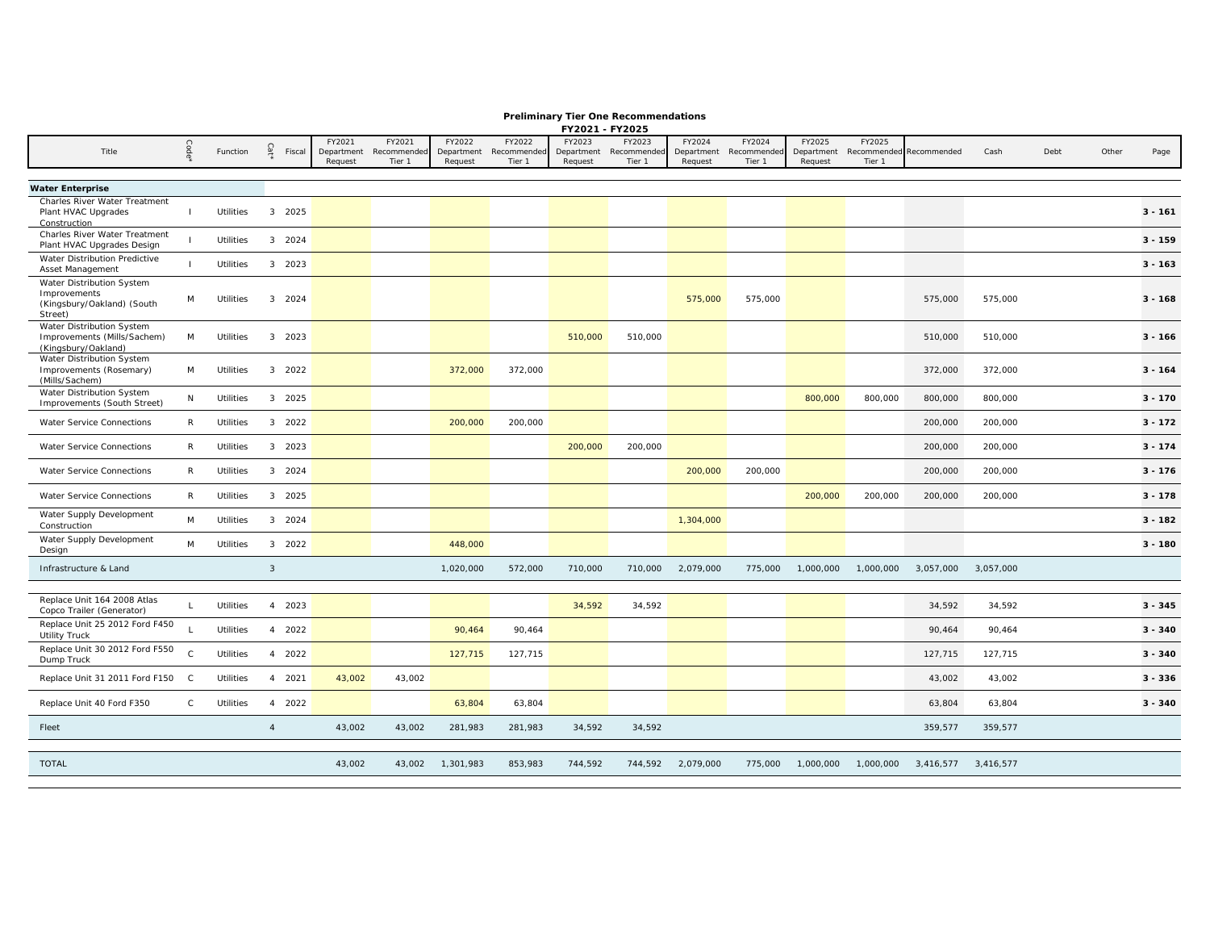## Preliminary Tier One Recommendations

### FY2021 - FY2025

| Title | Code* | Function | Cat* | Fiscal | FY2021 Department Request | FY2021 Recommended Tier 1 | FY2022 Department Request | FY2022 Recommended Tier 1 | FY2023 Department Request | FY2023 Recommended Tier 1 | FY2024 Department Request | FY2024 Recommended Tier 1 | FY2025 Department Request | FY2025 Recommended Tier 1 | Recommended | Cash | Debt | Other | Page |
|---|---|---|---|---|---|---|---|---|---|---|---|---|---|---|---|---|---|---|---|
| **Water Enterprise** | | | | | | | | | | | | | | | | | | | |
| Charles River Water Treatment Plant HVAC Upgrades Construction | I | Utilities | 3 | 2025 | | | | | | | | | | | | | | | **3 - 161** |
| Charles River Water Treatment Plant HVAC Upgrades Design | I | Utilities | 3 | 2024 | | | | | | | | | | | | | | | **3 - 159** |
| Water Distribution Predictive Asset Management | I | Utilities | 3 | 2023 | | | | | | | | | | | | | | | **3 - 163** |
| Water Distribution System Improvements (Kingsbury/Oakland) (South Street) | M | Utilities | 3 | 2024 | | | | | | | 575,000 | 575,000 | | | 575,000 | 575,000 | | | **3 - 168** |
| Water Distribution System Improvements (Mills/Sachem) (Kingsbury/Oakland) | M | Utilities | 3 | 2023 | | | | | 510,000 | 510,000 | | | | | 510,000 | 510,000 | | | **3 - 166** |
| Water Distribution System Improvements (Rosemary) (Mills/Sachem) | M | Utilities | 3 | 2022 | | | 372,000 | 372,000 | | | | | | | 372,000 | 372,000 | | | **3 - 164** |
| Water Distribution System Improvements (South Street) | N | Utilities | 3 | 2025 | | | | | | | | | 800,000 | 800,000 | 800,000 | 800,000 | | | **3 - 170** |
| Water Service Connections | R | Utilities | 3 | 2022 | | | 200,000 | 200,000 | | | | | | | 200,000 | 200,000 | | | **3 - 172** |
| Water Service Connections | R | Utilities | 3 | 2023 | | | | | 200,000 | 200,000 | | | | | 200,000 | 200,000 | | | **3 - 174** |
| Water Service Connections | R | Utilities | 3 | 2024 | | | | | | | 200,000 | 200,000 | | | 200,000 | 200,000 | | | **3 - 176** |
| Water Service Connections | R | Utilities | 3 | 2025 | | | | | | | | | 200,000 | 200,000 | 200,000 | 200,000 | | | **3 - 178** |
| Water Supply Development Construction | M | Utilities | 3 | 2024 | | | | | | | 1,304,000 | | | | | | | | **3 - 182** |
| Water Supply Development Design | M | Utilities | 3 | 2022 | | | 448,000 | | | | | | | | | | | | **3 - 180** |
| Infrastructure & Land | | | 3 | | | | 1,020,000 | 572,000 | 710,000 | 710,000 | 2,079,000 | 775,000 | 1,000,000 | 1,000,000 | 3,057,000 | 3,057,000 | | | |
| Replace Unit 164 2008 Atlas Copco Trailer (Generator) | L | Utilities | 4 | 2023 | | | | | 34,592 | 34,592 | | | | | 34,592 | 34,592 | | | **3 - 345** |
| Replace Unit 25 2012 Ford F450 Utility Truck | L | Utilities | 4 | 2022 | | | 90,464 | 90,464 | | | | | | | 90,464 | 90,464 | | | **3 - 340** |
| Replace Unit 30 2012 Ford F550 Dump Truck | C | Utilities | 4 | 2022 | | | 127,715 | 127,715 | | | | | | | 127,715 | 127,715 | | | **3 - 340** |
| Replace Unit 31 2011 Ford F150 | C | Utilities | 4 | 2021 | 43,002 | 43,002 | | | | | | | | | 43,002 | 43,002 | | | **3 - 336** |
| Replace Unit 40 Ford F350 | C | Utilities | 4 | 2022 | | | 63,804 | 63,804 | | | | | | | 63,804 | 63,804 | | | **3 - 340** |
| Fleet | | | 4 | | 43,002 | 43,002 | 281,983 | 281,983 | 34,592 | 34,592 | | | | | 359,577 | 359,577 | | | |
| TOTAL | | | | | 43,002 | 43,002 | 1,301,983 | 853,983 | 744,592 | 744,592 | 2,079,000 | 775,000 | 1,000,000 | 1,000,000 | 3,416,577 | 3,416,577 | | | |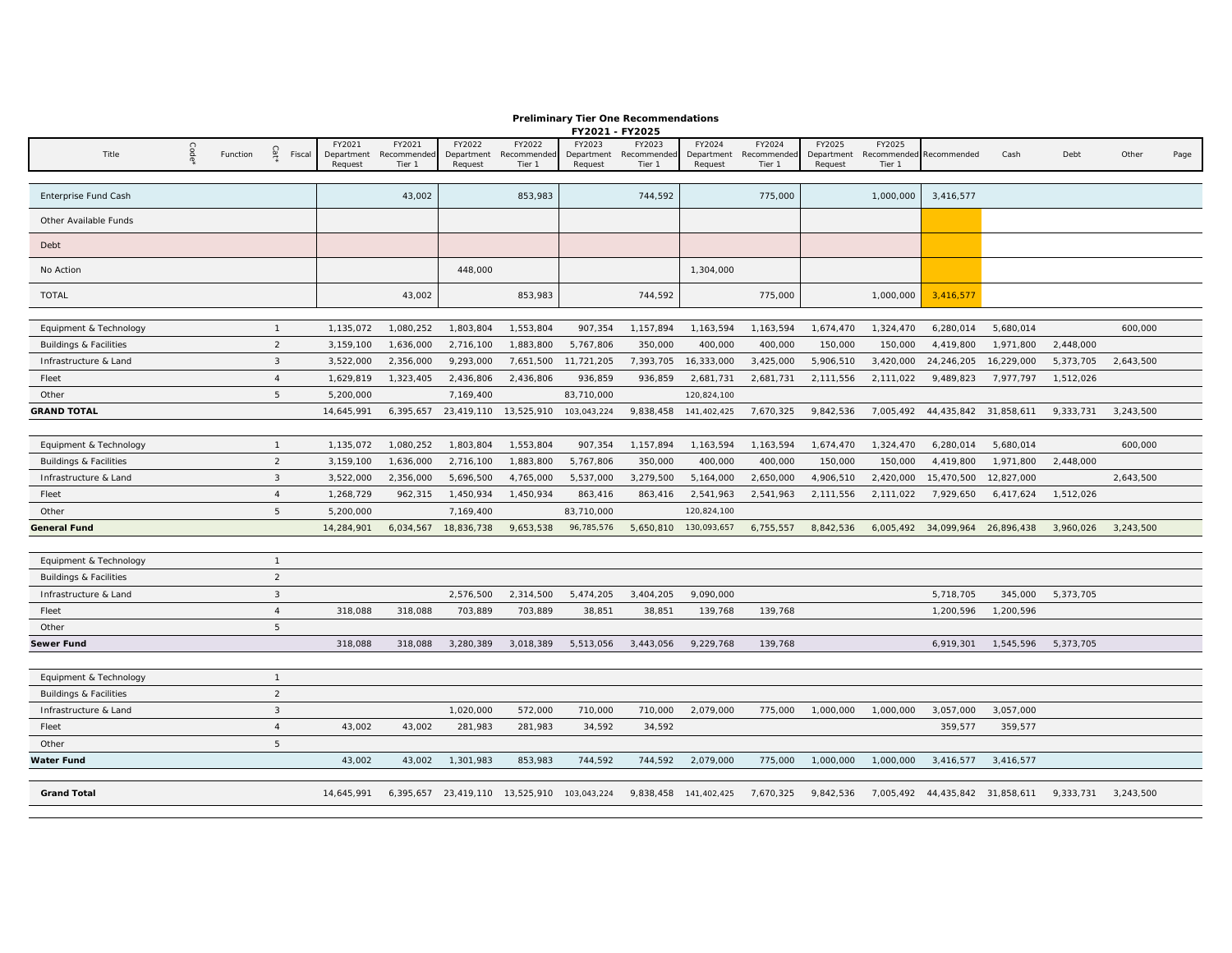**Preliminary Tier One Recommendations**

**FY2021 - FY2025**

| Title | Code* | Function | Cat* | Fiscal | FY2021 Department Request | FY2021 Recommended Tier 1 | FY2022 Department Request | FY2022 Recommended Tier 1 | FY2023 Department Request | FY2023 Recommended Tier 1 | FY2024 Department Request | FY2024 Recommended Tier 1 | FY2025 Department Request | FY2025 Recommended Tier 1 | Recommended | Cash | Debt | Other | Page |
|---|---|---|---|---|---|---|---|---|---|---|---|---|---|---|---|---|---|---|---|
| Enterprise Fund Cash | | | | | | 43,002 | | 853,983 | | 744,592 | | 775,000 | | 1,000,000 | 3,416,577 | | | | |
| Other Available Funds | | | | | | | | | | | | | | | | | | | |
| Debt | | | | | | | | | | | | | | | | | | | |
| No Action | | | | | | | 448,000 | | | | 1,304,000 | | | | | | | | |
| TOTAL | | | | | | 43,002 | | 853,983 | | 744,592 | | 775,000 | | 1,000,000 | 3,416,577 | | | | |
| Equipment & Technology | | | 1 | | 1,135,072 | 1,080,252 | 1,803,804 | 1,553,804 | 907,354 | 1,157,894 | 1,163,594 | 1,163,594 | 1,674,470 | 1,324,470 | 6,280,014 | 5,680,014 | | 600,000 | |
| Buildings & Facilities | | | 2 | | 3,159,100 | 1,636,000 | 2,716,100 | 1,883,800 | 5,767,806 | 350,000 | 400,000 | 400,000 | 150,000 | 150,000 | 4,419,800 | 1,971,800 | 2,448,000 | | |
| Infrastructure & Land | | | 3 | | 3,522,000 | 2,356,000 | 9,293,000 | 7,651,500 | 11,721,205 | 7,393,705 | 16,333,000 | 3,425,000 | 5,906,510 | 3,420,000 | 24,246,205 | 16,229,000 | 5,373,705 | 2,643,500 | |
| Fleet | | | 4 | | 1,629,819 | 1,323,405 | 2,436,806 | 2,436,806 | 936,859 | 936,859 | 2,681,731 | 2,681,731 | 2,111,556 | 2,111,022 | 9,489,823 | 7,977,797 | 1,512,026 | | |
| Other | | | 5 | | 5,200,000 | | 7,169,400 | | 83,710,000 | | 120,824,100 | | | | | | | | |
| **GRAND TOTAL** | | | | | 14,645,991 | 6,395,657 | 23,419,110 | 13,525,910 | 103,043,224 | 9,838,458 | 141,402,425 | 7,670,325 | 9,842,536 | 7,005,492 | 44,435,842 | 31,858,611 | 9,333,731 | 3,243,500 | |
| Equipment & Technology | | | 1 | | 1,135,072 | 1,080,252 | 1,803,804 | 1,553,804 | 907,354 | 1,157,894 | 1,163,594 | 1,163,594 | 1,674,470 | 1,324,470 | 6,280,014 | 5,680,014 | | 600,000 | |
| Buildings & Facilities | | | 2 | | 3,159,100 | 1,636,000 | 2,716,100 | 1,883,800 | 5,767,806 | 350,000 | 400,000 | 400,000 | 150,000 | 150,000 | 4,419,800 | 1,971,800 | 2,448,000 | | |
| Infrastructure & Land | | | 3 | | 3,522,000 | 2,356,000 | 5,696,500 | 4,765,000 | 5,537,000 | 3,279,500 | 5,164,000 | 2,650,000 | 4,906,510 | 2,420,000 | 15,470,500 | 12,827,000 | | 2,643,500 | |
| Fleet | | | 4 | | 1,268,729 | 962,315 | 1,450,934 | 1,450,934 | 863,416 | 863,416 | 2,541,963 | 2,541,963 | 2,111,556 | 2,111,022 | 7,929,650 | 6,417,624 | 1,512,026 | | |
| Other | | | 5 | | 5,200,000 | | 7,169,400 | | 83,710,000 | | 120,824,100 | | | | | | | | |
| **General Fund** | | | | | 14,284,901 | 6,034,567 | 18,836,738 | 9,653,538 | 96,785,576 | 5,650,810 | 130,093,657 | 6,755,557 | 8,842,536 | 6,005,492 | 34,099,964 | 26,896,438 | 3,960,026 | 3,243,500 | |
| Equipment & Technology | | | 1 | | | | | | | | | | | | | | | | |
| Buildings & Facilities | | | 2 | | | | | | | | | | | | | | | | |
| Infrastructure & Land | | | 3 | | | | 2,576,500 | 2,314,500 | 5,474,205 | 3,404,205 | 9,090,000 | | | | 5,718,705 | 345,000 | 5,373,705 | | |
| Fleet | | | 4 | | 318,088 | 318,088 | 703,889 | 703,889 | 38,851 | 38,851 | 139,768 | 139,768 | | | 1,200,596 | 1,200,596 | | | |
| Other | | | 5 | | | | | | | | | | | | | | | | |
| **Sewer Fund** | | | | | 318,088 | 318,088 | 3,280,389 | 3,018,389 | 5,513,056 | 3,443,056 | 9,229,768 | 139,768 | | | 6,919,301 | 1,545,596 | 5,373,705 | | |
| Equipment & Technology | | | 1 | | | | | | | | | | | | | | | | |
| Buildings & Facilities | | | 2 | | | | | | | | | | | | | | | | |
| Infrastructure & Land | | | 3 | | | | 1,020,000 | 572,000 | 710,000 | 710,000 | 2,079,000 | 775,000 | 1,000,000 | 1,000,000 | 3,057,000 | 3,057,000 | | | |
| Fleet | | | 4 | | 43,002 | 43,002 | 281,983 | 281,983 | 34,592 | 34,592 | | | | | 359,577 | 359,577 | | | |
| Other | | | 5 | | | | | | | | | | | | | | | | |
| **Water Fund** | | | | | 43,002 | 43,002 | 1,301,983 | 853,983 | 744,592 | 744,592 | 2,079,000 | 775,000 | 1,000,000 | 1,000,000 | 3,416,577 | 3,416,577 | | | |
| **Grand Total** | | | | | 14,645,991 | 6,395,657 | 23,419,110 | 13,525,910 | 103,043,224 | 9,838,458 | 141,402,425 | 7,670,325 | 9,842,536 | 7,005,492 | 44,435,842 | 31,858,611 | 9,333,731 | 3,243,500 | |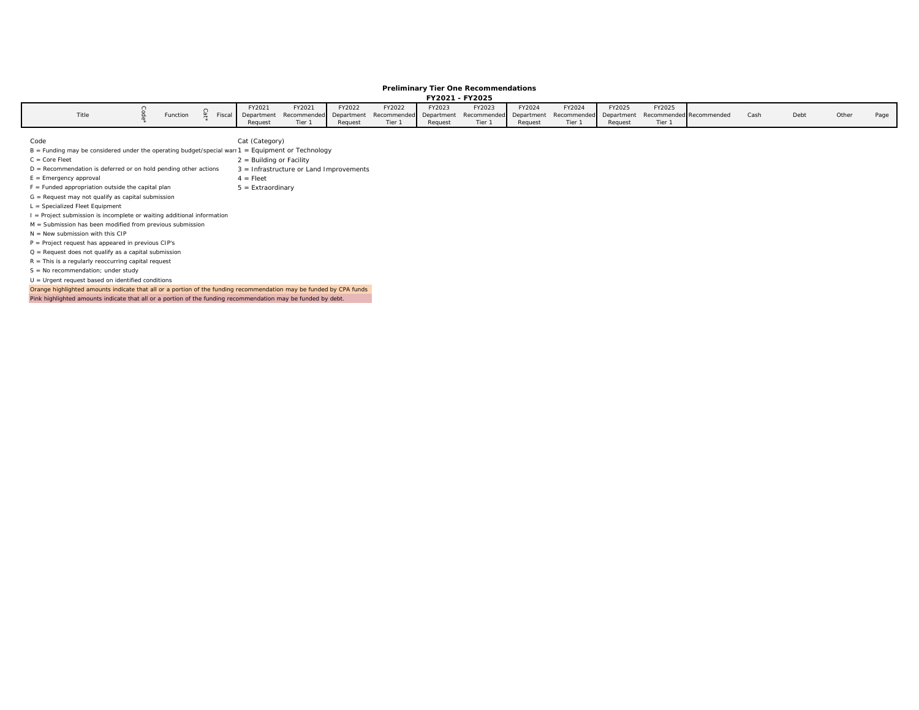## Preliminary Tier One Recommendations

### FY2021 - FY2025

| Title | Code* | Function | Cat* | Fiscal | FY2021 Department Request | FY2021 Recommended Tier 1 | FY2022 Department Request | FY2022 Recommended Tier 1 | FY2023 Department Request | FY2023 Recommended Tier 1 | FY2024 Department Request | FY2024 Recommended Tier 1 | FY2025 Department Request | FY2025 Recommended Tier 1 | Recommended | Cash | Debt | Other | Page |
|---|---|---|---|---|---|---|---|---|---|---|---|---|---|---|---|---|---|---|---|

| Code | Cat (Category) |
|---|---|
| B = Funding may be considered under the operating budget/special warr | 1 = Equipment or Technology |
| C = Core Fleet | 2 = Building or Facility |
| D = Recommendation is deferred or on hold pending other actions | 3 = Infrastructure or Land Improvements |
| E = Emergency approval | 4 = Fleet |
| F = Funded appropriation outside the capital plan | 5 = Extraordinary |
| G = Request may not qualify as capital submission | |
| L = Specialized Fleet Equipment | |
| I = Project submission is incomplete or waiting additional information | |
| M = Submission has been modified from previous submission | |
| N = New submission with this CIP | |
| P = Project request has appeared in previous CIP's | |
| Q = Request does not qualify as a capital submission | |
| R = This is a regularly reoccurring capital request | |
| S = No recommendation; under study | |
| U = Urgent request based on identified conditions | |

Orange highlighted amounts indicate that all or a portion of the funding recommendation may be funded by CPA funds

Pink highlighted amounts indicate that all or a portion of the funding recommendation may be funded by debt.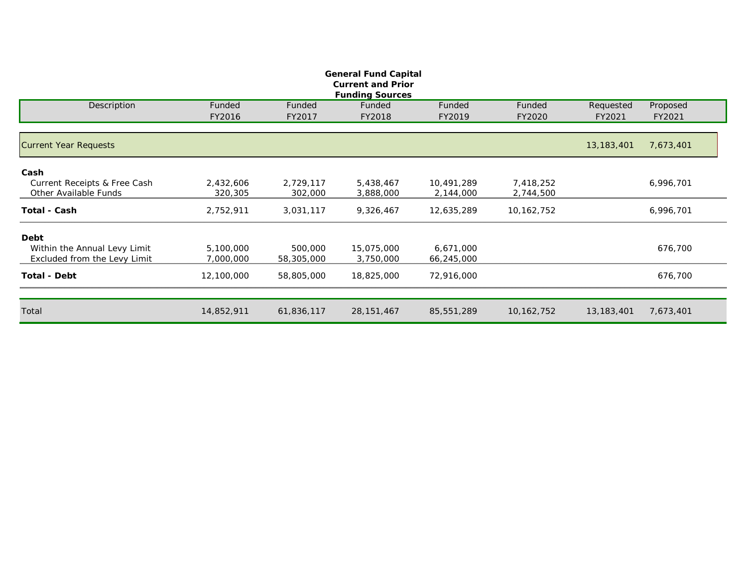## General Fund Capital
### Current and Prior
### Funding Sources

| Description | Funded FY2016 | Funded FY2017 | Funded FY2018 | Funded FY2019 | Funded FY2020 | Requested FY2021 | Proposed FY2021 |
|---|---|---|---|---|---|---|---|
| Current Year Requests | | | | | | 13,183,401 | 7,673,401 |
| **Cash** | | | | | | | |
| Current Receipts & Free Cash | 2,432,606 | 2,729,117 | 5,438,467 | 10,491,289 | 7,418,252 | | 6,996,701 |
| Other Available Funds | 320,305 | 302,000 | 3,888,000 | 2,144,000 | 2,744,500 | | |
| **Total - Cash** | 2,752,911 | 3,031,117 | 9,326,467 | 12,635,289 | 10,162,752 | | 6,996,701 |
| **Debt** | | | | | | | |
| Within the Annual Levy Limit | 5,100,000 | 500,000 | 15,075,000 | 6,671,000 | | | 676,700 |
| Excluded from the Levy Limit | 7,000,000 | 58,305,000 | 3,750,000 | 66,245,000 | | | |
| **Total - Debt** | 12,100,000 | 58,805,000 | 18,825,000 | 72,916,000 | | | 676,700 |
| Total | 14,852,911 | 61,836,117 | 28,151,467 | 85,551,289 | 10,162,752 | 13,183,401 | 7,673,401 |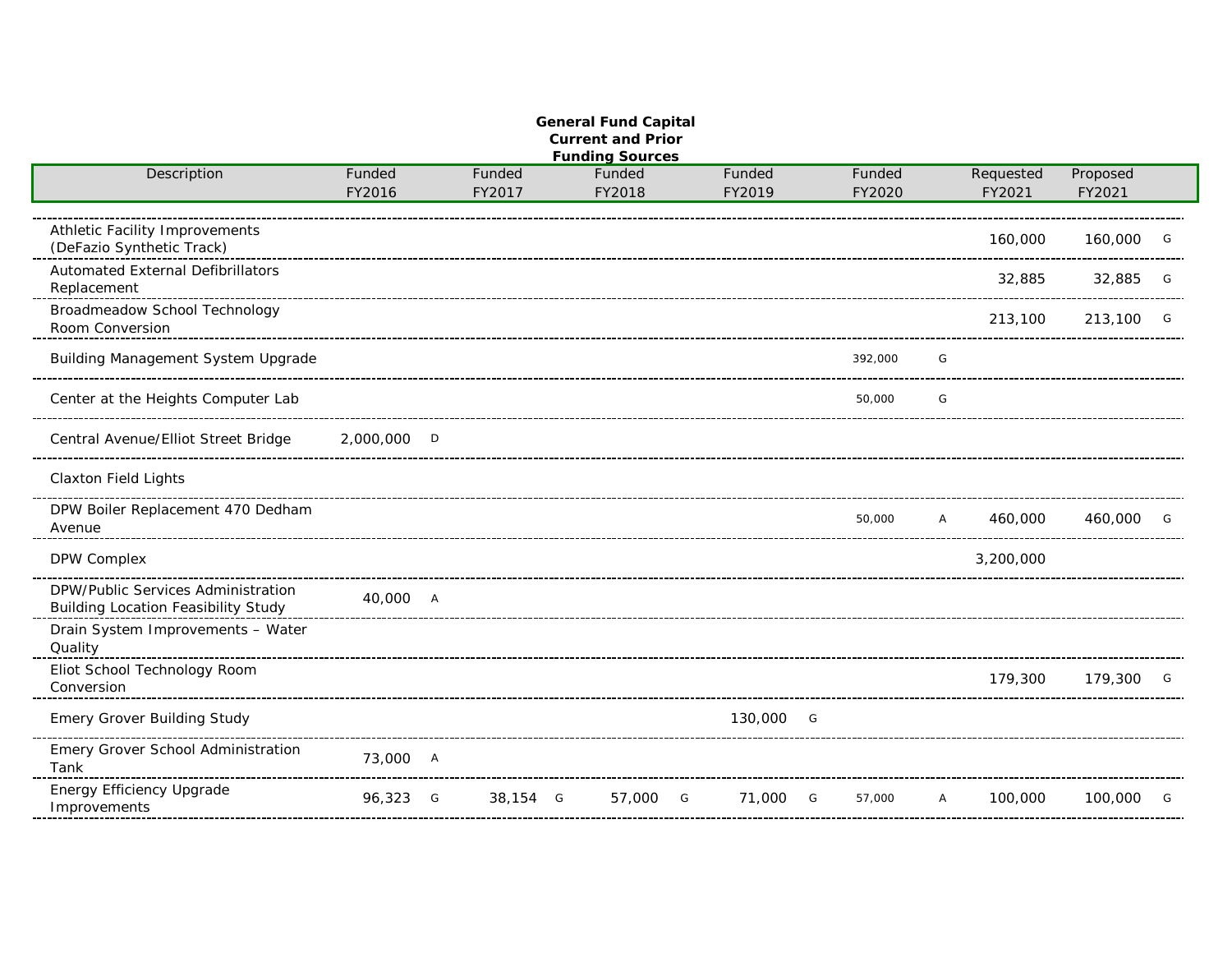**General Fund Capital**
**Current and Prior**
**Funding Sources**

| Description | Funded FY2016 | | Funded FY2017 | | Funded FY2018 | | Funded FY2019 | | Funded FY2020 | | Requested FY2021 | Proposed FY2021 | |
|---|---|---|---|---|---|---|---|---|---|---|---|---|---|
| Athletic Facility Improvements (DeFazio Synthetic Track) | | | | | | | | | | | 160,000 | 160,000 | G |
| Automated External Defibrillators Replacement | | | | | | | | | | | 32,885 | 32,885 | G |
| Broadmeadow School Technology Room Conversion | | | | | | | | | | | 213,100 | 213,100 | G |
| Building Management System Upgrade | | | | | | | | | 392,000 | G | | | |
| Center at the Heights Computer Lab | | | | | | | | | 50,000 | G | | | |
| Central Avenue/Elliot Street Bridge | 2,000,000 | D | | | | | | | | | | | |
| Claxton Field Lights | | | | | | | | | | | | | |
| DPW Boiler Replacement 470 Dedham Avenue | | | | | | | | | 50,000 | A | 460,000 | 460,000 | G |
| DPW Complex | | | | | | | | | | | 3,200,000 | | |
| DPW/Public Services Administration Building Location Feasibility Study | 40,000 | A | | | | | | | | | | | |
| Drain System Improvements – Water Quality | | | | | | | | | | | | | |
| Eliot School Technology Room Conversion | | | | | | | | | | | 179,300 | 179,300 | G |
| Emery Grover Building Study | | | | | | | 130,000 | G | | | | | |
| Emery Grover School Administration Tank | 73,000 | A | | | | | | | | | | | |
| Energy Efficiency Upgrade Improvements | 96,323 | G | 38,154 | G | 57,000 | G | 71,000 | G | 57,000 | A | 100,000 | 100,000 | G |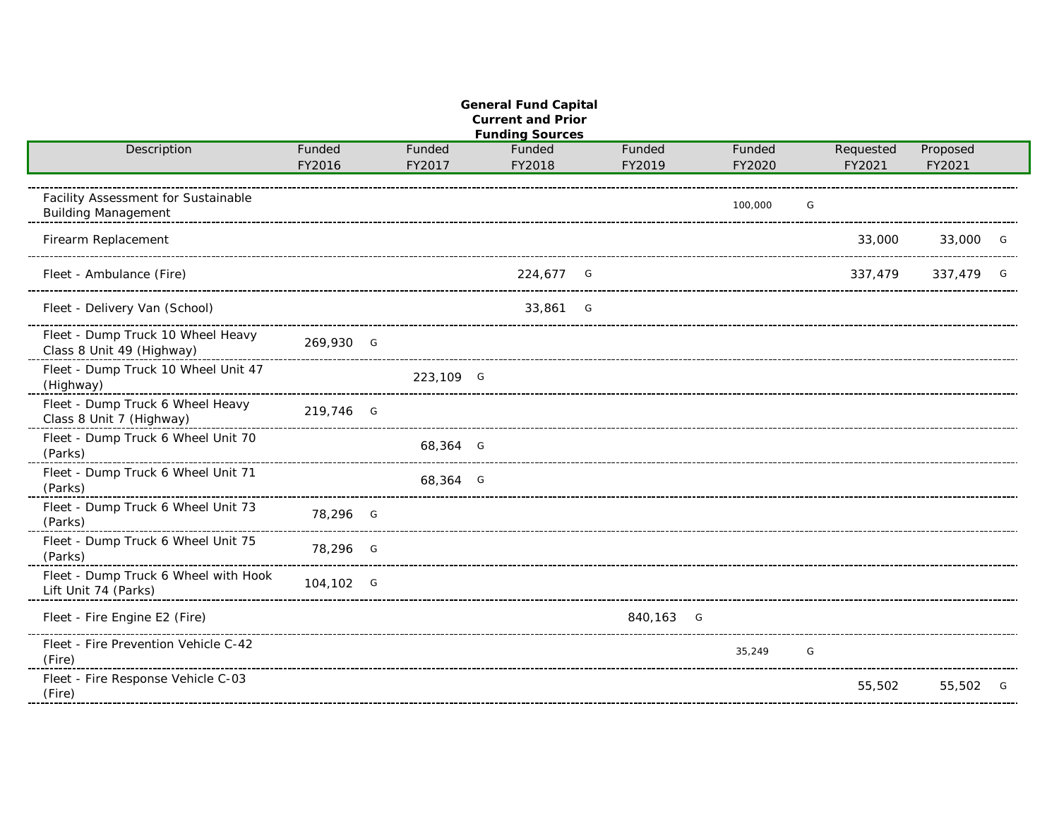**General Fund Capital**
**Current and Prior**
**Funding Sources**

| Description | Funded FY2016 | | Funded FY2017 | | Funded FY2018 | | Funded FY2019 | | Funded FY2020 | | Requested FY2021 | Proposed FY2021 | |
|---|---|---|---|---|---|---|---|---|---|---|---|---|---|
| Facility Assessment for Sustainable Building Management | | | | | | | | | 100,000 | G | | | |
| Firearm Replacement | | | | | | | | | | | 33,000 | 33,000 | G |
| Fleet - Ambulance (Fire) | | | | | 224,677 | G | | | | | 337,479 | 337,479 | G |
| Fleet - Delivery Van (School) | | | | | 33,861 | G | | | | | | | |
| Fleet - Dump Truck 10 Wheel Heavy Class 8 Unit 49 (Highway) | 269,930 | G | | | | | | | | | | | |
| Fleet - Dump Truck 10 Wheel Unit 47 (Highway) | | | 223,109 | G | | | | | | | | | |
| Fleet - Dump Truck 6 Wheel Heavy Class 8 Unit 7 (Highway) | 219,746 | G | | | | | | | | | | | |
| Fleet - Dump Truck 6 Wheel Unit 70 (Parks) | | | 68,364 | G | | | | | | | | | |
| Fleet - Dump Truck 6 Wheel Unit 71 (Parks) | | | 68,364 | G | | | | | | | | | |
| Fleet - Dump Truck 6 Wheel Unit 73 (Parks) | 78,296 | G | | | | | | | | | | | |
| Fleet - Dump Truck 6 Wheel Unit 75 (Parks) | 78,296 | G | | | | | | | | | | | |
| Fleet - Dump Truck 6 Wheel with Hook Lift Unit 74 (Parks) | 104,102 | G | | | | | | | | | | | |
| Fleet - Fire Engine E2 (Fire) | | | | | | | 840,163 | G | | | | | |
| Fleet - Fire Prevention Vehicle C-42 (Fire) | | | | | | | | | 35,249 | G | | | |
| Fleet - Fire Response Vehicle C-03 (Fire) | | | | | | | | | | | 55,502 | 55,502 | G |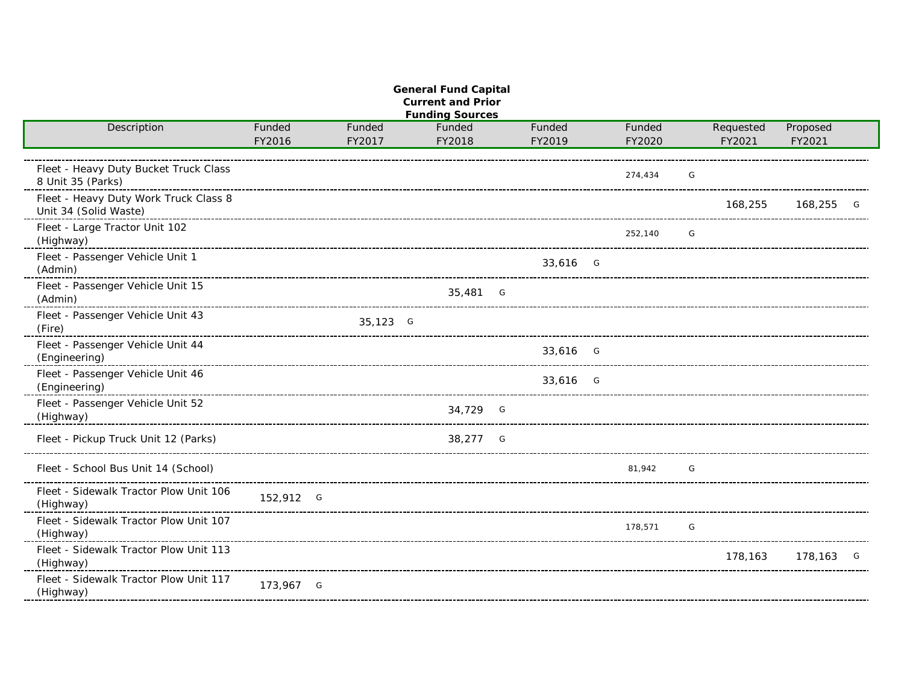## General Fund Capital
## Current and Prior
## Funding Sources

| Description | Funded FY2016 | Funded FY2017 | Funded FY2018 | Funded FY2019 | Funded FY2020 | Requested FY2021 | Proposed FY2021 |
|---|---|---|---|---|---|---|---|
| Fleet - Heavy Duty Bucket Truck Class 8 Unit 35 (Parks) | | | | | 274,434 G | | |
| Fleet - Heavy Duty Work Truck Class 8 Unit 34 (Solid Waste) | | | | | | 168,255 | 168,255 G |
| Fleet - Large Tractor Unit 102 (Highway) | | | | | 252,140 G | | |
| Fleet - Passenger Vehicle Unit 1 (Admin) | | | | 33,616 G | | | |
| Fleet - Passenger Vehicle Unit 15 (Admin) | | | 35,481 G | | | | |
| Fleet - Passenger Vehicle Unit 43 (Fire) | | 35,123 G | | | | | |
| Fleet - Passenger Vehicle Unit 44 (Engineering) | | | | 33,616 G | | | |
| Fleet - Passenger Vehicle Unit 46 (Engineering) | | | | 33,616 G | | | |
| Fleet - Passenger Vehicle Unit 52 (Highway) | | | 34,729 G | | | | |
| Fleet - Pickup Truck Unit 12 (Parks) | | | 38,277 G | | | | |
| Fleet - School Bus Unit 14 (School) | | | | | 81,942 G | | |
| Fleet - Sidewalk Tractor Plow Unit 106 (Highway) | 152,912 G | | | | | | |
| Fleet - Sidewalk Tractor Plow Unit 107 (Highway) | | | | | 178,571 G | | |
| Fleet - Sidewalk Tractor Plow Unit 113 (Highway) | | | | | | 178,163 | 178,163 G |
| Fleet - Sidewalk Tractor Plow Unit 117 (Highway) | 173,967 G | | | | | | |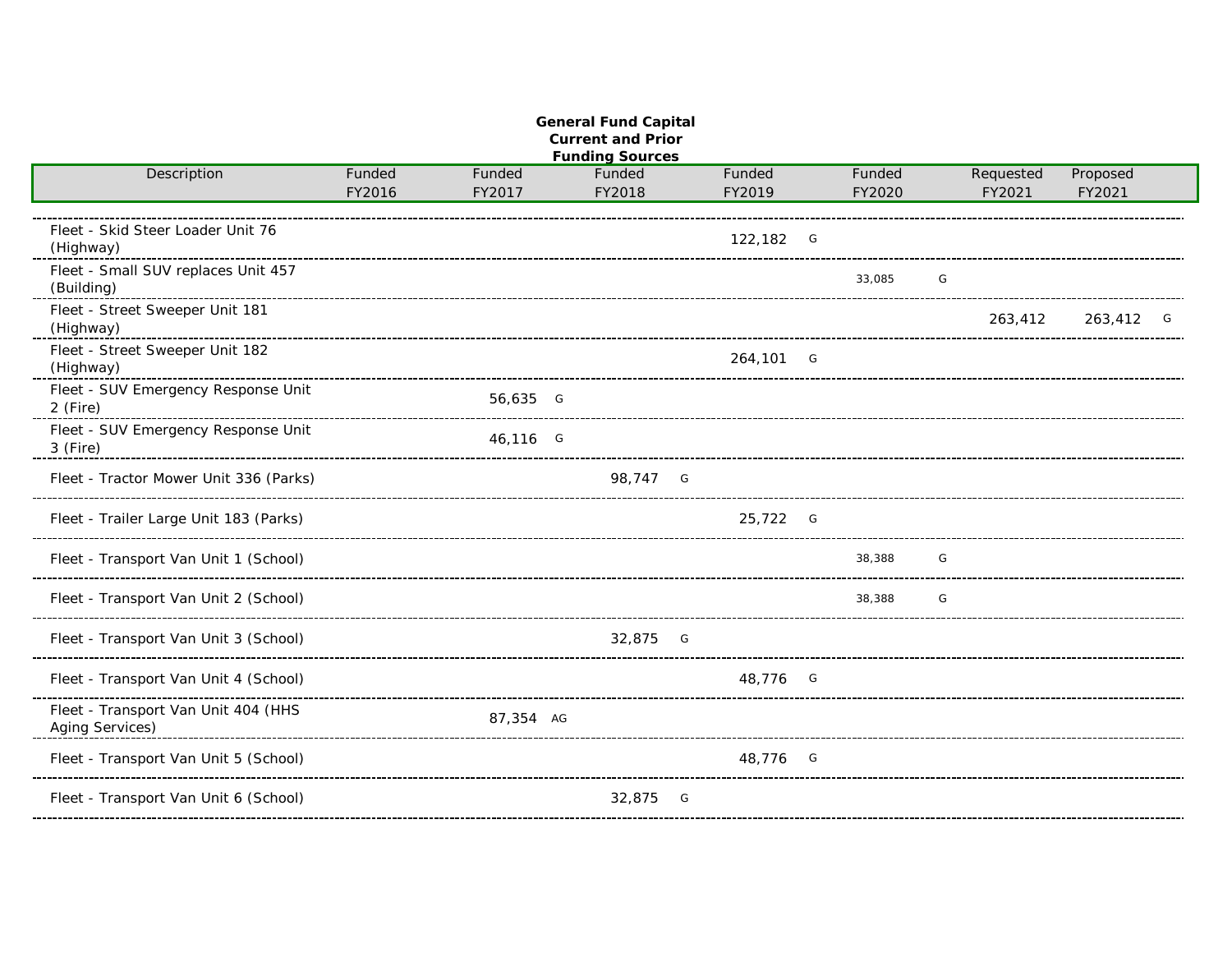**General Fund Capital**
**Current and Prior**
**Funding Sources**

| Description | Funded FY2016 | Funded FY2017 | Funded FY2018 | Funded FY2019 | Funded FY2020 | Requested FY2021 | Proposed FY2021 |
|---|---|---|---|---|---|---|---|
| Fleet - Skid Steer Loader Unit 76 (Highway) | | | | 122,182 G | | | |
| Fleet - Small SUV replaces Unit 457 (Building) | | | | | 33,085 G | | |
| Fleet - Street Sweeper Unit 181 (Highway) | | | | | | 263,412 | 263,412 G |
| Fleet - Street Sweeper Unit 182 (Highway) | | | | 264,101 G | | | |
| Fleet - SUV Emergency Response Unit 2 (Fire) | | 56,635 G | | | | | |
| Fleet - SUV Emergency Response Unit 3 (Fire) | | 46,116 G | | | | | |
| Fleet - Tractor Mower Unit 336 (Parks) | | | 98,747 G | | | | |
| Fleet - Trailer Large Unit 183 (Parks) | | | | 25,722 G | | | |
| Fleet - Transport Van Unit 1 (School) | | | | | 38,388 G | | |
| Fleet - Transport Van Unit 2 (School) | | | | | 38,388 G | | |
| Fleet - Transport Van Unit 3 (School) | | | 32,875 G | | | | |
| Fleet - Transport Van Unit 4 (School) | | | | 48,776 G | | | |
| Fleet - Transport Van Unit 404 (HHS Aging Services) | | 87,354 AG | | | | | |
| Fleet - Transport Van Unit 5 (School) | | | | 48,776 G | | | |
| Fleet - Transport Van Unit 6 (School) | | | 32,875 G | | | | |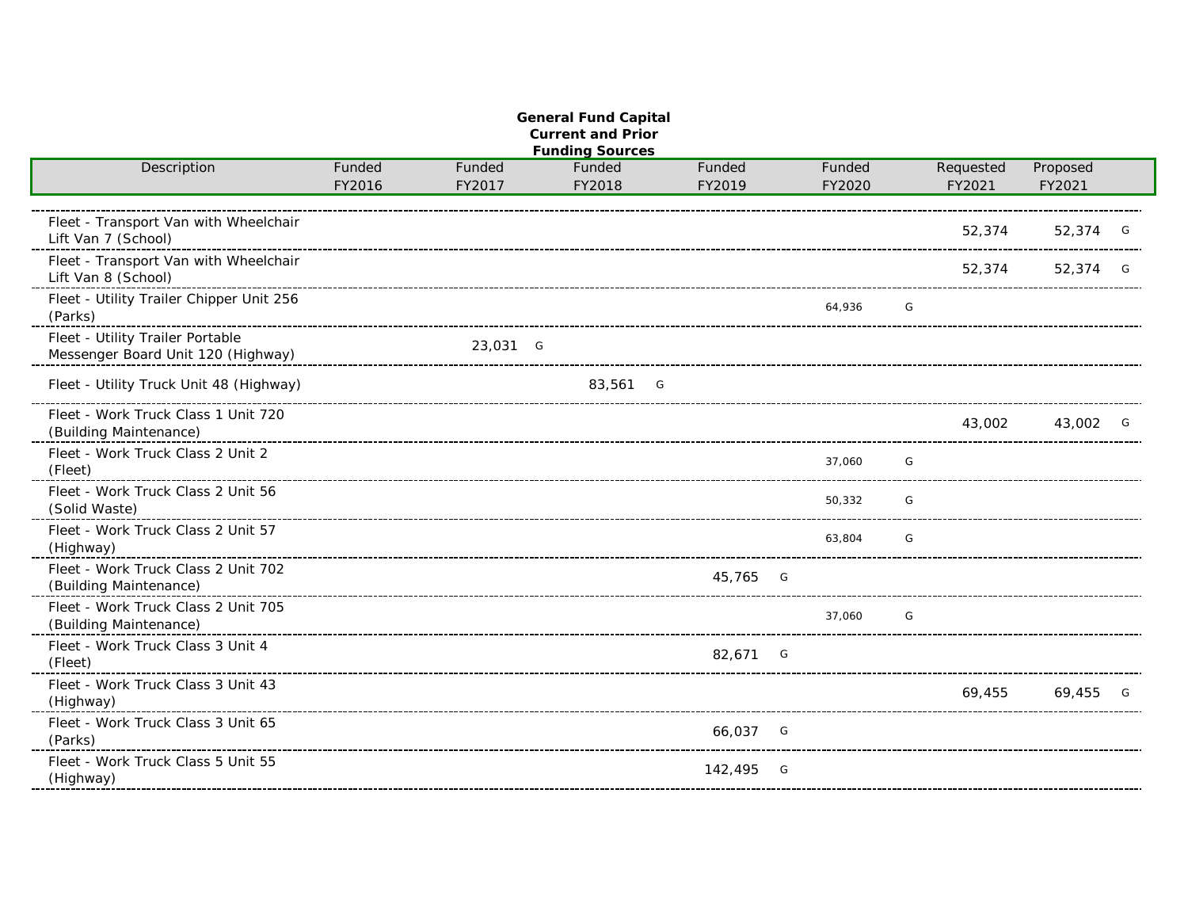**General Fund Capital**
**Current and Prior**
**Funding Sources**

| Description | Funded FY2016 | Funded FY2017 | Funded FY2018 | Funded FY2019 | Funded FY2020 | Requested FY2021 | Proposed FY2021 |
|---|---|---|---|---|---|---|---|
| Fleet - Transport Van with Wheelchair Lift Van 7 (School) | | | | | | 52,374 | 52,374 G |
| Fleet - Transport Van with Wheelchair Lift Van 8 (School) | | | | | | 52,374 | 52,374 G |
| Fleet - Utility Trailer Chipper Unit 256 (Parks) | | | | | 64,936 G | | |
| Fleet - Utility Trailer Portable Messenger Board Unit 120 (Highway) | | 23,031 G | | | | | |
| Fleet - Utility Truck Unit 48 (Highway) | | | 83,561 G | | | | |
| Fleet - Work Truck Class 1 Unit 720 (Building Maintenance) | | | | | | 43,002 | 43,002 G |
| Fleet - Work Truck Class 2 Unit 2 (Fleet) | | | | | 37,060 G | | |
| Fleet - Work Truck Class 2 Unit 56 (Solid Waste) | | | | | 50,332 G | | |
| Fleet - Work Truck Class 2 Unit 57 (Highway) | | | | | 63,804 G | | |
| Fleet - Work Truck Class 2 Unit 702 (Building Maintenance) | | | | 45,765 G | | | |
| Fleet - Work Truck Class 2 Unit 705 (Building Maintenance) | | | | | 37,060 G | | |
| Fleet - Work Truck Class 3 Unit 4 (Fleet) | | | | 82,671 G | | | |
| Fleet - Work Truck Class 3 Unit 43 (Highway) | | | | | | 69,455 | 69,455 G |
| Fleet - Work Truck Class 3 Unit 65 (Parks) | | | | 66,037 G | | | |
| Fleet - Work Truck Class 5 Unit 55 (Highway) | | | | 142,495 G | | | |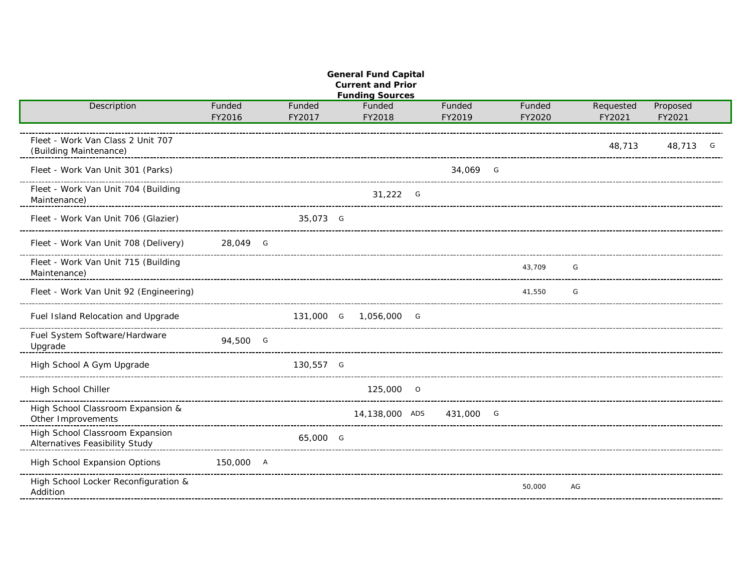**General Fund Capital**
**Current and Prior**
**Funding Sources**

| Description | Funded FY2016 | | Funded FY2017 | | Funded FY2018 | | Funded FY2019 | | Funded FY2020 | | Requested FY2021 | Proposed FY2021 | |
|---|---|---|---|---|---|---|---|---|---|---|---|---|---|
| Fleet - Work Van Class 2 Unit 707 (Building Maintenance) | | | | | | | | | | | 48,713 | 48,713 | G |
| Fleet - Work Van Unit 301 (Parks) | | | | | | | 34,069 | G | | | | | |
| Fleet - Work Van Unit 704 (Building Maintenance) | | | | | 31,222 | G | | | | | | | |
| Fleet - Work Van Unit 706 (Glazier) | | | 35,073 | G | | | | | | | | | |
| Fleet - Work Van Unit 708 (Delivery) | 28,049 | G | | | | | | | | | | | |
| Fleet - Work Van Unit 715 (Building Maintenance) | | | | | | | | | 43,709 | G | | | |
| Fleet - Work Van Unit 92 (Engineering) | | | | | | | | | 41,550 | G | | | |
| Fuel Island Relocation and Upgrade | | | 131,000 | G | 1,056,000 | G | | | | | | | |
| Fuel System Software/Hardware Upgrade | 94,500 | G | | | | | | | | | | | |
| High School A Gym Upgrade | | | 130,557 | G | | | | | | | | | |
| High School Chiller | | | | | 125,000 | O | | | | | | | |
| High School Classroom Expansion & Other Improvements | | | | | 14,138,000 | ADS | 431,000 | G | | | | | |
| High School Classroom Expansion Alternatives Feasibility Study | | | 65,000 | G | | | | | | | | | |
| High School Expansion Options | 150,000 | A | | | | | | | | | | | |
| High School Locker Reconfiguration & Addition | | | | | | | | | 50,000 | AG | | | |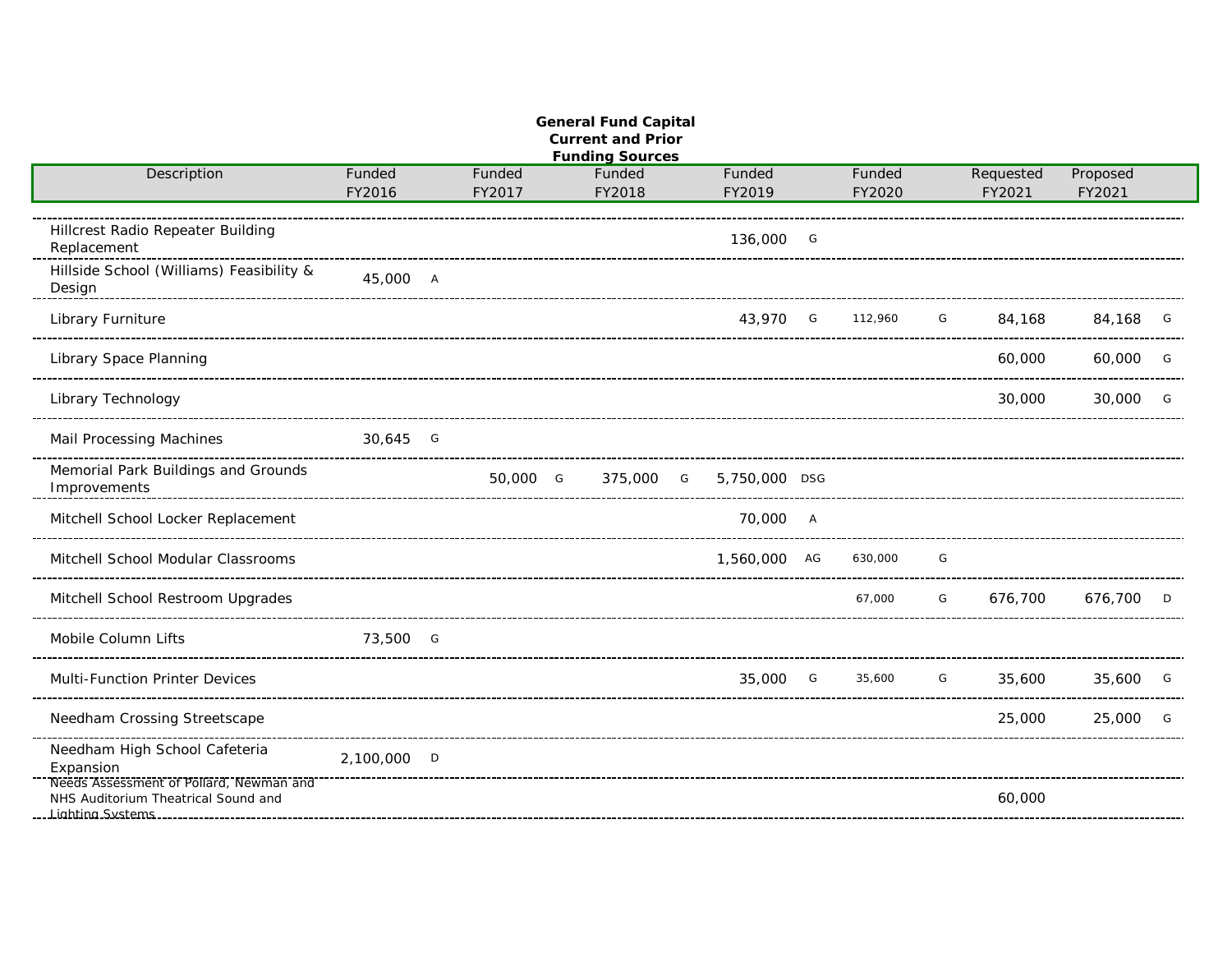**General Fund Capital**
**Current and Prior**
**Funding Sources**

| Description | Funded FY2016 | | Funded FY2017 | | Funded FY2018 | | Funded FY2019 | | Funded FY2020 | | Requested FY2021 | Proposed FY2021 | |
|---|---|---|---|---|---|---|---|---|---|---|---|---|---|
| Hillcrest Radio Repeater Building Replacement | | | | | | | 136,000 | G | | | | | |
| Hillside School (Williams) Feasibility & Design | 45,000 | A | | | | | | | | | | | |
| Library Furniture | | | | | | | 43,970 | G | 112,960 | G | 84,168 | 84,168 | G |
| Library Space Planning | | | | | | | | | | | 60,000 | 60,000 | G |
| Library Technology | | | | | | | | | | | 30,000 | 30,000 | G |
| Mail Processing Machines | 30,645 | G | | | | | | | | | | | |
| Memorial Park Buildings and Grounds Improvements | | | 50,000 | G | 375,000 | G | 5,750,000 | DSG | | | | | |
| Mitchell School Locker Replacement | | | | | | | 70,000 | A | | | | | |
| Mitchell School Modular Classrooms | | | | | | | 1,560,000 | AG | 630,000 | G | | | |
| Mitchell School Restroom Upgrades | | | | | | | | | 67,000 | G | 676,700 | 676,700 | D |
| Mobile Column Lifts | 73,500 | G | | | | | | | | | | | |
| Multi-Function Printer Devices | | | | | | | 35,000 | G | 35,600 | G | 35,600 | 35,600 | G |
| Needham Crossing Streetscape | | | | | | | | | | | 25,000 | 25,000 | G |
| Needham High School Cafeteria Expansion | 2,100,000 | D | | | | | | | | | | | |
| Needs Assessment of Pollard, Newman and NHS Auditorium Theatrical Sound and Lighting Systems | | | | | | | | | | | 60,000 | | |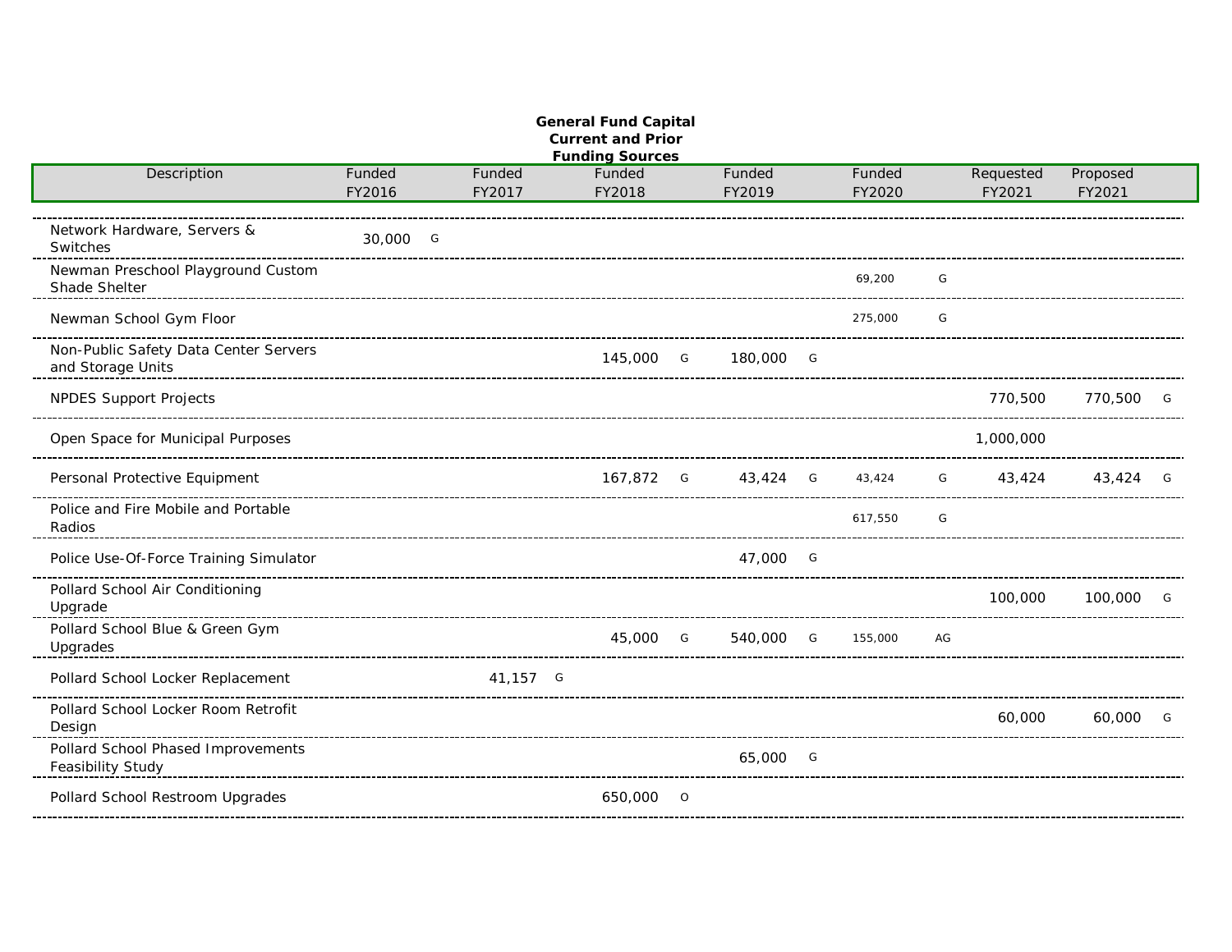**General Fund Capital**
**Current and Prior**
**Funding Sources**

| Description | Funded FY2016 | | Funded FY2017 | | Funded FY2018 | | Funded FY2019 | | Funded FY2020 | | Requested FY2021 | Proposed FY2021 | |
|---|---|---|---|---|---|---|---|---|---|---|---|---|---|
| Network Hardware, Servers & Switches | 30,000 | G | | | | | | | | | | | |
| Newman Preschool Playground Custom Shade Shelter | | | | | | | | | 69,200 | G | | | |
| Newman School Gym Floor | | | | | | | | | 275,000 | G | | | |
| Non-Public Safety Data Center Servers and Storage Units | | | | | 145,000 | G | 180,000 | G | | | | | |
| NPDES Support Projects | | | | | | | | | | | 770,500 | 770,500 | G |
| Open Space for Municipal Purposes | | | | | | | | | | | 1,000,000 | | |
| Personal Protective Equipment | | | | | 167,872 | G | 43,424 | G | 43,424 | G | 43,424 | 43,424 | G |
| Police and Fire Mobile and Portable Radios | | | | | | | | | 617,550 | G | | | |
| Police Use-Of-Force Training Simulator | | | | | | | 47,000 | G | | | | | |
| Pollard School Air Conditioning Upgrade | | | | | | | | | | | 100,000 | 100,000 | G |
| Pollard School Blue & Green Gym Upgrades | | | | | 45,000 | G | 540,000 | G | 155,000 | AG | | | |
| Pollard School Locker Replacement | | | 41,157 | G | | | | | | | | | |
| Pollard School Locker Room Retrofit Design | | | | | | | | | | | 60,000 | 60,000 | G |
| Pollard School Phased Improvements Feasibility Study | | | | | | | 65,000 | G | | | | | |
| Pollard School Restroom Upgrades | | | | | 650,000 | O | | | | | | | |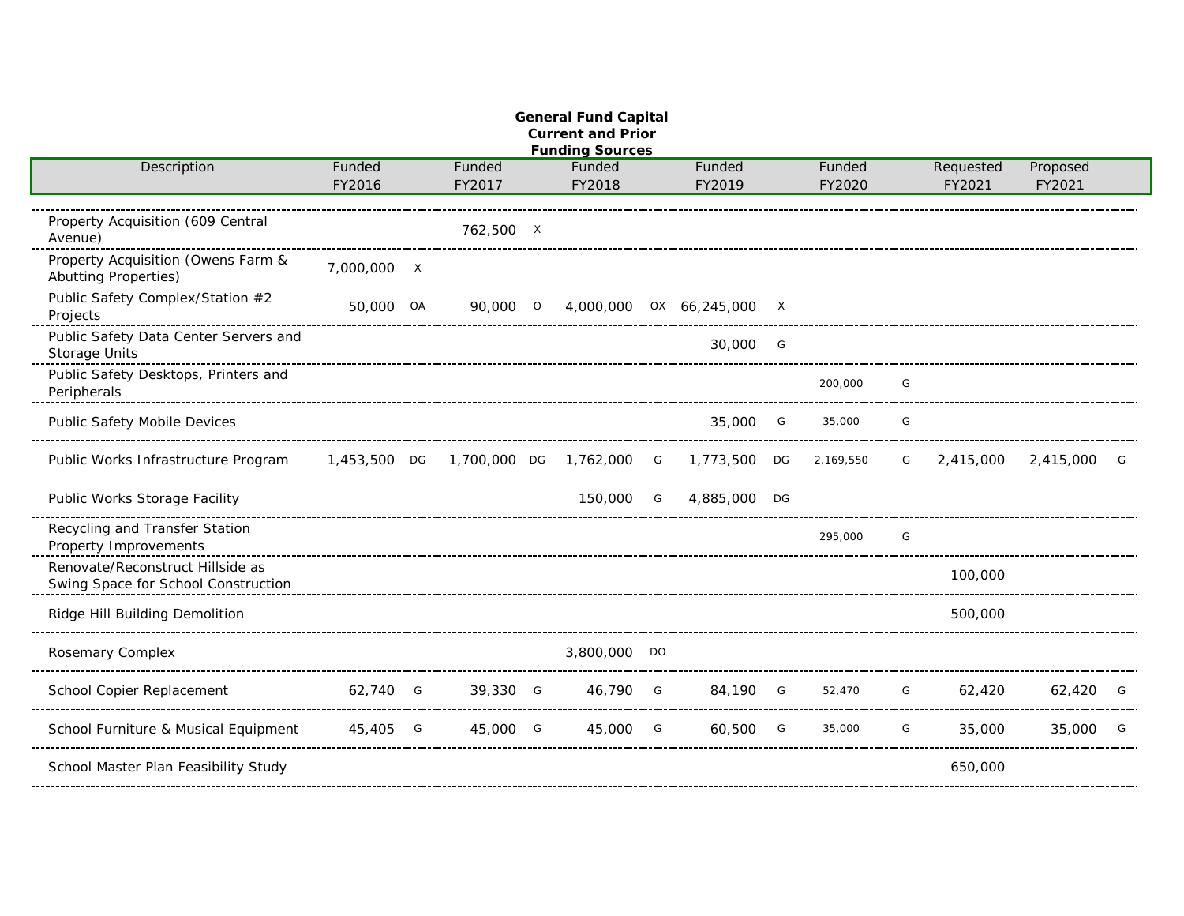**General Fund Capital**
**Current and Prior**
**Funding Sources**

| Description | Funded FY2016 | | Funded FY2017 | | Funded FY2018 | | Funded FY2019 | | Funded FY2020 | | Requested FY2021 | Proposed FY2021 | |
|---|---|---|---|---|---|---|---|---|---|---|---|---|---|
| Property Acquisition (609 Central Avenue) | | | 762,500 | X | | | | | | | | | |
| Property Acquisition (Owens Farm & Abutting Properties) | 7,000,000 | X | | | | | | | | | | | |
| Public Safety Complex/Station #2 Projects | 50,000 | OA | 90,000 | O | 4,000,000 | OX | 66,245,000 | X | | | | | |
| Public Safety Data Center Servers and Storage Units | | | | | | | 30,000 | G | | | | | |
| Public Safety Desktops, Printers and Peripherals | | | | | | | | | 200,000 | G | | | |
| Public Safety Mobile Devices | | | | | | | 35,000 | G | 35,000 | G | | | |
| Public Works Infrastructure Program | 1,453,500 | DG | 1,700,000 | DG | 1,762,000 | G | 1,773,500 | DG | 2,169,550 | G | 2,415,000 | 2,415,000 | G |
| Public Works Storage Facility | | | | | 150,000 | G | 4,885,000 | DG | | | | | |
| Recycling and Transfer Station Property Improvements | | | | | | | | | 295,000 | G | | | |
| Renovate/Reconstruct Hillside as Swing Space for School Construction | | | | | | | | | | | 100,000 | | |
| Ridge Hill Building Demolition | | | | | | | | | | | 500,000 | | |
| Rosemary Complex | | | | | 3,800,000 | DO | | | | | | | |
| School Copier Replacement | 62,740 | G | 39,330 | G | 46,790 | G | 84,190 | G | 52,470 | G | 62,420 | 62,420 | G |
| School Furniture & Musical Equipment | 45,405 | G | 45,000 | G | 45,000 | G | 60,500 | G | 35,000 | G | 35,000 | 35,000 | G |
| School Master Plan Feasibility Study | | | | | | | | | | | 650,000 | | |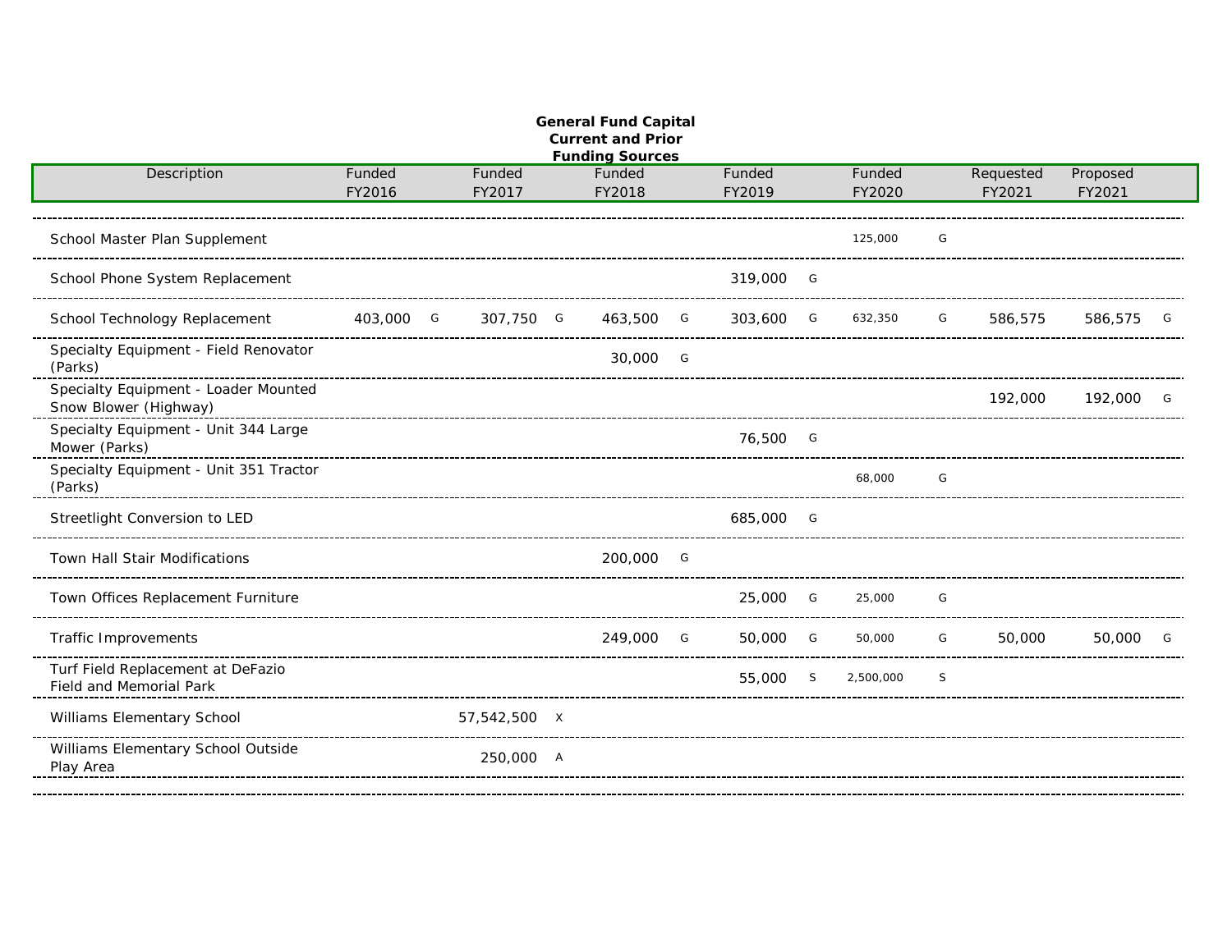**General Fund Capital**
**Current and Prior**
**Funding Sources**

| Description | Funded FY2016 | | Funded FY2017 | | Funded FY2018 | | Funded FY2019 | | Funded FY2020 | | Requested FY2021 | Proposed FY2021 | |
|---|---|---|---|---|---|---|---|---|---|---|---|---|---|
| School Master Plan Supplement | | | | | | | | | 125,000 | G | | | |
| School Phone System Replacement | | | | | | | 319,000 | G | | | | | |
| School Technology Replacement | 403,000 | G | 307,750 | G | 463,500 | G | 303,600 | G | 632,350 | G | 586,575 | 586,575 | G |
| Specialty Equipment - Field Renovator (Parks) | | | | | 30,000 | G | | | | | | | |
| Specialty Equipment - Loader Mounted Snow Blower (Highway) | | | | | | | | | | | 192,000 | 192,000 | G |
| Specialty Equipment - Unit 344 Large Mower (Parks) | | | | | | | 76,500 | G | | | | | |
| Specialty Equipment - Unit 351 Tractor (Parks) | | | | | | | | | 68,000 | G | | | |
| Streetlight Conversion to LED | | | | | | | 685,000 | G | | | | | |
| Town Hall Stair Modifications | | | | | 200,000 | G | | | | | | | |
| Town Offices Replacement Furniture | | | | | | | 25,000 | G | 25,000 | G | | | |
| Traffic Improvements | | | | | 249,000 | G | 50,000 | G | 50,000 | G | 50,000 | 50,000 | G |
| Turf Field Replacement at DeFazio Field and Memorial Park | | | | | | | 55,000 | S | 2,500,000 | S | | | |
| Williams Elementary School | | | 57,542,500 | X | | | | | | | | | |
| Williams Elementary School Outside Play Area | | | 250,000 | A | | | | | | | | | |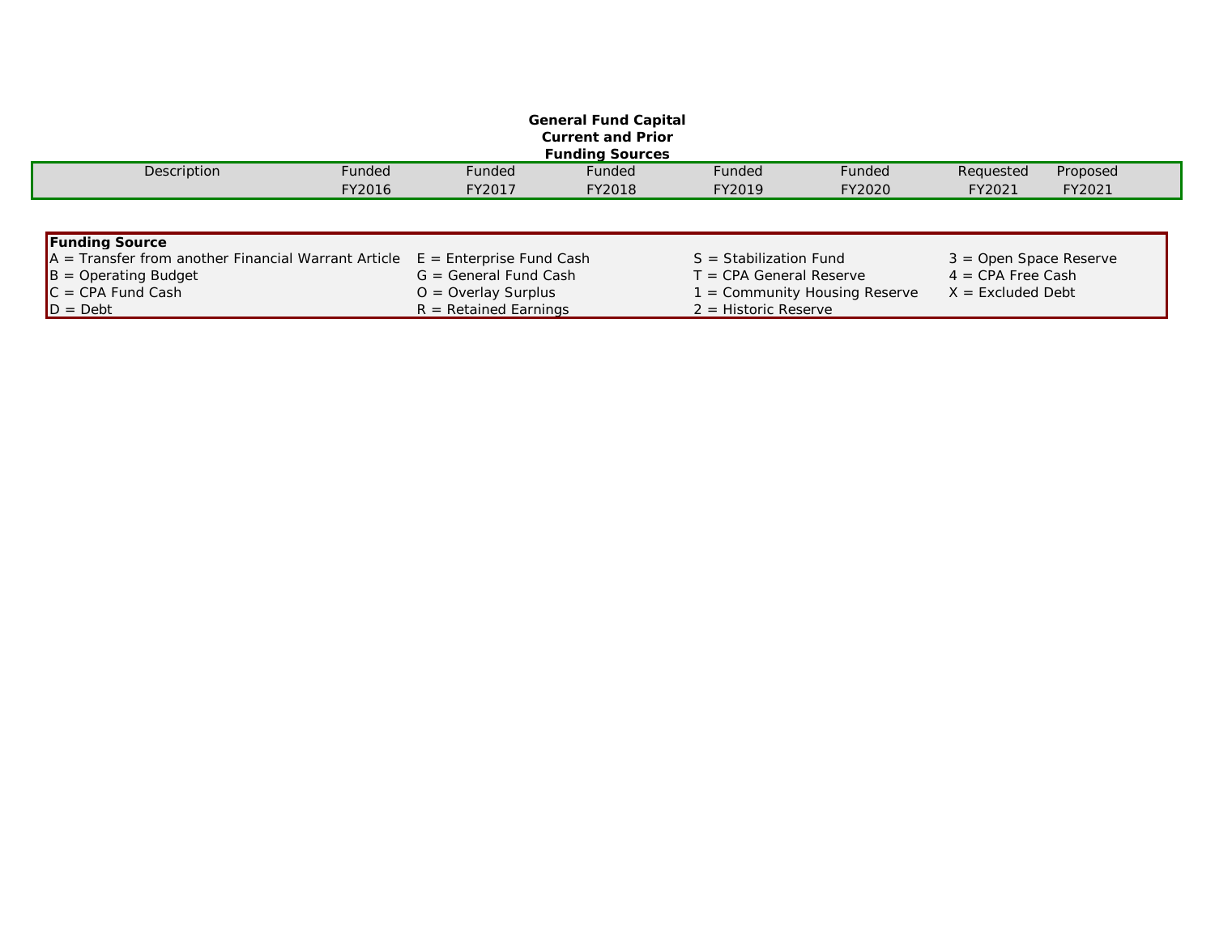**General Fund Capital**
**Current and Prior**
**Funding Sources**

| Description | Funded FY2016 | Funded FY2017 | Funded FY2018 | Funded FY2019 | Funded FY2020 | Requested FY2021 | Proposed FY2021 |
|---|---|---|---|---|---|---|---|

**Funding Source**

| | | | |
|---|---|---|---|
| A = Transfer from another Financial Warrant Article | E = Enterprise Fund Cash | S = Stabilization Fund | 3 = Open Space Reserve |
| B = Operating Budget | G = General Fund Cash | T = CPA General Reserve | 4 = CPA Free Cash |
| C = CPA Fund Cash | O = Overlay Surplus | 1 = Community Housing Reserve | X = Excluded Debt |
| D = Debt | R = Retained Earnings | 2 = Historic Reserve | |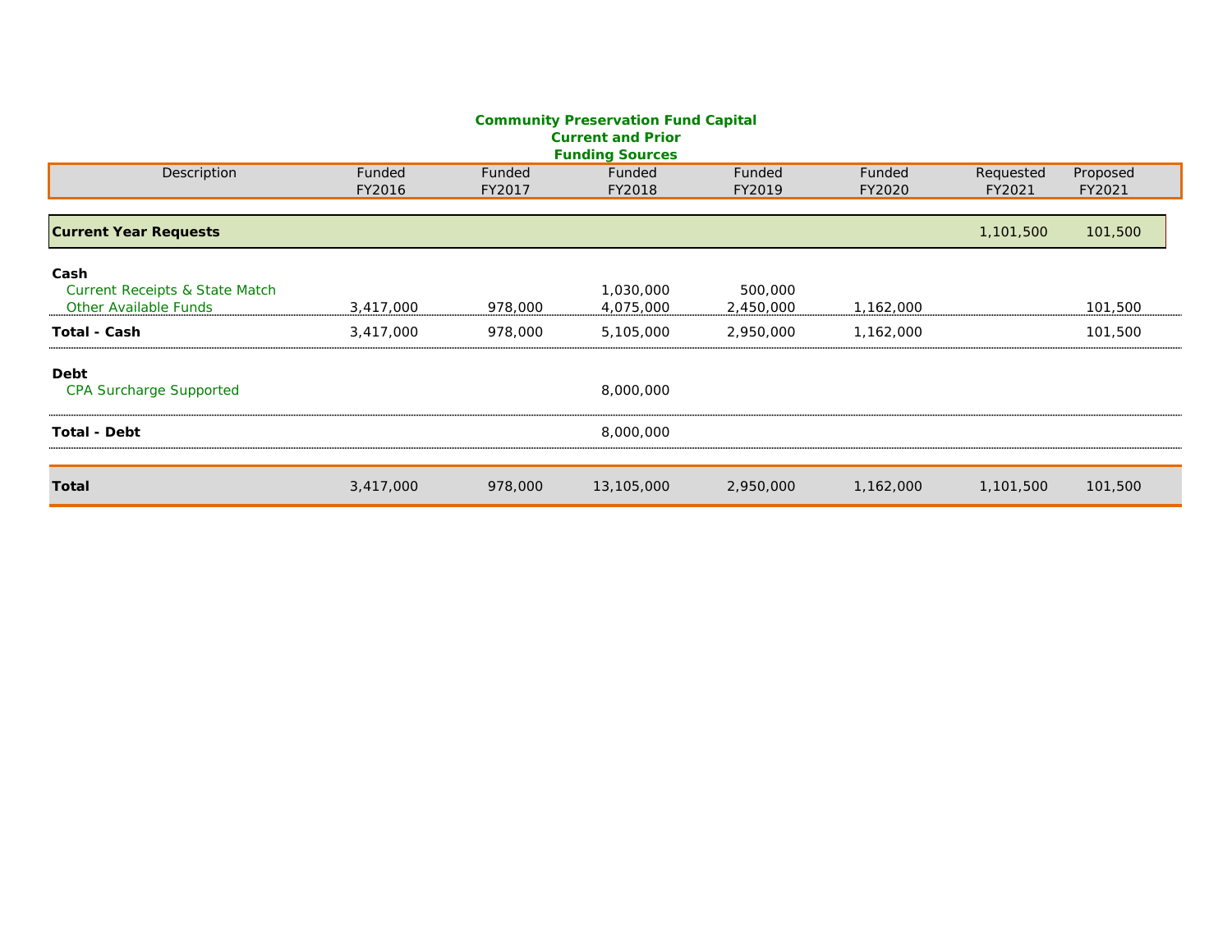**Community Preservation Fund Capital**
**Current and Prior**
**Funding Sources**

| Description | Funded FY2016 | Funded FY2017 | Funded FY2018 | Funded FY2019 | Funded FY2020 | Requested FY2021 | Proposed FY2021 |
|---|---|---|---|---|---|---|---|
| **Current Year Requests** | | | | | | 1,101,500 | 101,500 |
| **Cash** | | | | | | | |
| Current Receipts & State Match | | | 1,030,000 | 500,000 | | | |
| Other Available Funds | 3,417,000 | 978,000 | 4,075,000 | 2,450,000 | 1,162,000 | | 101,500 |
| **Total - Cash** | 3,417,000 | 978,000 | 5,105,000 | 2,950,000 | 1,162,000 | | 101,500 |
| **Debt** | | | | | | | |
| CPA Surcharge Supported | | | 8,000,000 | | | | |
| **Total - Debt** | | | 8,000,000 | | | | |
| **Total** | 3,417,000 | 978,000 | 13,105,000 | 2,950,000 | 1,162,000 | 1,101,500 | 101,500 |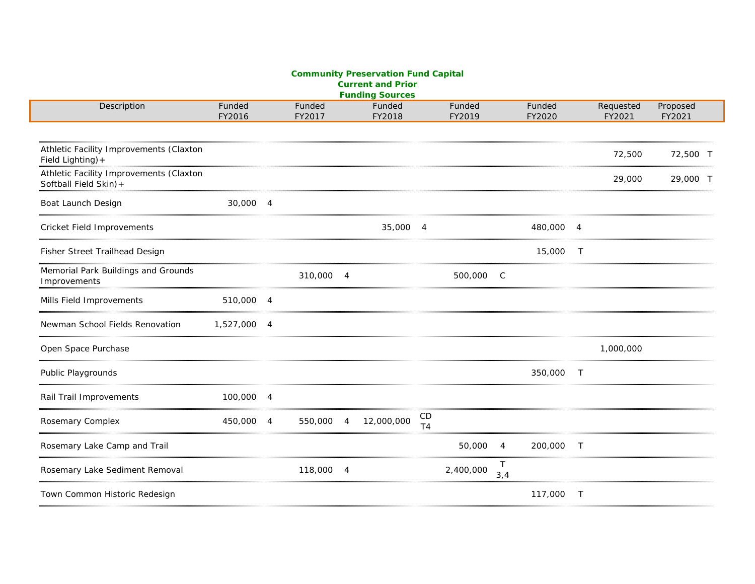## Community Preservation Fund Capital
## Current and Prior
## Funding Sources

| Description | Funded FY2016 | | Funded FY2017 | | Funded FY2018 | | Funded FY2019 | | Funded FY2020 | | Requested FY2021 | Proposed FY2021 | |
|---|---|---|---|---|---|---|---|---|---|---|---|---|---|
| Athletic Facility Improvements (Claxton Field Lighting)+ | | | | | | | | | | | 72,500 | 72,500 | T |
| Athletic Facility Improvements (Claxton Softball Field Skin)+ | | | | | | | | | | | 29,000 | 29,000 | T |
| Boat Launch Design | 30,000 | 4 | | | | | | | | | | | |
| Cricket Field Improvements | | | | | 35,000 | 4 | | | 480,000 | 4 | | | |
| Fisher Street Trailhead Design | | | | | | | | | 15,000 | T | | | |
| Memorial Park Buildings and Grounds Improvements | | | 310,000 | 4 | | | 500,000 | C | | | | | |
| Mills Field Improvements | 510,000 | 4 | | | | | | | | | | | |
| Newman School Fields Renovation | 1,527,000 | 4 | | | | | | | | | | | |
| Open Space Purchase | | | | | | | | | | | 1,000,000 | | |
| Public Playgrounds | | | | | | | | | 350,000 | T | | | |
| Rail Trail Improvements | 100,000 | 4 | | | | | | | | | | | |
| Rosemary Complex | 450,000 | 4 | 550,000 | 4 | 12,000,000 | CD T4 | | | | | | | |
| Rosemary Lake Camp and Trail | | | | | | | 50,000 | 4 | 200,000 | T | | | |
| Rosemary Lake Sediment Removal | | | 118,000 | 4 | | | 2,400,000 | T 3,4 | | | | | |
| Town Common Historic Redesign | | | | | | | | | 117,000 | T | | | |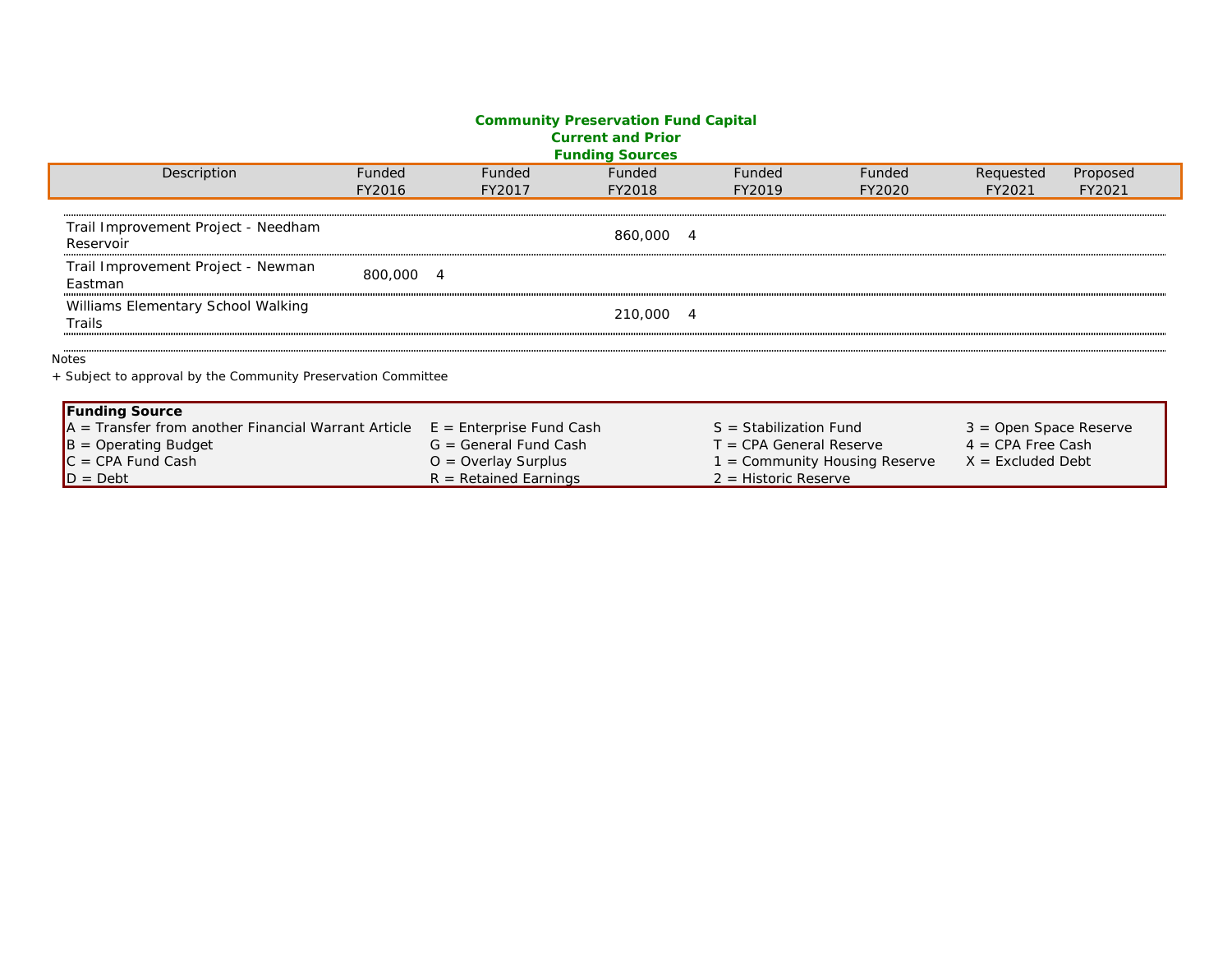**Community Preservation Fund Capital**
**Current and Prior**
**Funding Sources**

| Description | Funded FY2016 | | Funded FY2017 | | Funded FY2018 | | Funded FY2019 | | Funded FY2020 | | Requested FY2021 | Proposed FY2021 |
|---|---|---|---|---|---|---|---|---|---|---|---|---|
| Trail Improvement Project - Needham Reservoir | | | | | 860,000 | 4 | | | | | | |
| Trail Improvement Project - Newman Eastman | 800,000 | 4 | | | | | | | | | | |
| Williams Elementary School Walking Trails | | | | | 210,000 | 4 | | | | | | |

Notes

+ Subject to approval by the Community Preservation Committee

**Funding Source**

| | | | |
|---|---|---|---|
| A = Transfer from another Financial Warrant Article | E = Enterprise Fund Cash | S = Stabilization Fund | 3 = Open Space Reserve |
| B = Operating Budget | G = General Fund Cash | T = CPA General Reserve | 4 = CPA Free Cash |
| C = CPA Fund Cash | O = Overlay Surplus | 1 = Community Housing Reserve | X = Excluded Debt |
| D = Debt | R = Retained Earnings | 2 = Historic Reserve | |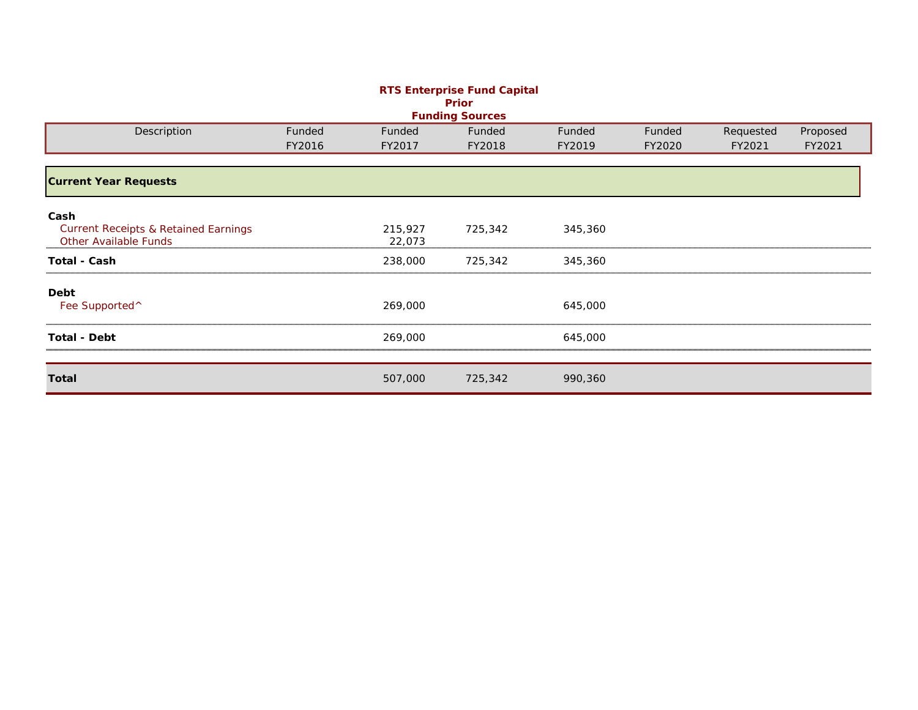## RTS Enterprise Fund Capital
### Prior
### Funding Sources

| Description | Funded FY2016 | Funded FY2017 | Funded FY2018 | Funded FY2019 | Funded FY2020 | Requested FY2021 | Proposed FY2021 |
|---|---|---|---|---|---|---|---|
| **Current Year Requests** | | | | | | | |
| **Cash** | | | | | | | |
| Current Receipts & Retained Earnings | | 215,927 | 725,342 | 345,360 | | | |
| Other Available Funds | | 22,073 | | | | | |
| **Total - Cash** | | 238,000 | 725,342 | 345,360 | | | |
| **Debt** | | | | | | | |
| Fee Supported^ | | 269,000 | | 645,000 | | | |
| **Total - Debt** | | 269,000 | | 645,000 | | | |
| **Total** | | 507,000 | 725,342 | 990,360 | | | |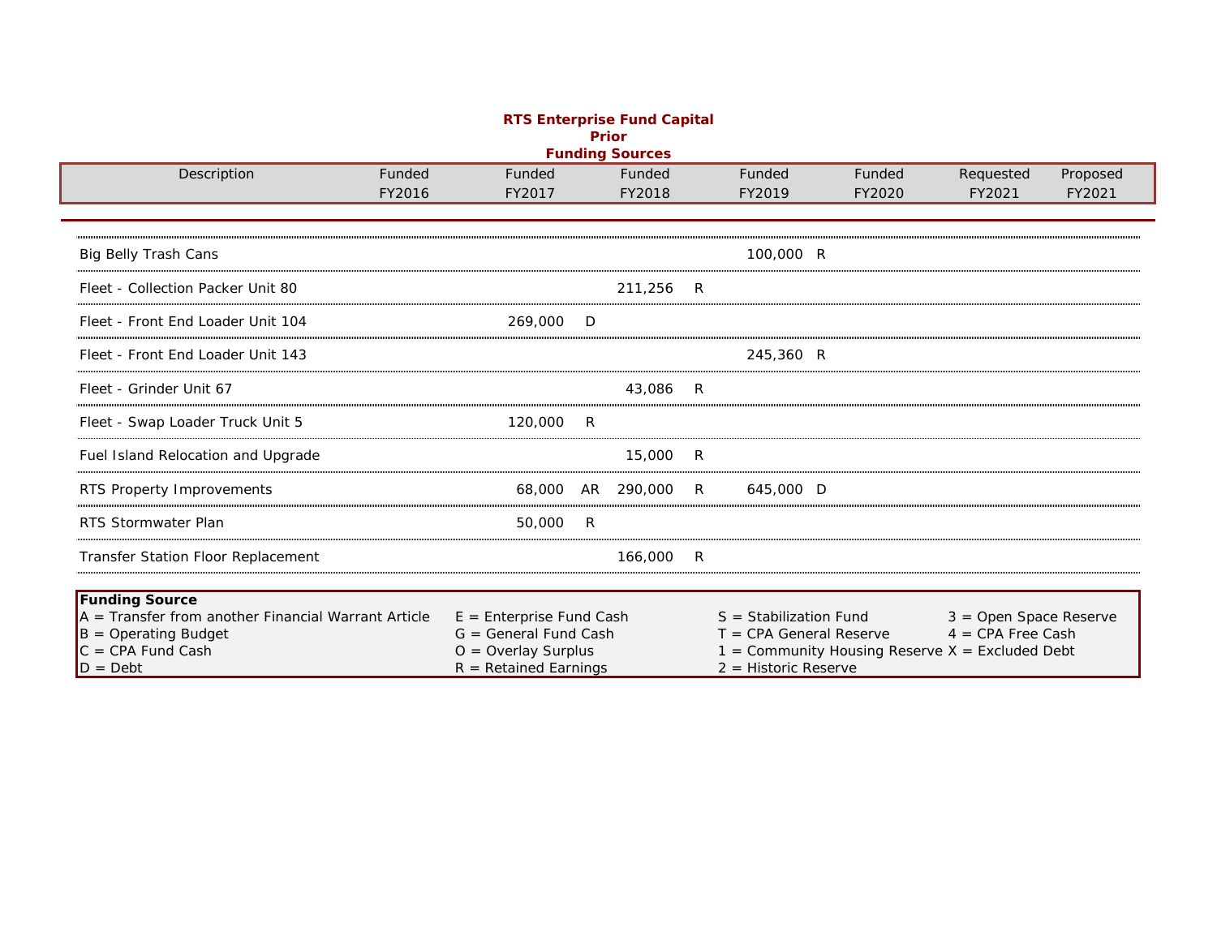## RTS Enterprise Fund Capital
### Prior
### Funding Sources

| Description | Funded FY2016 | Funded FY2017 | Funded FY2018 | Funded FY2019 | Funded FY2020 | Requested FY2021 | Proposed FY2021 |
|---|---|---|---|---|---|---|---|
| Big Belly Trash Cans | | | | 100,000 R | | | |
| Fleet - Collection Packer Unit 80 | | | 211,256 R | | | | |
| Fleet - Front End Loader Unit 104 | | 269,000 D | | | | | |
| Fleet - Front End Loader Unit 143 | | | | 245,360 R | | | |
| Fleet - Grinder Unit 67 | | | 43,086 R | | | | |
| Fleet - Swap Loader Truck Unit 5 | | 120,000 R | | | | | |
| Fuel Island Relocation and Upgrade | | | 15,000 R | | | | |
| RTS Property Improvements | | 68,000 AR | 290,000 R | 645,000 D | | | |
| RTS Stormwater Plan | | 50,000 R | | | | | |
| Transfer Station Floor Replacement | | | 166,000 R | | | | |

**Funding Source**

| | | | |
|---|---|---|---|
| A = Transfer from another Financial Warrant Article | E = Enterprise Fund Cash | S = Stabilization Fund | 3 = Open Space Reserve |
| B = Operating Budget | G = General Fund Cash | T = CPA General Reserve | 4 = CPA Free Cash |
| C = CPA Fund Cash | O = Overlay Surplus | 1 = Community Housing Reserve | X = Excluded Debt |
| D = Debt | R = Retained Earnings | 2 = Historic Reserve | |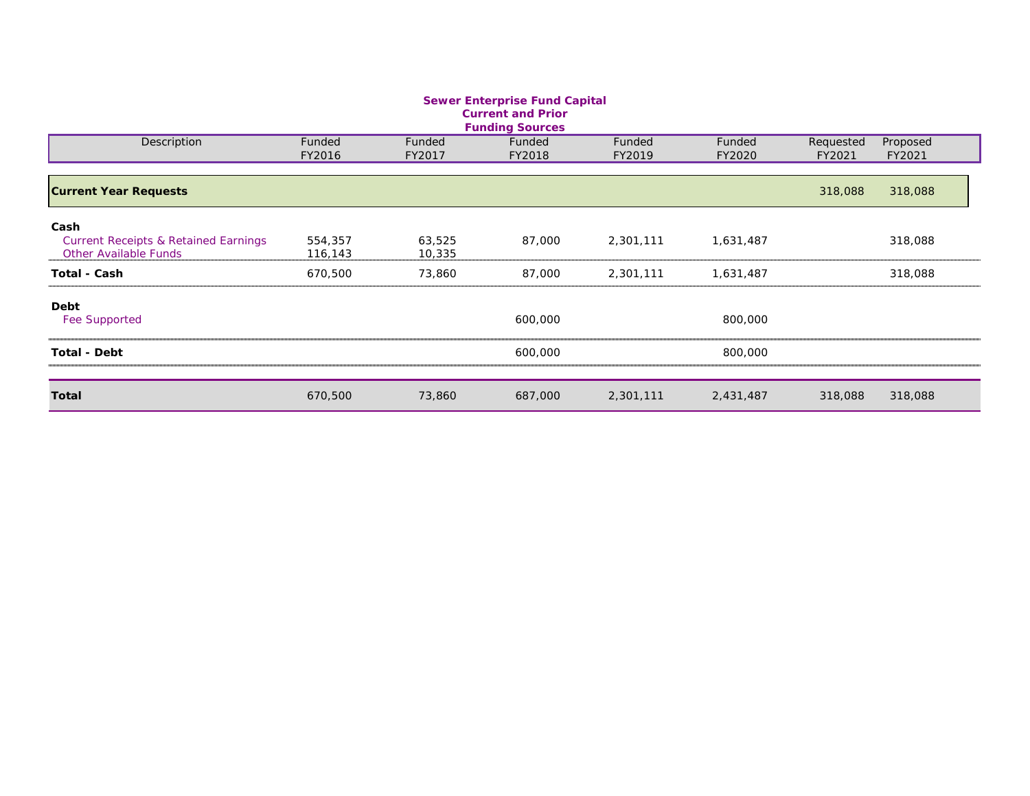# Sewer Enterprise Fund Capital
## Current and Prior
## Funding Sources

| Description | Funded FY2016 | Funded FY2017 | Funded FY2018 | Funded FY2019 | Funded FY2020 | Requested FY2021 | Proposed FY2021 |
|---|---|---|---|---|---|---|---|
| **Current Year Requests** | | | | | | 318,088 | 318,088 |
| **Cash** | | | | | | | |
| Current Receipts & Retained Earnings | 554,357 | 63,525 | 87,000 | 2,301,111 | 1,631,487 | | 318,088 |
| Other Available Funds | 116,143 | 10,335 | | | | | |
| **Total - Cash** | 670,500 | 73,860 | 87,000 | 2,301,111 | 1,631,487 | | 318,088 |
| **Debt** | | | | | | | |
| Fee Supported | | | 600,000 | | 800,000 | | |
| **Total - Debt** | | | 600,000 | | 800,000 | | |
| **Total** | 670,500 | 73,860 | 687,000 | 2,301,111 | 2,431,487 | 318,088 | 318,088 |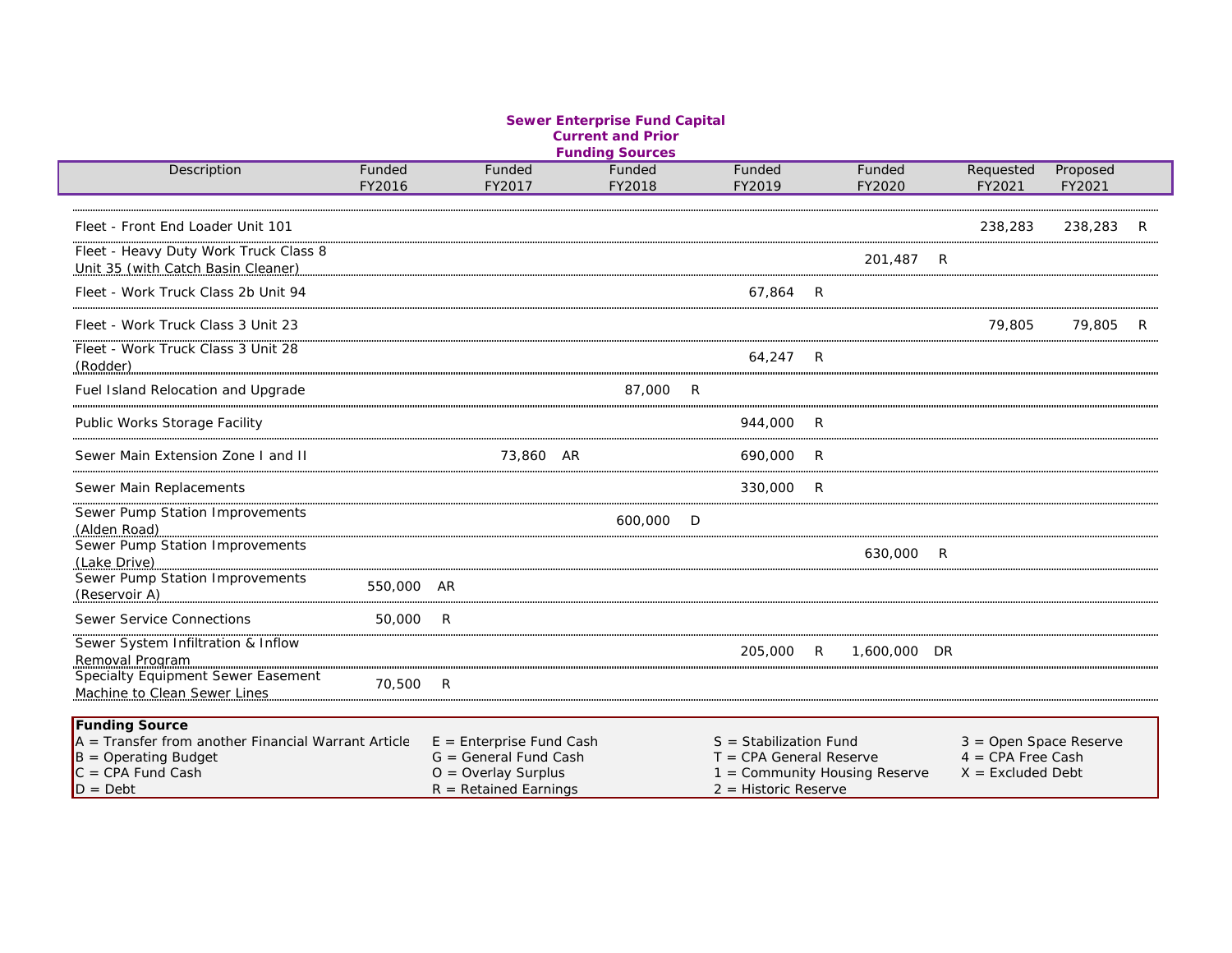## Sewer Enterprise Fund Capital
### Current and Prior
### Funding Sources

| Description | Funded FY2016 | | Funded FY2017 | | Funded FY2018 | | Funded FY2019 | | Funded FY2020 | | Requested FY2021 | Proposed FY2021 | |
|---|---|---|---|---|---|---|---|---|---|---|---|---|---|
| Fleet - Front End Loader Unit 101 | | | | | | | | | | | 238,283 | 238,283 | R |
| Fleet - Heavy Duty Work Truck Class 8 Unit 35 (with Catch Basin Cleaner) | | | | | | | | | 201,487 | R | | | |
| Fleet - Work Truck Class 2b Unit 94 | | | | | | | 67,864 | R | | | | | |
| Fleet - Work Truck Class 3 Unit 23 | | | | | | | | | | | 79,805 | 79,805 | R |
| Fleet - Work Truck Class 3 Unit 28 (Rodder) | | | | | | | 64,247 | R | | | | | |
| Fuel Island Relocation and Upgrade | | | | | 87,000 | R | | | | | | | |
| Public Works Storage Facility | | | | | | | 944,000 | R | | | | | |
| Sewer Main Extension Zone I and II | | | 73,860 | AR | | | 690,000 | R | | | | | |
| Sewer Main Replacements | | | | | | | 330,000 | R | | | | | |
| Sewer Pump Station Improvements (Alden Road) | | | | | 600,000 | D | | | | | | | |
| Sewer Pump Station Improvements (Lake Drive) | | | | | | | | | 630,000 | R | | | |
| Sewer Pump Station Improvements (Reservoir A) | 550,000 | AR | | | | | | | | | | | |
| Sewer Service Connections | 50,000 | R | | | | | | | | | | | |
| Sewer System Infiltration & Inflow Removal Program | | | | | | | 205,000 | R | 1,600,000 | DR | | | |
| Specialty Equipment Sewer Easement Machine to Clean Sewer Lines | 70,500 | R | | | | | | | | | | | |

**Funding Source**

| | | | |
|---|---|---|---|
| A = Transfer from another Financial Warrant Article | E = Enterprise Fund Cash | S = Stabilization Fund | 3 = Open Space Reserve |
| B = Operating Budget | G = General Fund Cash | T = CPA General Reserve | 4 = CPA Free Cash |
| C = CPA Fund Cash | O = Overlay Surplus | 1 = Community Housing Reserve | X = Excluded Debt |
| D = Debt | R = Retained Earnings | 2 = Historic Reserve | |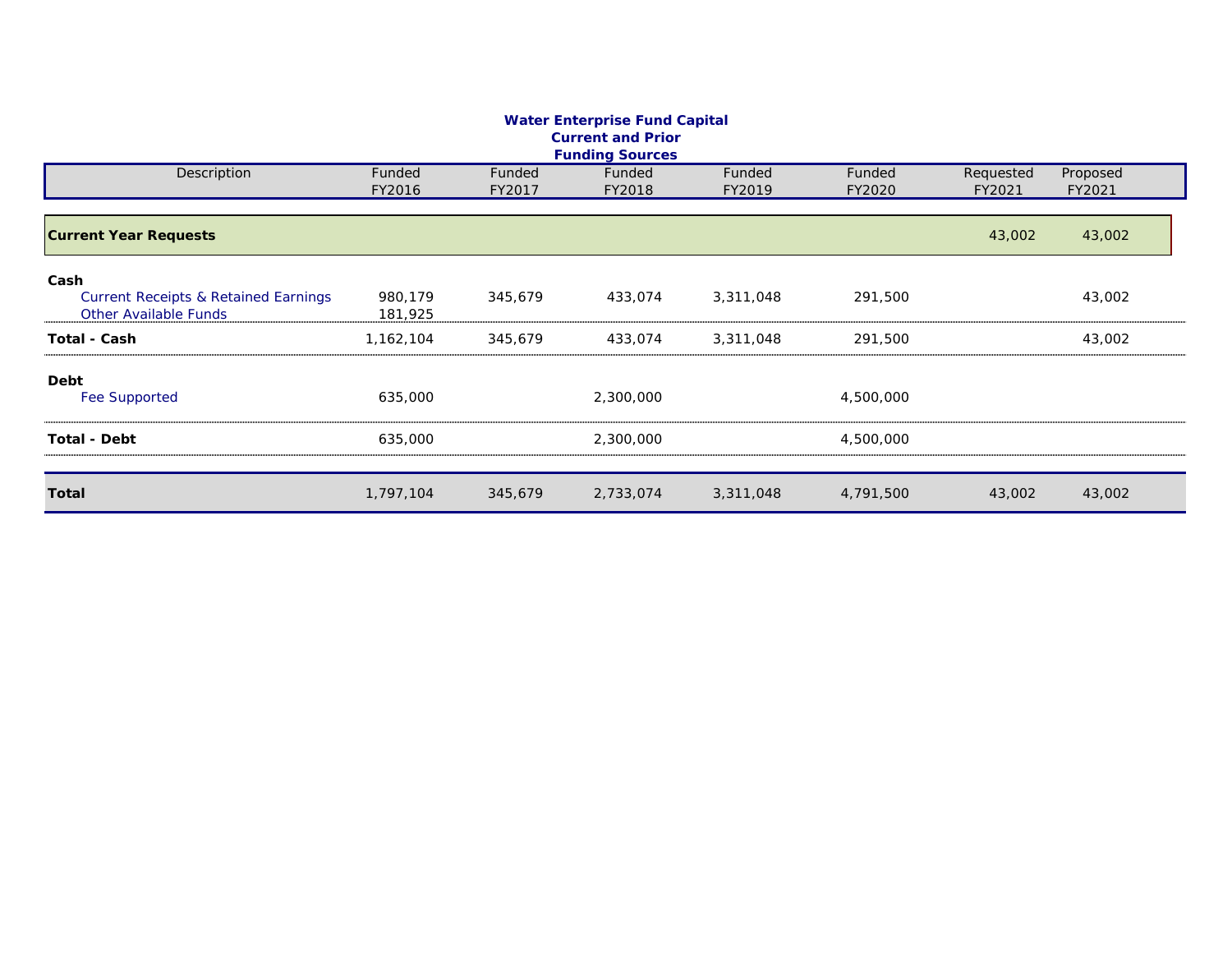# Water Enterprise Fund Capital
## Current and Prior
## Funding Sources

| Description | Funded FY2016 | Funded FY2017 | Funded FY2018 | Funded FY2019 | Funded FY2020 | Requested FY2021 | Proposed FY2021 |
|---|---|---|---|---|---|---|---|
| **Current Year Requests** | | | | | | 43,002 | 43,002 |
| **Cash** | | | | | | | |
| Current Receipts & Retained Earnings | 980,179 | 345,679 | 433,074 | 3,311,048 | 291,500 | | 43,002 |
| Other Available Funds | 181,925 | | | | | | |
| **Total - Cash** | 1,162,104 | 345,679 | 433,074 | 3,311,048 | 291,500 | | 43,002 |
| **Debt** | | | | | | | |
| Fee Supported | 635,000 | | 2,300,000 | | 4,500,000 | | |
| **Total - Debt** | 635,000 | | 2,300,000 | | 4,500,000 | | |
| **Total** | 1,797,104 | 345,679 | 2,733,074 | 3,311,048 | 4,791,500 | 43,002 | 43,002 |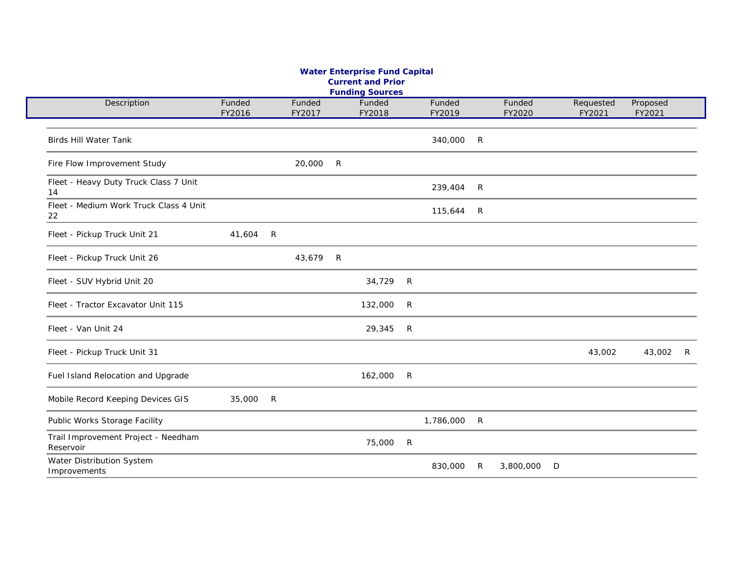## Water Enterprise Fund Capital
### Current and Prior
### Funding Sources

| Description | Funded FY2016 | | Funded FY2017 | | Funded FY2018 | | Funded FY2019 | | Funded FY2020 | | Requested FY2021 | Proposed FY2021 | |
|---|---|---|---|---|---|---|---|---|---|---|---|---|---|
| Birds Hill Water Tank | | | | | | | 340,000 | R | | | | | |
| Fire Flow Improvement Study | | | 20,000 | R | | | | | | | | | |
| Fleet - Heavy Duty Truck Class 7 Unit 14 | | | | | | | 239,404 | R | | | | | |
| Fleet - Medium Work Truck Class 4 Unit 22 | | | | | | | 115,644 | R | | | | | |
| Fleet - Pickup Truck Unit 21 | 41,604 | R | | | | | | | | | | | |
| Fleet - Pickup Truck Unit 26 | | | 43,679 | R | | | | | | | | | |
| Fleet - SUV Hybrid Unit 20 | | | | | 34,729 | R | | | | | | | |
| Fleet - Tractor Excavator Unit 115 | | | | | 132,000 | R | | | | | | | |
| Fleet - Van Unit 24 | | | | | 29,345 | R | | | | | | | |
| Fleet - Pickup Truck Unit 31 | | | | | | | | | | | 43,002 | 43,002 | R |
| Fuel Island Relocation and Upgrade | | | | | 162,000 | R | | | | | | | |
| Mobile Record Keeping Devices GIS | 35,000 | R | | | | | | | | | | | |
| Public Works Storage Facility | | | | | | | 1,786,000 | R | | | | | |
| Trail Improvement Project - Needham Reservoir | | | | | 75,000 | R | | | | | | | |
| Water Distribution System Improvements | | | | | | | 830,000 | R | 3,800,000 | D | | | |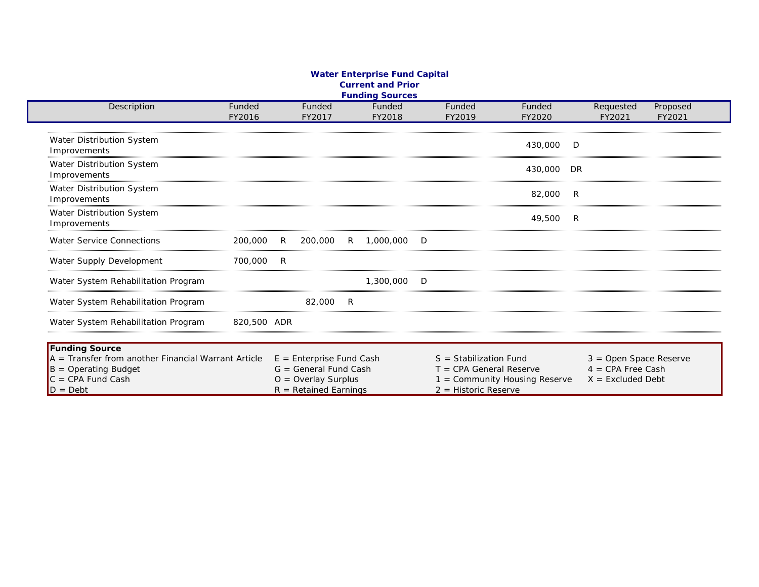**Water Enterprise Fund Capital**
**Current and Prior**
**Funding Sources**

| Description | Funded FY2016 | | Funded FY2017 | | Funded FY2018 | | Funded FY2019 | | Funded FY2020 | | Requested FY2021 | Proposed FY2021 |
|---|---|---|---|---|---|---|---|---|---|---|---|---|
| Water Distribution System Improvements | | | | | | | | | 430,000 | D | | |
| Water Distribution System Improvements | | | | | | | | | 430,000 | DR | | |
| Water Distribution System Improvements | | | | | | | | | 82,000 | R | | |
| Water Distribution System Improvements | | | | | | | | | 49,500 | R | | |
| Water Service Connections | 200,000 | R | 200,000 | R | 1,000,000 | D | | | | | | |
| Water Supply Development | 700,000 | R | | | | | | | | | | |
| Water System Rehabilitation Program | | | | | 1,300,000 | D | | | | | | |
| Water System Rehabilitation Program | | | 82,000 | R | | | | | | | | |
| Water System Rehabilitation Program | 820,500 | ADR | | | | | | | | | | |

**Funding Source**

- A = Transfer from another Financial Warrant Article
- B = Operating Budget
- C = CPA Fund Cash
- D = Debt
- E = Enterprise Fund Cash
- G = General Fund Cash
- O = Overlay Surplus
- R = Retained Earnings
- S = Stabilization Fund
- T = CPA General Reserve
- 1 = Community Housing Reserve
- 2 = Historic Reserve
- 3 = Open Space Reserve
- 4 = CPA Free Cash
- X = Excluded Debt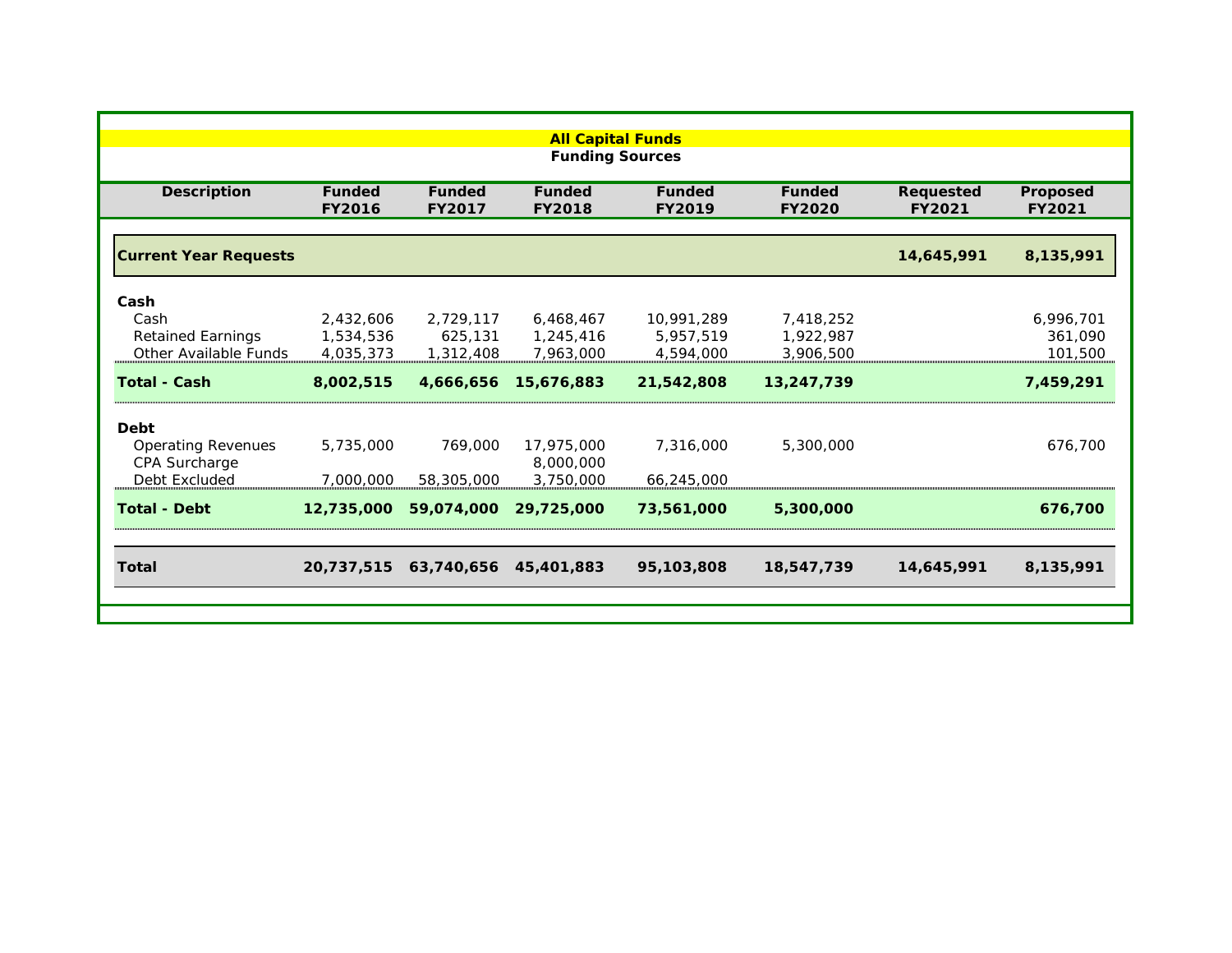## All Capital Funds

### Funding Sources

| Description | Funded FY2016 | Funded FY2017 | Funded FY2018 | Funded FY2019 | Funded FY2020 | Requested FY2021 | Proposed FY2021 |
|---|---|---|---|---|---|---|---|
| **Current Year Requests** | | | | | | **14,645,991** | **8,135,991** |
| **Cash** | | | | | | | |
| Cash | 2,432,606 | 2,729,117 | 6,468,467 | 10,991,289 | 7,418,252 | | 6,996,701 |
| Retained Earnings | 1,534,536 | 625,131 | 1,245,416 | 5,957,519 | 1,922,987 | | 361,090 |
| Other Available Funds | 4,035,373 | 1,312,408 | 7,963,000 | 4,594,000 | 3,906,500 | | 101,500 |
| **Total - Cash** | **8,002,515** | **4,666,656** | **15,676,883** | **21,542,808** | **13,247,739** | | **7,459,291** |
| **Debt** | | | | | | | |
| Operating Revenues | 5,735,000 | 769,000 | 17,975,000 | 7,316,000 | 5,300,000 | | 676,700 |
| CPA Surcharge | | | 8,000,000 | | | | |
| Debt Excluded | 7,000,000 | 58,305,000 | 3,750,000 | 66,245,000 | | | |
| **Total - Debt** | **12,735,000** | **59,074,000** | **29,725,000** | **73,561,000** | **5,300,000** | | **676,700** |
| **Total** | **20,737,515** | **63,740,656** | **45,401,883** | **95,103,808** | **18,547,739** | **14,645,991** | **8,135,991** |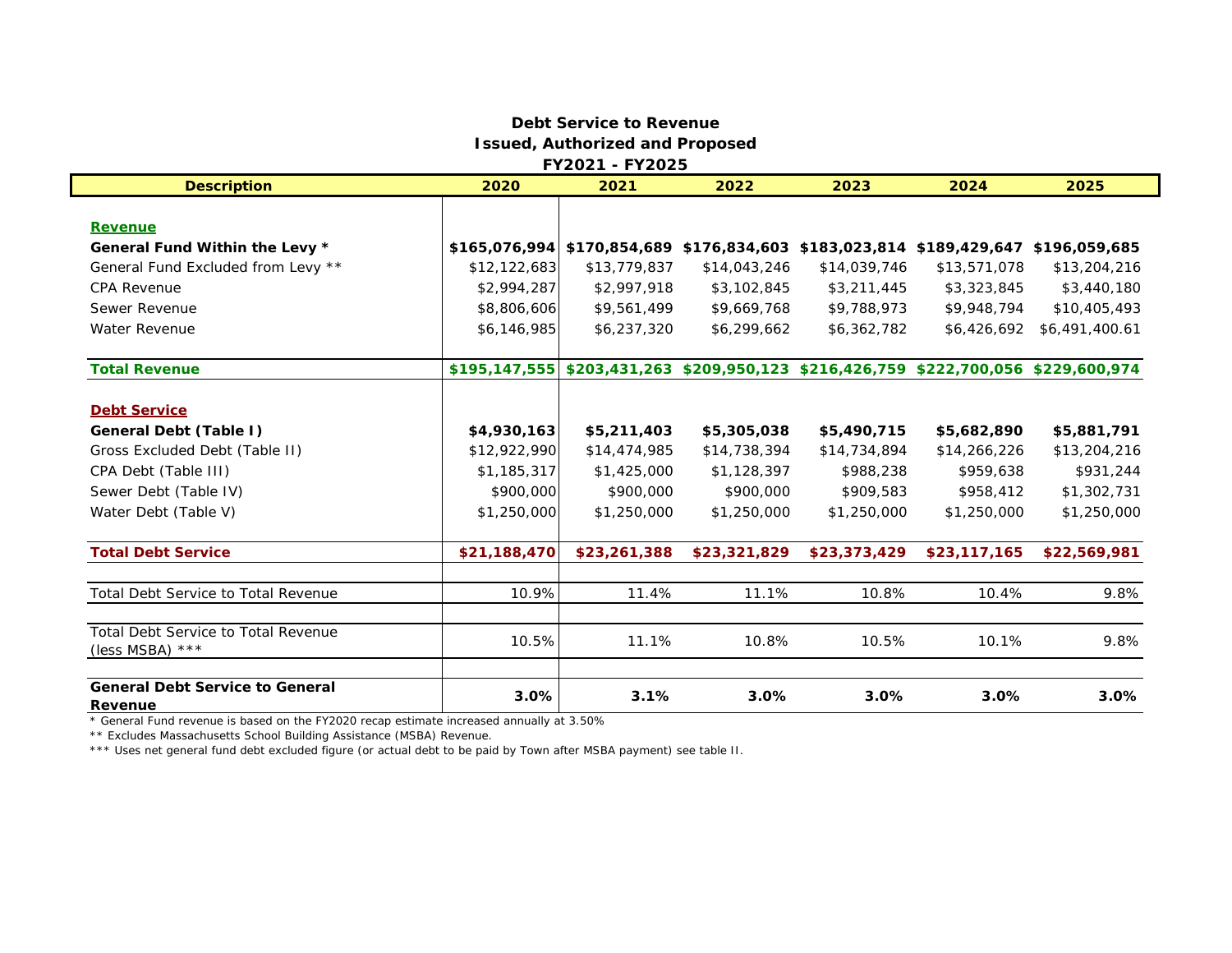**Debt Service to Revenue**
**Issued, Authorized and Proposed**
**FY2021 - FY2025**

| Description | 2020 | 2021 | 2022 | 2023 | 2024 | 2025 |
|---|---|---|---|---|---|---|
| **Revenue** | | | | | | |
| **General Fund Within the Levy *** | **$165,076,994** | **$170,854,689** | **$176,834,603** | **$183,023,814** | **$189,429,647** | **$196,059,685** |
| General Fund Excluded from Levy ** | $12,122,683 | $13,779,837 | $14,043,246 | $14,039,746 | $13,571,078 | $13,204,216 |
| CPA Revenue | $2,994,287 | $2,997,918 | $3,102,845 | $3,211,445 | $3,323,845 | $3,440,180 |
| Sewer Revenue | $8,806,606 | $9,561,499 | $9,669,768 | $9,788,973 | $9,948,794 | $10,405,493 |
| Water Revenue | $6,146,985 | $6,237,320 | $6,299,662 | $6,362,782 | $6,426,692 | $6,491,400.61 |
| **Total Revenue** | **$195,147,555** | **$203,431,263** | **$209,950,123** | **$216,426,759** | **$222,700,056** | **$229,600,974** |
| **Debt Service** | | | | | | |
| **General Debt (Table I)** | **$4,930,163** | **$5,211,403** | **$5,305,038** | **$5,490,715** | **$5,682,890** | **$5,881,791** |
| Gross Excluded Debt (Table II) | $12,922,990 | $14,474,985 | $14,738,394 | $14,734,894 | $14,266,226 | $13,204,216 |
| CPA Debt (Table III) | $1,185,317 | $1,425,000 | $1,128,397 | $988,238 | $959,638 | $931,244 |
| Sewer Debt (Table IV) | $900,000 | $900,000 | $900,000 | $909,583 | $958,412 | $1,302,731 |
| Water Debt (Table V) | $1,250,000 | $1,250,000 | $1,250,000 | $1,250,000 | $1,250,000 | $1,250,000 |
| **Total Debt Service** | **$21,188,470** | **$23,261,388** | **$23,321,829** | **$23,373,429** | **$23,117,165** | **$22,569,981** |
| Total Debt Service to Total Revenue | 10.9% | 11.4% | 11.1% | 10.8% | 10.4% | 9.8% |
| Total Debt Service to Total Revenue (less MSBA) *** | 10.5% | 11.1% | 10.8% | 10.5% | 10.1% | 9.8% |
| **General Debt Service to General Revenue** | **3.0%** | **3.1%** | **3.0%** | **3.0%** | **3.0%** | **3.0%** |

* General Fund revenue is based on the FY2020 recap estimate increased annually at 3.50%

** Excludes Massachusetts School Building Assistance (MSBA) Revenue.

*** Uses net general fund debt excluded figure (or actual debt to be paid by Town after MSBA payment) see table II.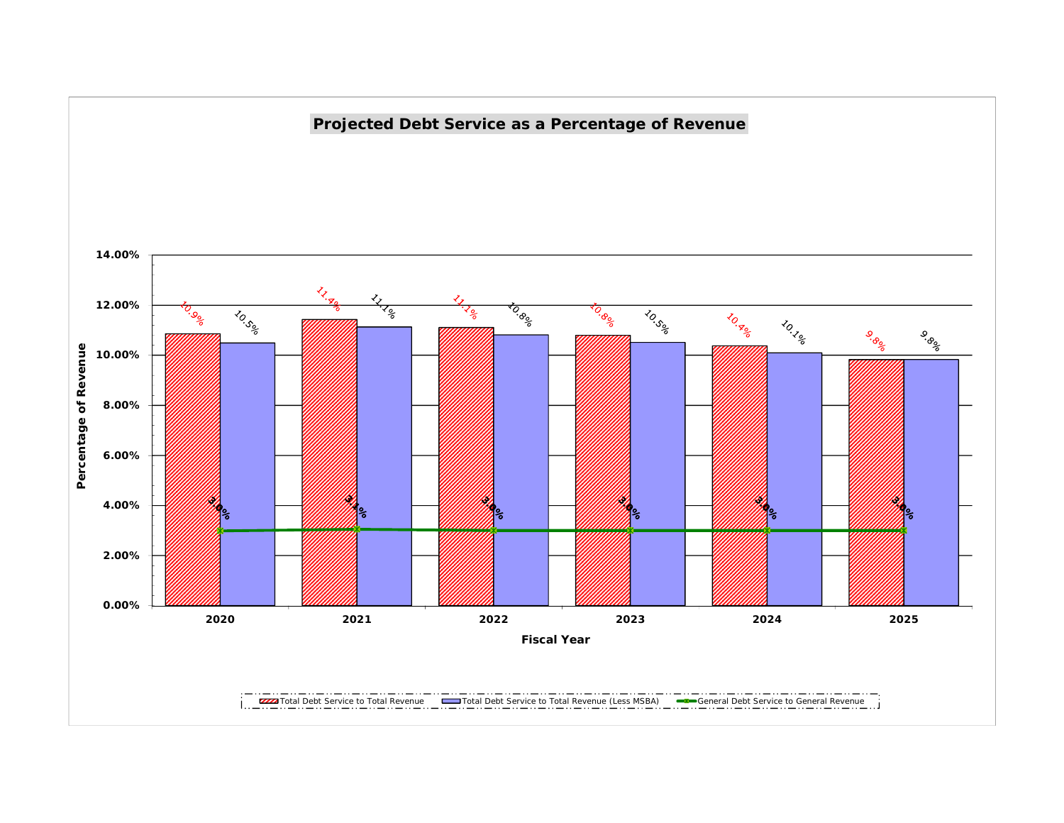## Projected Debt Service as a Percentage of Revenue

| Fiscal Year | Total Debt Service to Total Revenue | Total Debt Service to Total Revenue (Less MSBA) | General Debt Service to General Revenue |
|---|---|---|---|
| 2020 | 10.9% | 10.5% | 3.0% |
| 2021 | 11.4% | 11.1% | 3.1% |
| 2022 | 11.1% | 10.8% | 3.0% |
| 2023 | 10.8% | 10.5% | 3.0% |
| 2024 | 10.4% | 10.1% | 3.0% |
| 2025 | 9.8% | 9.8% | 3.0% |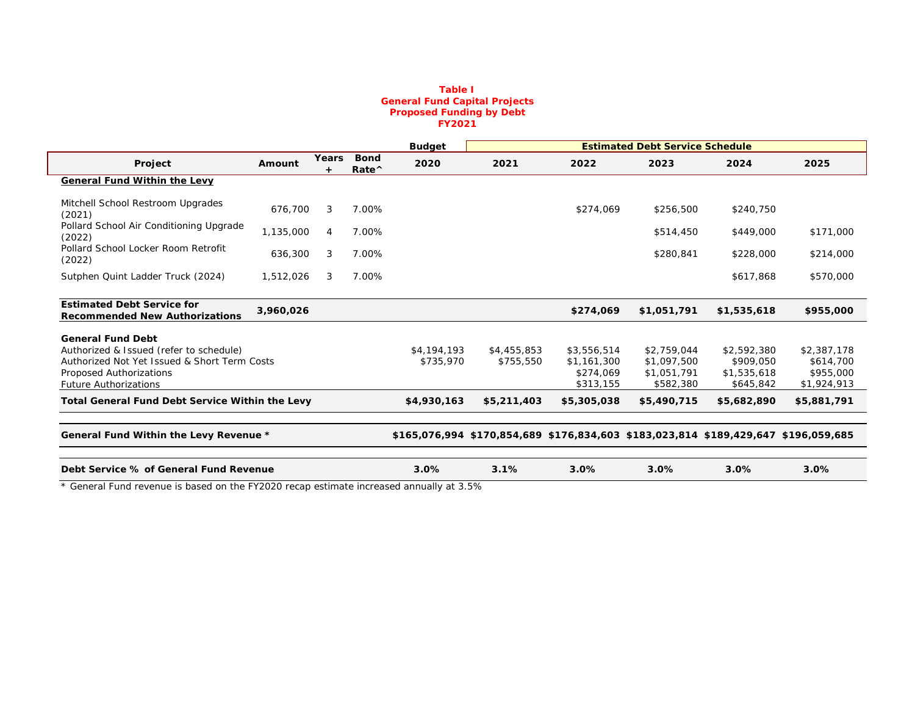**Table I**
**General Fund Capital Projects**
**Proposed Funding by Debt**
**FY2021**

| Project | Amount | Years + | Bond Rate^ | Budget 2020 | Estimated Debt Service Schedule 2021 | 2022 | 2023 | 2024 | 2025 |
|---|---|---|---|---|---|---|---|---|---|
| **General Fund Within the Levy** | | | | | | | | | |
| Mitchell School Restroom Upgrades (2021) | 676,700 | 3 | 7.00% | | | $274,069 | $256,500 | $240,750 | |
| Pollard School Air Conditioning Upgrade (2022) | 1,135,000 | 4 | 7.00% | | | | $514,450 | $449,000 | $171,000 |
| Pollard School Locker Room Retrofit (2022) | 636,300 | 3 | 7.00% | | | | $280,841 | $228,000 | $214,000 |
| Sutphen Quint Ladder Truck (2024) | 1,512,026 | 3 | 7.00% | | | | | $617,868 | $570,000 |
| **Estimated Debt Service for Recommended New Authorizations** | **3,960,026** | | | | | **$274,069** | **$1,051,791** | **$1,535,618** | **$955,000** |
| **General Fund Debt** | | | | | | | | | |
| Authorized & Issued (refer to schedule) | | | | $4,194,193 | $4,455,853 | $3,556,514 | $2,759,044 | $2,592,380 | $2,387,178 |
| Authorized Not Yet Issued & Short Term Costs | | | | $735,970 | $755,550 | $1,161,300 | $1,097,500 | $909,050 | $614,700 |
| Proposed Authorizations | | | | | | $274,069 | $1,051,791 | $1,535,618 | $955,000 |
| Future Authorizations | | | | | | $313,155 | $582,380 | $645,842 | $1,924,913 |
| **Total General Fund Debt Service Within the Levy** | | | | **$4,930,163** | **$5,211,403** | **$5,305,038** | **$5,490,715** | **$5,682,890** | **$5,881,791** |
| **General Fund Within the Levy Revenue *** | | | | **$165,076,994** | **$170,854,689** | **$176,834,603** | **$183,023,814** | **$189,429,647** | **$196,059,685** |
| **Debt Service % of General Fund Revenue** | | | | **3.0%** | **3.1%** | **3.0%** | **3.0%** | **3.0%** | **3.0%** |

* General Fund revenue is based on the FY2020 recap estimate increased annually at 3.5%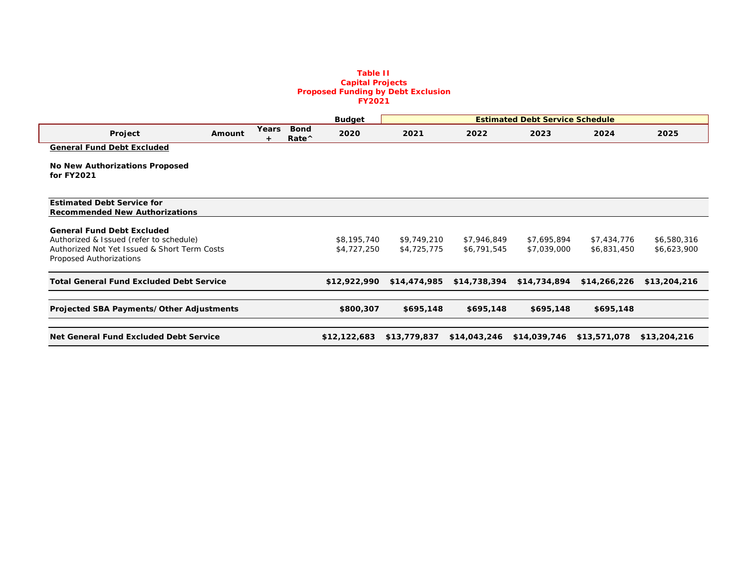**Table II**
**Capital Projects**
**Proposed Funding by Debt Exclusion**
**FY2021**

| Project | Amount | Years + | Bond Rate^ | Budget 2020 | Estimated Debt Service Schedule 2021 | 2022 | 2023 | 2024 | 2025 |
|---|---|---|---|---|---|---|---|---|---|
| **General Fund Debt Excluded** | | | | | | | | | |
| **No New Authorizations Proposed for FY2021** | | | | | | | | | |
| **Estimated Debt Service for Recommended New Authorizations** | | | | | | | | | |
| **General Fund Debt Excluded** | | | | | | | | | |
| Authorized & Issued (refer to schedule) | | | | $8,195,740 | $9,749,210 | $7,946,849 | $7,695,894 | $7,434,776 | $6,580,316 |
| Authorized Not Yet Issued & Short Term Costs | | | | $4,727,250 | $4,725,775 | $6,791,545 | $7,039,000 | $6,831,450 | $6,623,900 |
| Proposed Authorizations | | | | | | | | | |
| **Total General Fund Excluded Debt Service** | | | | **$12,922,990** | **$14,474,985** | **$14,738,394** | **$14,734,894** | **$14,266,226** | **$13,204,216** |
| **Projected SBA Payments/Other Adjustments** | | | | **$800,307** | **$695,148** | **$695,148** | **$695,148** | **$695,148** | |
| **Net General Fund Excluded Debt Service** | | | | **$12,122,683** | **$13,779,837** | **$14,043,246** | **$14,039,746** | **$13,571,078** | **$13,204,216** |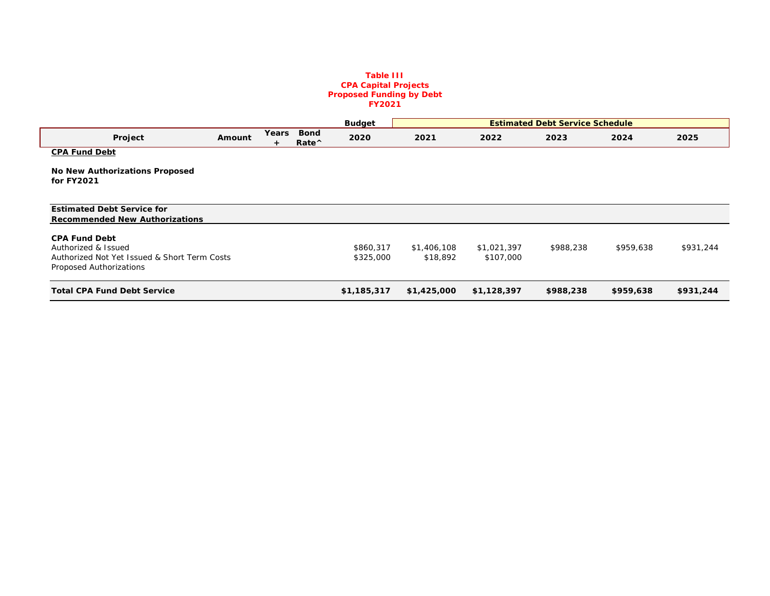# Table III
## CPA Capital Projects
## Proposed Funding by Debt
## FY2021

| Project | Amount | Years + | Bond Rate^ | Budget 2020 | Estimated Debt Service Schedule 2021 | 2022 | 2023 | 2024 | 2025 |
|---|---|---|---|---|---|---|---|---|---|
| **CPA Fund Debt** | | | | | | | | | |
| **No New Authorizations Proposed for FY2021** | | | | | | | | | |
| **Estimated Debt Service for Recommended New Authorizations** | | | | | | | | | |
| **CPA Fund Debt** | | | | | | | | | |
| Authorized & Issued | | | | $860,317 | $1,406,108 | $1,021,397 | $988,238 | $959,638 | $931,244 |
| Authorized Not Yet Issued & Short Term Costs | | | | $325,000 | $18,892 | $107,000 | | | |
| Proposed Authorizations | | | | | | | | | |
| **Total CPA Fund Debt Service** | | | | **$1,185,317** | **$1,425,000** | **$1,128,397** | **$988,238** | **$959,638** | **$931,244** |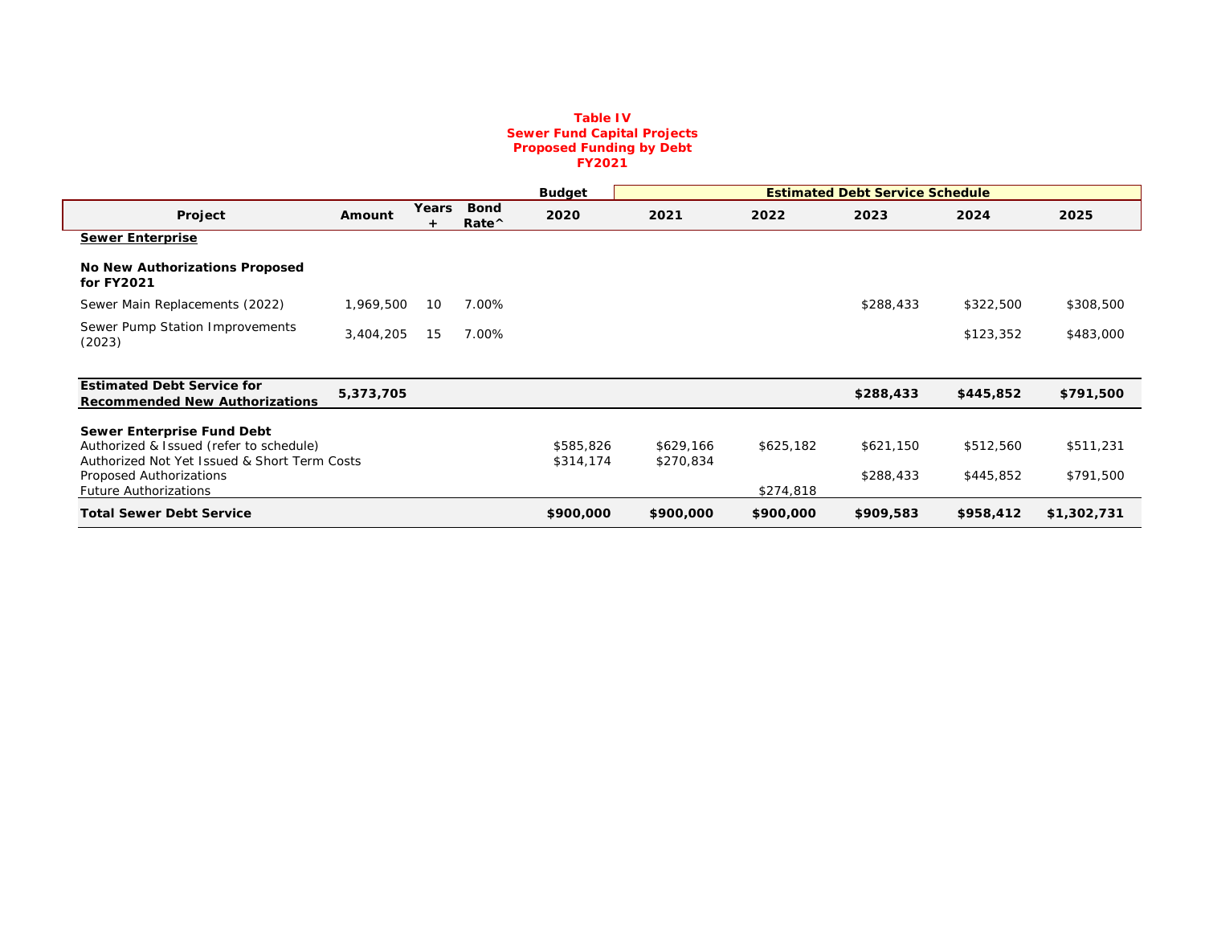**Table IV**
**Sewer Fund Capital Projects**
**Proposed Funding by Debt**
**FY2021**

| Project | Amount | Years + | Bond Rate^ | Budget 2020 | Estimated Debt Service Schedule 2021 | 2022 | 2023 | 2024 | 2025 |
|---|---|---|---|---|---|---|---|---|---|
| **Sewer Enterprise** | | | | | | | | | |
| **No New Authorizations Proposed for FY2021** | | | | | | | | | |
| Sewer Main Replacements (2022) | 1,969,500 | 10 | 7.00% | | | | $288,433 | $322,500 | $308,500 |
| Sewer Pump Station Improvements (2023) | 3,404,205 | 15 | 7.00% | | | | | $123,352 | $483,000 |
| **Estimated Debt Service for Recommended New Authorizations** | **5,373,705** | | | | | | **$288,433** | **$445,852** | **$791,500** |
| **Sewer Enterprise Fund Debt** | | | | | | | | | |
| Authorized & Issued (refer to schedule) | | | | $585,826 | $629,166 | $625,182 | $621,150 | $512,560 | $511,231 |
| Authorized Not Yet Issued & Short Term Costs | | | | $314,174 | $270,834 | | | | |
| Proposed Authorizations | | | | | | | $288,433 | $445,852 | $791,500 |
| Future Authorizations | | | | | | $274,818 | | | |
| **Total Sewer Debt Service** | | | | **$900,000** | **$900,000** | **$900,000** | **$909,583** | **$958,412** | **$1,302,731** |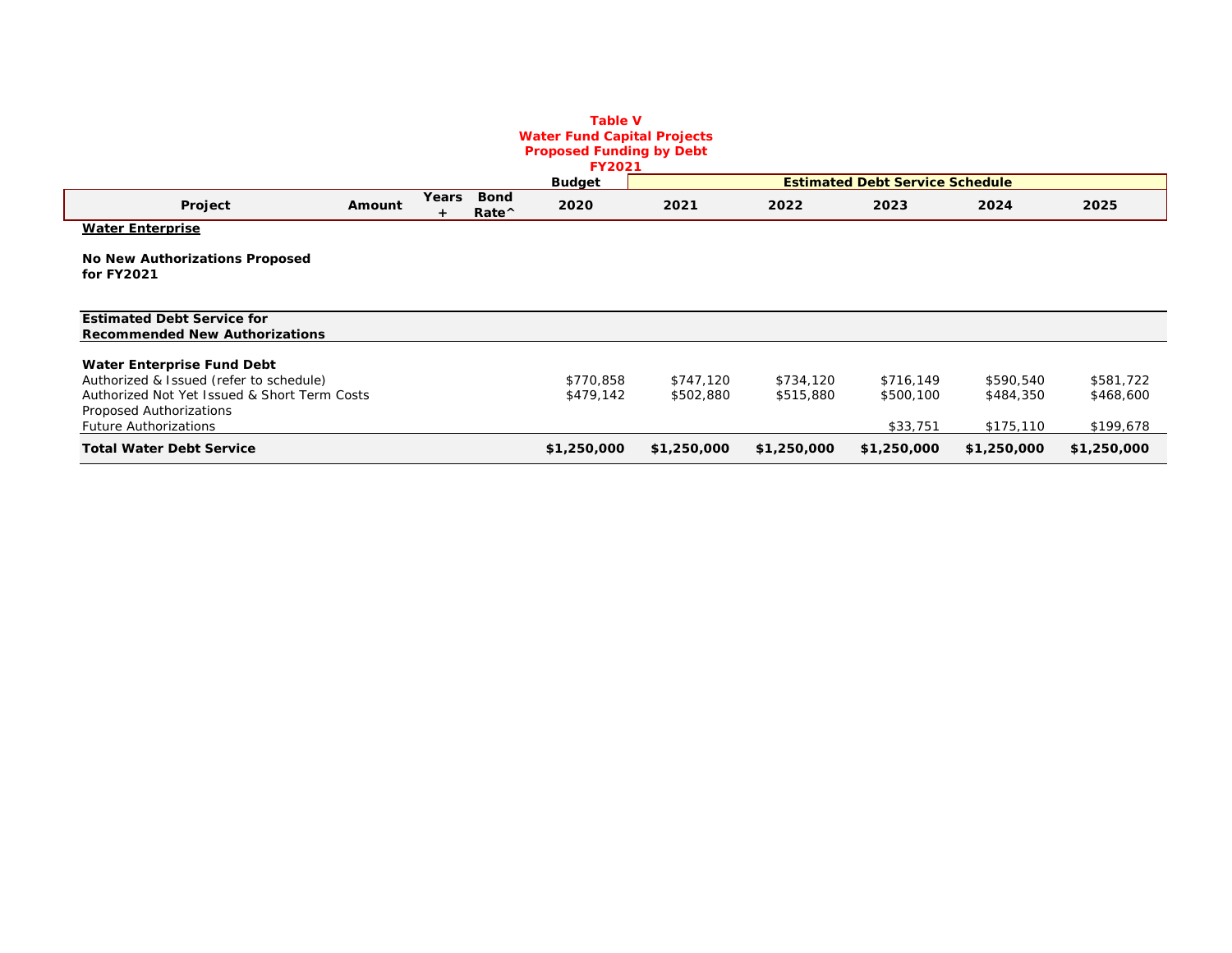# Table V
## Water Fund Capital Projects
## Proposed Funding by Debt
## FY2021

| Project | Amount | Years + | Bond Rate^ | Budget 2020 | Estimated Debt Service Schedule 2021 | 2022 | 2023 | 2024 | 2025 |
|---|---|---|---|---|---|---|---|---|---|
| **Water Enterprise** | | | | | | | | | |
| **No New Authorizations Proposed for FY2021** | | | | | | | | | |
| **Estimated Debt Service for Recommended New Authorizations** | | | | | | | | | |
| **Water Enterprise Fund Debt** | | | | | | | | | |
| Authorized & Issued (refer to schedule) | | | | $770,858 | $747,120 | $734,120 | $716,149 | $590,540 | $581,722 |
| Authorized Not Yet Issued & Short Term Costs | | | | $479,142 | $502,880 | $515,880 | $500,100 | $484,350 | $468,600 |
| Proposed Authorizations | | | | | | | | | |
| Future Authorizations | | | | | | | $33,751 | $175,110 | $199,678 |
| **Total Water Debt Service** | | | | **$1,250,000** | **$1,250,000** | **$1,250,000** | **$1,250,000** | **$1,250,000** | **$1,250,000** |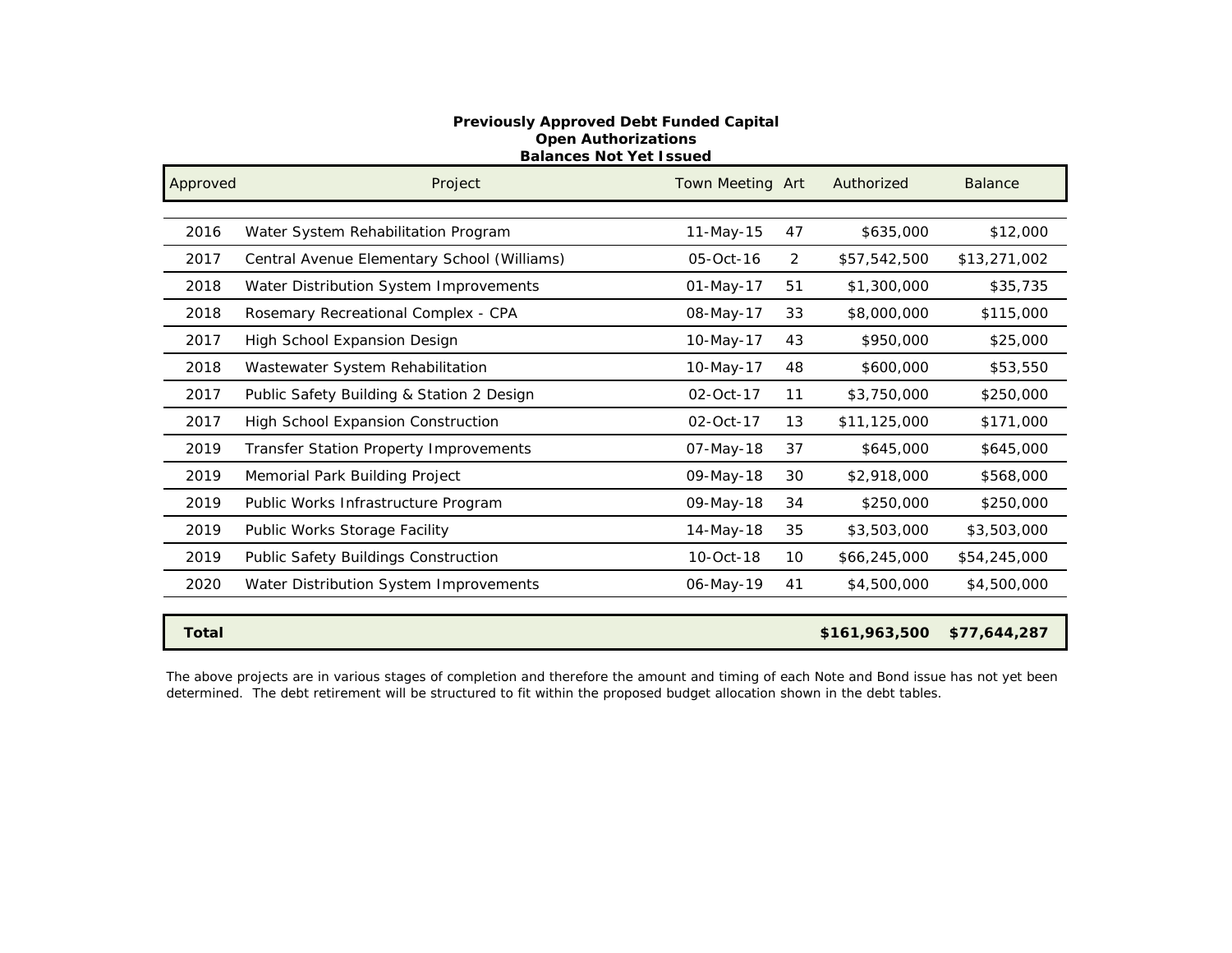**Previously Approved Debt Funded Capital**
**Open Authorizations**
**Balances Not Yet Issued**

| Approved | Project | Town Meeting | Art | Authorized | Balance |
|---|---|---|---|---|---|
| 2016 | Water System Rehabilitation Program | 11-May-15 | 47 | $635,000 | $12,000 |
| 2017 | Central Avenue Elementary School (Williams) | 05-Oct-16 | 2 | $57,542,500 | $13,271,002 |
| 2018 | Water Distribution System Improvements | 01-May-17 | 51 | $1,300,000 | $35,735 |
| 2018 | Rosemary Recreational Complex - CPA | 08-May-17 | 33 | $8,000,000 | $115,000 |
| 2017 | High School Expansion Design | 10-May-17 | 43 | $950,000 | $25,000 |
| 2018 | Wastewater System Rehabilitation | 10-May-17 | 48 | $600,000 | $53,550 |
| 2017 | Public Safety Building & Station 2 Design | 02-Oct-17 | 11 | $3,750,000 | $250,000 |
| 2017 | High School Expansion Construction | 02-Oct-17 | 13 | $11,125,000 | $171,000 |
| 2019 | Transfer Station Property Improvements | 07-May-18 | 37 | $645,000 | $645,000 |
| 2019 | Memorial Park Building Project | 09-May-18 | 30 | $2,918,000 | $568,000 |
| 2019 | Public Works Infrastructure Program | 09-May-18 | 34 | $250,000 | $250,000 |
| 2019 | Public Works Storage Facility | 14-May-18 | 35 | $3,503,000 | $3,503,000 |
| 2019 | Public Safety Buildings Construction | 10-Oct-18 | 10 | $66,245,000 | $54,245,000 |
| 2020 | Water Distribution System Improvements | 06-May-19 | 41 | $4,500,000 | $4,500,000 |
| **Total** | | | | **$161,963,500** | **$77,644,287** |

The above projects are in various stages of completion and therefore the amount and timing of each Note and Bond issue has not yet been determined. The debt retirement will be structured to fit within the proposed budget allocation shown in the debt tables.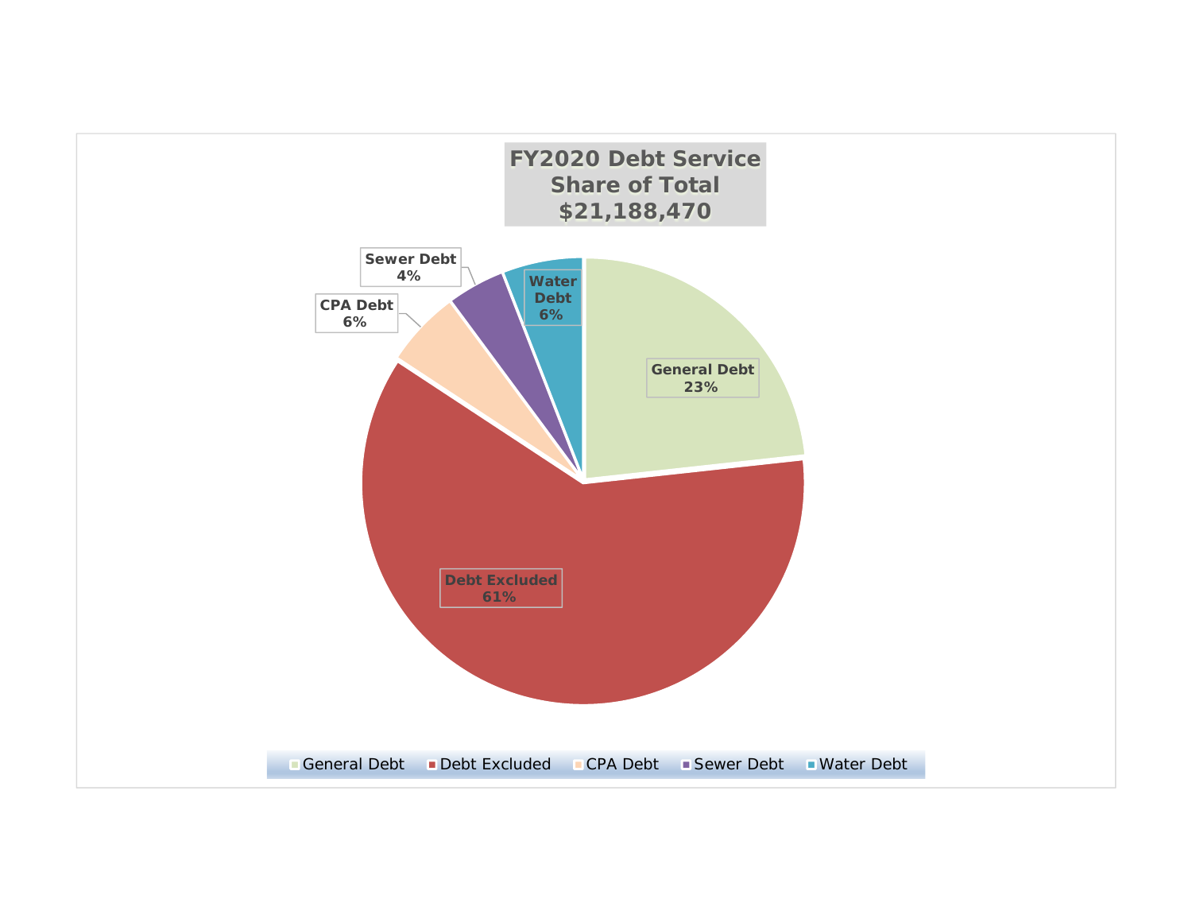**FY2020 Debt Service Share of Total $21,188,470**

| Category | Share |
|---|---|
| General Debt | 23% |
| Debt Excluded | 61% |
| CPA Debt | 6% |
| Sewer Debt | 4% |
| Water Debt | 6% |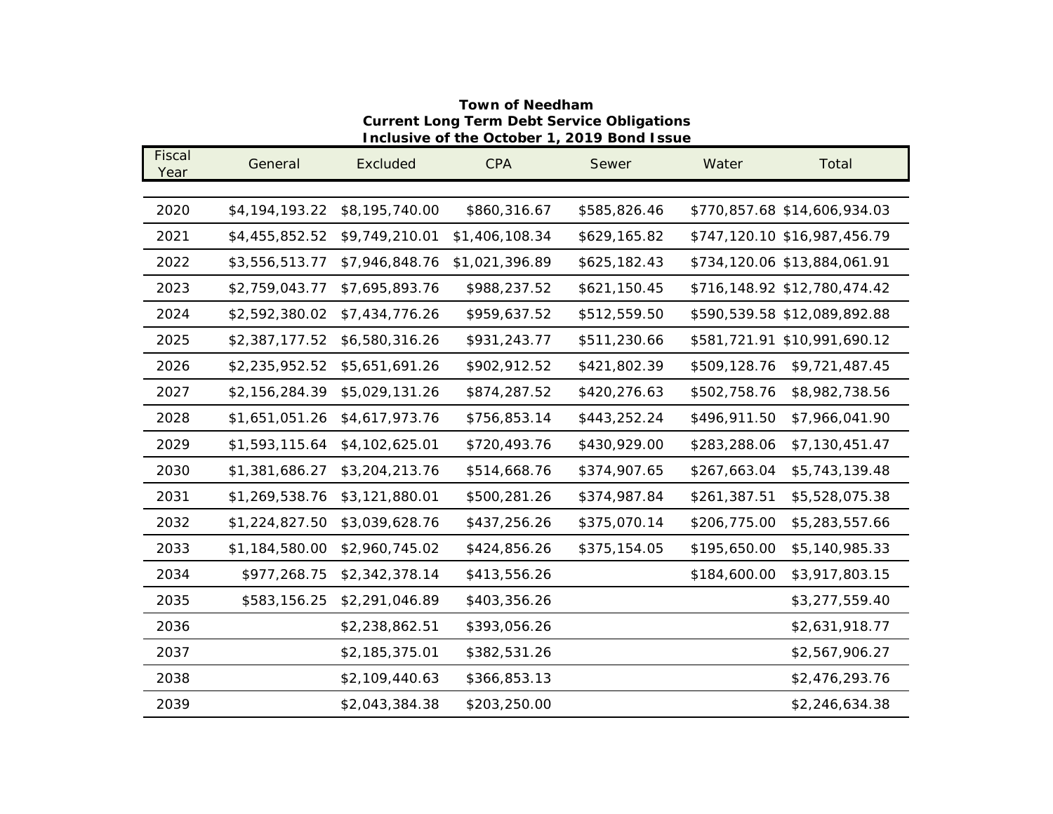**Town of Needham**
**Current Long Term Debt Service Obligations**
**Inclusive of the October 1, 2019 Bond Issue**

| Fiscal Year | General | Excluded | CPA | Sewer | Water | Total |
|---|---|---|---|---|---|---|
| 2020 | $4,194,193.22 | $8,195,740.00 | $860,316.67 | $585,826.46 | $770,857.68 | $14,606,934.03 |
| 2021 | $4,455,852.52 | $9,749,210.01 | $1,406,108.34 | $629,165.82 | $747,120.10 | $16,987,456.79 |
| 2022 | $3,556,513.77 | $7,946,848.76 | $1,021,396.89 | $625,182.43 | $734,120.06 | $13,884,061.91 |
| 2023 | $2,759,043.77 | $7,695,893.76 | $988,237.52 | $621,150.45 | $716,148.92 | $12,780,474.42 |
| 2024 | $2,592,380.02 | $7,434,776.26 | $959,637.52 | $512,559.50 | $590,539.58 | $12,089,892.88 |
| 2025 | $2,387,177.52 | $6,580,316.26 | $931,243.77 | $511,230.66 | $581,721.91 | $10,991,690.12 |
| 2026 | $2,235,952.52 | $5,651,691.26 | $902,912.52 | $421,802.39 | $509,128.76 | $9,721,487.45 |
| 2027 | $2,156,284.39 | $5,029,131.26 | $874,287.52 | $420,276.63 | $502,758.76 | $8,982,738.56 |
| 2028 | $1,651,051.26 | $4,617,973.76 | $756,853.14 | $443,252.24 | $496,911.50 | $7,966,041.90 |
| 2029 | $1,593,115.64 | $4,102,625.01 | $720,493.76 | $430,929.00 | $283,288.06 | $7,130,451.47 |
| 2030 | $1,381,686.27 | $3,204,213.76 | $514,668.76 | $374,907.65 | $267,663.04 | $5,743,139.48 |
| 2031 | $1,269,538.76 | $3,121,880.01 | $500,281.26 | $374,987.84 | $261,387.51 | $5,528,075.38 |
| 2032 | $1,224,827.50 | $3,039,628.76 | $437,256.26 | $375,070.14 | $206,775.00 | $5,283,557.66 |
| 2033 | $1,184,580.00 | $2,960,745.02 | $424,856.26 | $375,154.05 | $195,650.00 | $5,140,985.33 |
| 2034 | $977,268.75 | $2,342,378.14 | $413,556.26 | | $184,600.00 | $3,917,803.15 |
| 2035 | $583,156.25 | $2,291,046.89 | $403,356.26 | | | $3,277,559.40 |
| 2036 | | $2,238,862.51 | $393,056.26 | | | $2,631,918.77 |
| 2037 | | $2,185,375.01 | $382,531.26 | | | $2,567,906.27 |
| 2038 | | $2,109,440.63 | $366,853.13 | | | $2,476,293.76 |
| 2039 | | $2,043,384.38 | $203,250.00 | | | $2,246,634.38 |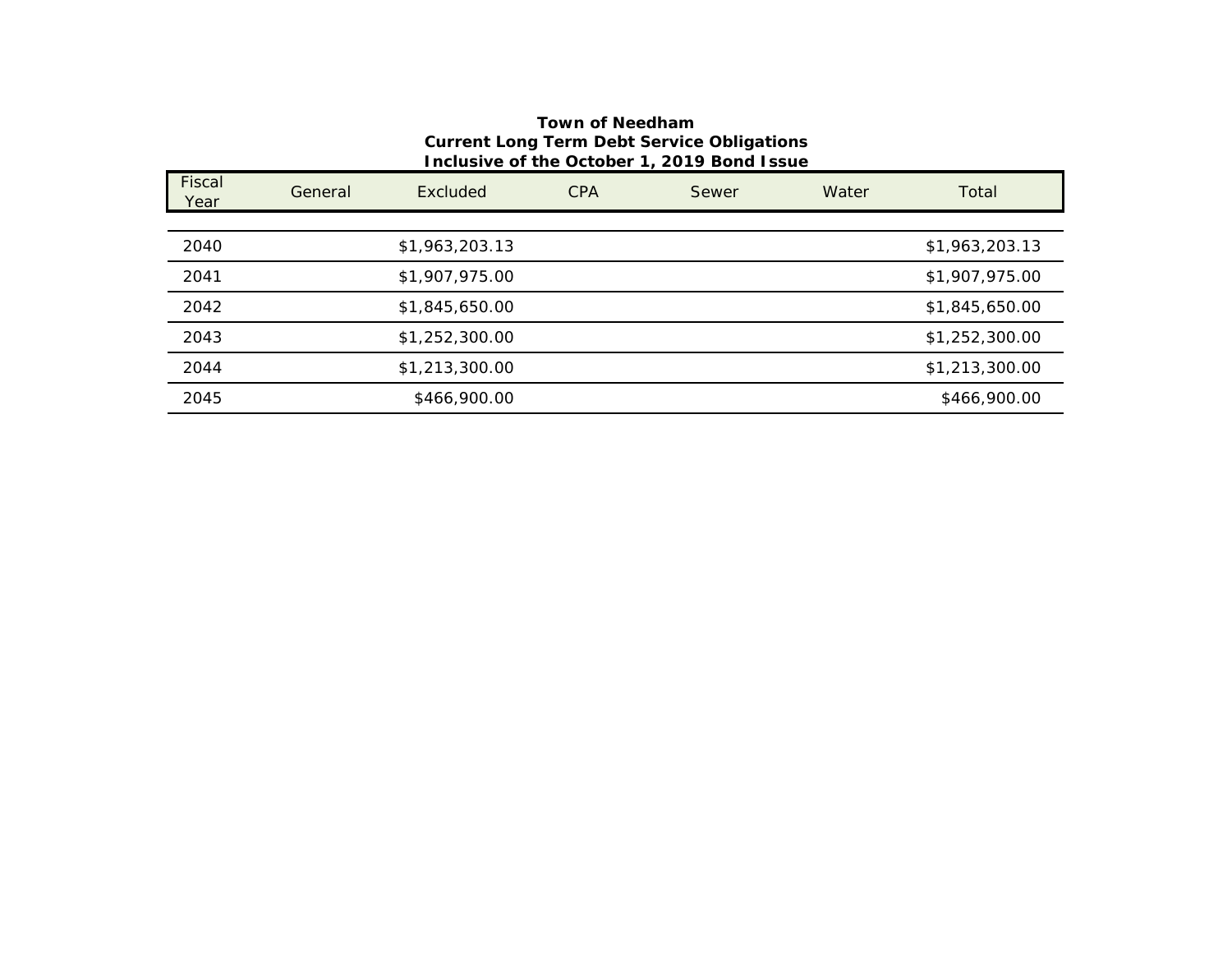**Town of Needham**
**Current Long Term Debt Service Obligations**
**Inclusive of the October 1, 2019 Bond Issue**

| Fiscal Year | General | Excluded | CPA | Sewer | Water | Total |
|---|---|---|---|---|---|---|
| 2040 | | $1,963,203.13 | | | | $1,963,203.13 |
| 2041 | | $1,907,975.00 | | | | $1,907,975.00 |
| 2042 | | $1,845,650.00 | | | | $1,845,650.00 |
| 2043 | | $1,252,300.00 | | | | $1,252,300.00 |
| 2044 | | $1,213,300.00 | | | | $1,213,300.00 |
| 2045 | | $466,900.00 | | | | $466,900.00 |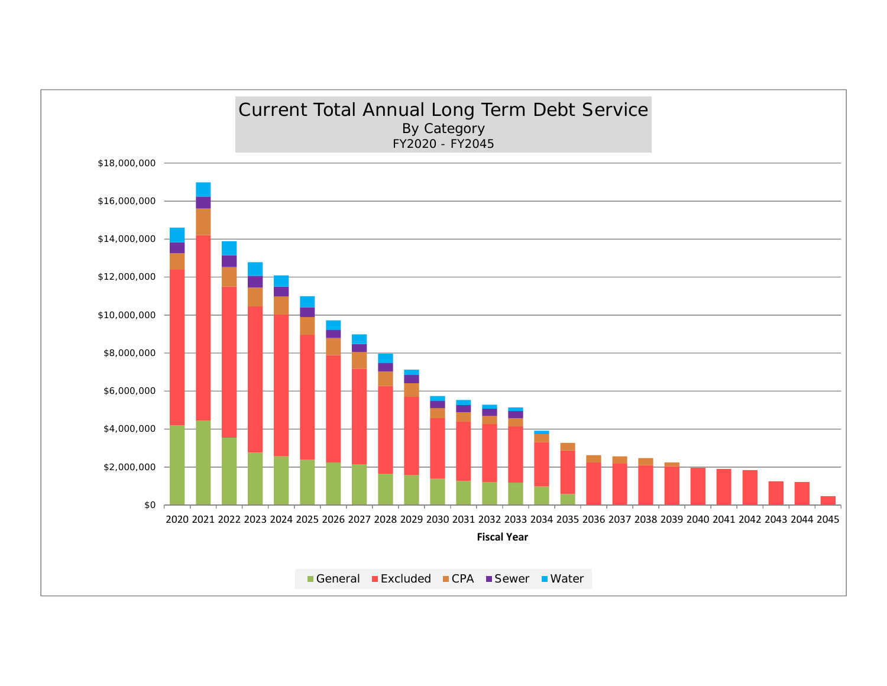# Current Total Annual Long Term Debt Service

By Category

FY2020 - FY2045

$18,000,000
$16,000,000
$14,000,000
$12,000,000
$10,000,000
$8,000,000
$6,000,000
$4,000,000
$2,000,000
$0

2020 2021 2022 2023 2024 2025 2026 2027 2028 2029 2030 2031 2032 2033 2034 2035 2036 2037 2038 2039 2040 2041 2042 2043 2044 2045

**Fiscal Year**

General Excluded CPA Sewer Water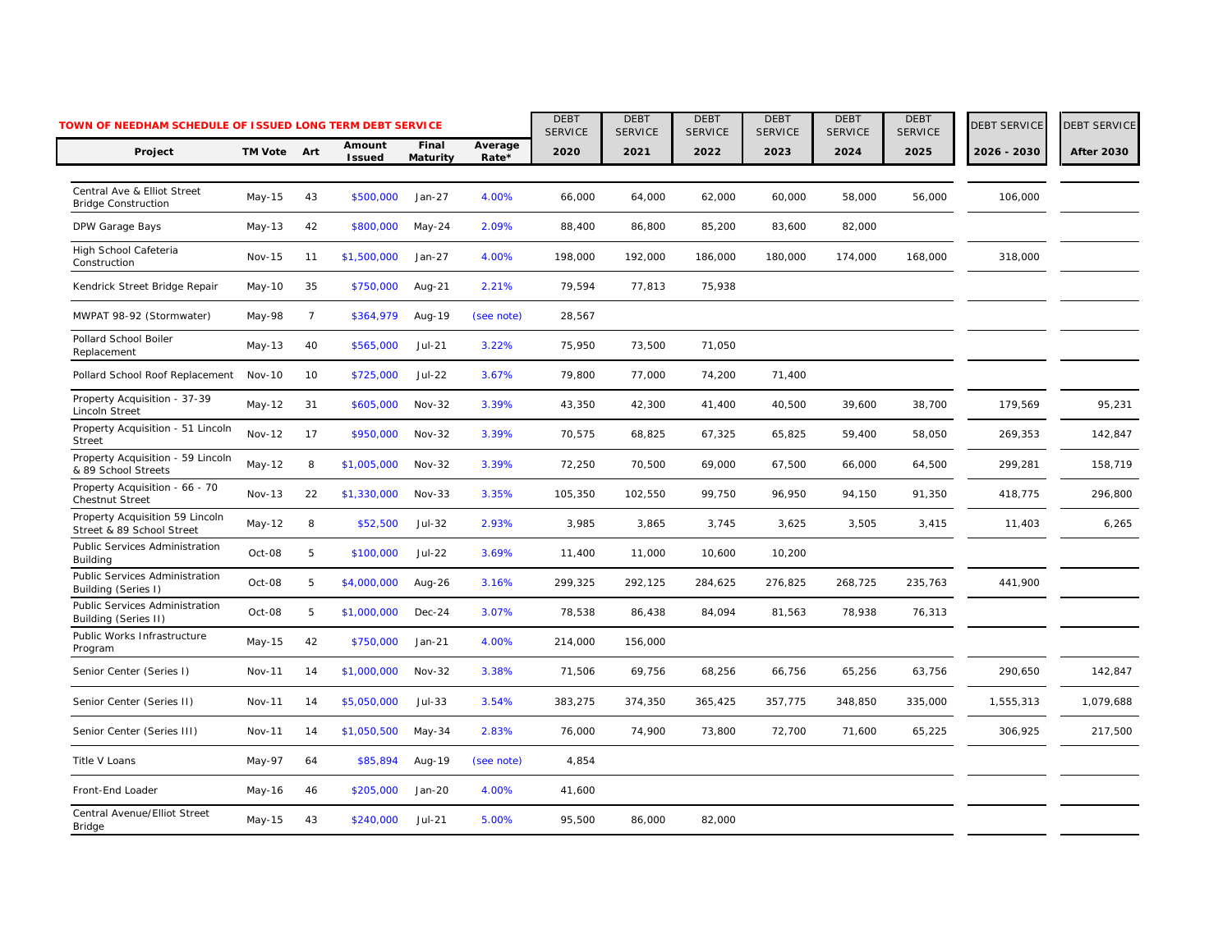**TOWN OF NEEDHAM SCHEDULE OF ISSUED LONG TERM DEBT SERVICE**

| Project | TM Vote | Art | Amount Issued | Final Maturity | Average Rate* | DEBT SERVICE 2020 | DEBT SERVICE 2021 | DEBT SERVICE 2022 | DEBT SERVICE 2023 | DEBT SERVICE 2024 | DEBT SERVICE 2025 | DEBT SERVICE 2026 - 2030 | DEBT SERVICE After 2030 |
|---|---|---|---|---|---|---|---|---|---|---|---|---|---|
| Central Ave & Elliot Street Bridge Construction | May-15 | 43 | $500,000 | Jan-27 | 4.00% | 66,000 | 64,000 | 62,000 | 60,000 | 58,000 | 56,000 | 106,000 | |
| DPW Garage Bays | May-13 | 42 | $800,000 | May-24 | 2.09% | 88,400 | 86,800 | 85,200 | 83,600 | 82,000 | | | |
| High School Cafeteria Construction | Nov-15 | 11 | $1,500,000 | Jan-27 | 4.00% | 198,000 | 192,000 | 186,000 | 180,000 | 174,000 | 168,000 | 318,000 | |
| Kendrick Street Bridge Repair | May-10 | 35 | $750,000 | Aug-21 | 2.21% | 79,594 | 77,813 | 75,938 | | | | | |
| MWPAT 98-92 (Stormwater) | May-98 | 7 | $364,979 | Aug-19 | (see note) | 28,567 | | | | | | | |
| Pollard School Boiler Replacement | May-13 | 40 | $565,000 | Jul-21 | 3.22% | 75,950 | 73,500 | 71,050 | | | | | |
| Pollard School Roof Replacement | Nov-10 | 10 | $725,000 | Jul-22 | 3.67% | 79,800 | 77,000 | 74,200 | 71,400 | | | | |
| Property Acquisition - 37-39 Lincoln Street | May-12 | 31 | $605,000 | Nov-32 | 3.39% | 43,350 | 42,300 | 41,400 | 40,500 | 39,600 | 38,700 | 179,569 | 95,231 |
| Property Acquisition - 51 Lincoln Street | Nov-12 | 17 | $950,000 | Nov-32 | 3.39% | 70,575 | 68,825 | 67,325 | 65,825 | 59,400 | 58,050 | 269,353 | 142,847 |
| Property Acquisition - 59 Lincoln & 89 School Streets | May-12 | 8 | $1,005,000 | Nov-32 | 3.39% | 72,250 | 70,500 | 69,000 | 67,500 | 66,000 | 64,500 | 299,281 | 158,719 |
| Property Acquisition - 66 - 70 Chestnut Street | Nov-13 | 22 | $1,330,000 | Nov-33 | 3.35% | 105,350 | 102,550 | 99,750 | 96,950 | 94,150 | 91,350 | 418,775 | 296,800 |
| Property Acquisition 59 Lincoln Street & 89 School Street | May-12 | 8 | $52,500 | Jul-32 | 2.93% | 3,985 | 3,865 | 3,745 | 3,625 | 3,505 | 3,415 | 11,403 | 6,265 |
| Public Services Administration Building | Oct-08 | 5 | $100,000 | Jul-22 | 3.69% | 11,400 | 11,000 | 10,600 | 10,200 | | | | |
| Public Services Administration Building (Series I) | Oct-08 | 5 | $4,000,000 | Aug-26 | 3.16% | 299,325 | 292,125 | 284,625 | 276,825 | 268,725 | 235,763 | 441,900 | |
| Public Services Administration Building (Series II) | Oct-08 | 5 | $1,000,000 | Dec-24 | 3.07% | 78,538 | 86,438 | 84,094 | 81,563 | 78,938 | 76,313 | | |
| Public Works Infrastructure Program | May-15 | 42 | $750,000 | Jan-21 | 4.00% | 214,000 | 156,000 | | | | | | |
| Senior Center (Series I) | Nov-11 | 14 | $1,000,000 | Nov-32 | 3.38% | 71,506 | 69,756 | 68,256 | 66,756 | 65,256 | 63,756 | 290,650 | 142,847 |
| Senior Center (Series II) | Nov-11 | 14 | $5,050,000 | Jul-33 | 3.54% | 383,275 | 374,350 | 365,425 | 357,775 | 348,850 | 335,000 | 1,555,313 | 1,079,688 |
| Senior Center (Series III) | Nov-11 | 14 | $1,050,500 | May-34 | 2.83% | 76,000 | 74,900 | 73,800 | 72,700 | 71,600 | 65,225 | 306,925 | 217,500 |
| Title V Loans | May-97 | 64 | $85,894 | Aug-19 | (see note) | 4,854 | | | | | | | |
| Front-End Loader | May-16 | 46 | $205,000 | Jan-20 | 4.00% | 41,600 | | | | | | | |
| Central Avenue/Elliot Street Bridge | May-15 | 43 | $240,000 | Jul-21 | 5.00% | 95,500 | 86,000 | 82,000 | | | | | |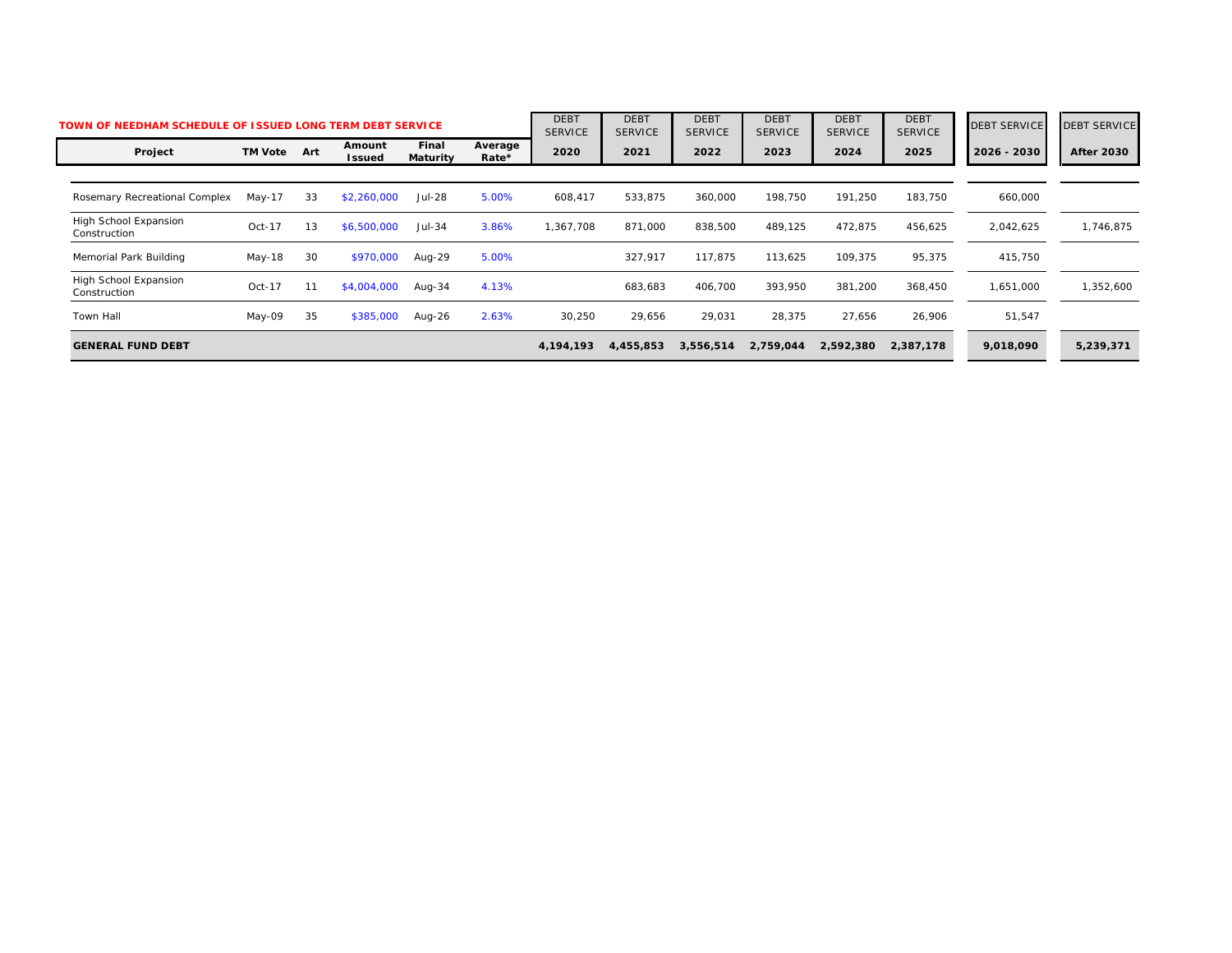**TOWN OF NEEDHAM SCHEDULE OF ISSUED LONG TERM DEBT SERVICE**

| Project | TM Vote | Art | Amount Issued | Final Maturity | Average Rate* | DEBT SERVICE 2020 | DEBT SERVICE 2021 | DEBT SERVICE 2022 | DEBT SERVICE 2023 | DEBT SERVICE 2024 | DEBT SERVICE 2025 | DEBT SERVICE 2026 - 2030 | DEBT SERVICE After 2030 |
|---|---|---|---|---|---|---|---|---|---|---|---|---|---|
| Rosemary Recreational Complex | May-17 | 33 | $2,260,000 | Jul-28 | 5.00% | 608,417 | 533,875 | 360,000 | 198,750 | 191,250 | 183,750 | 660,000 | |
| High School Expansion Construction | Oct-17 | 13 | $6,500,000 | Jul-34 | 3.86% | 1,367,708 | 871,000 | 838,500 | 489,125 | 472,875 | 456,625 | 2,042,625 | 1,746,875 |
| Memorial Park Building | May-18 | 30 | $970,000 | Aug-29 | 5.00% | | 327,917 | 117,875 | 113,625 | 109,375 | 95,375 | 415,750 | |
| High School Expansion Construction | Oct-17 | 11 | $4,004,000 | Aug-34 | 4.13% | | 683,683 | 406,700 | 393,950 | 381,200 | 368,450 | 1,651,000 | 1,352,600 |
| Town Hall | May-09 | 35 | $385,000 | Aug-26 | 2.63% | 30,250 | 29,656 | 29,031 | 28,375 | 27,656 | 26,906 | 51,547 | |
| **GENERAL FUND DEBT** | | | | | | **4,194,193** | **4,455,853** | **3,556,514** | **2,759,044** | **2,592,380** | **2,387,178** | **9,018,090** | **5,239,371** |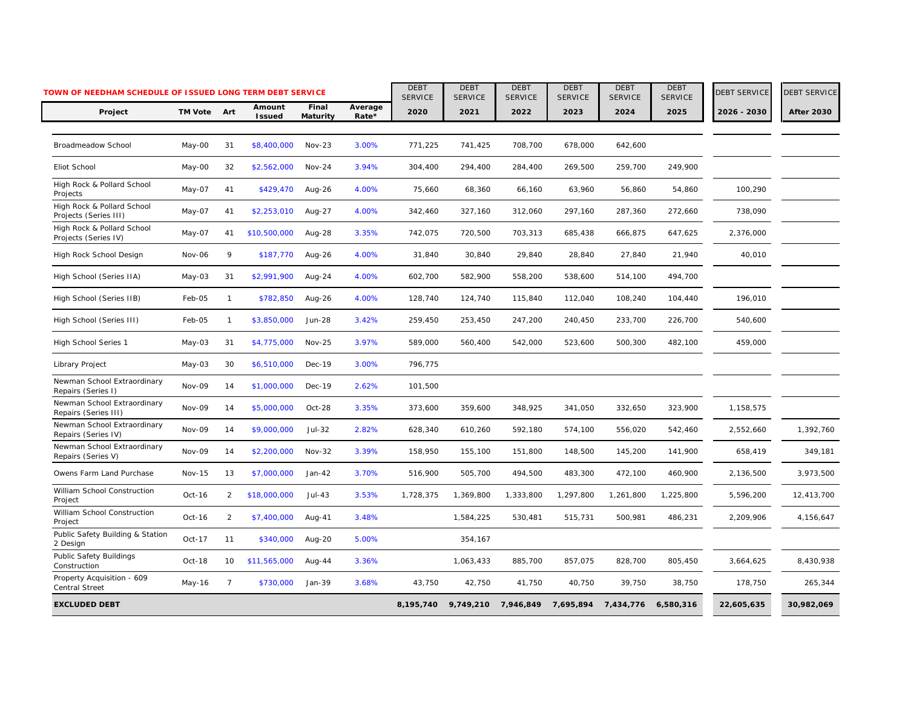**TOWN OF NEEDHAM SCHEDULE OF ISSUED LONG TERM DEBT SERVICE**

| Project | TM Vote | Art | Amount Issued | Final Maturity | Average Rate* | DEBT SERVICE 2020 | DEBT SERVICE 2021 | DEBT SERVICE 2022 | DEBT SERVICE 2023 | DEBT SERVICE 2024 | DEBT SERVICE 2025 | DEBT SERVICE 2026 - 2030 | DEBT SERVICE After 2030 |
|---|---|---|---|---|---|---|---|---|---|---|---|---|---|
| Broadmeadow School | May-00 | 31 | $8,400,000 | Nov-23 | 3.00% | 771,225 | 741,425 | 708,700 | 678,000 | 642,600 | | | |
| Eliot School | May-00 | 32 | $2,562,000 | Nov-24 | 3.94% | 304,400 | 294,400 | 284,400 | 269,500 | 259,700 | 249,900 | | |
| High Rock & Pollard School Projects | May-07 | 41 | $429,470 | Aug-26 | 4.00% | 75,660 | 68,360 | 66,160 | 63,960 | 56,860 | 54,860 | 100,290 | |
| High Rock & Pollard School Projects (Series III) | May-07 | 41 | $2,253,010 | Aug-27 | 4.00% | 342,460 | 327,160 | 312,060 | 297,160 | 287,360 | 272,660 | 738,090 | |
| High Rock & Pollard School Projects (Series IV) | May-07 | 41 | $10,500,000 | Aug-28 | 3.35% | 742,075 | 720,500 | 703,313 | 685,438 | 666,875 | 647,625 | 2,376,000 | |
| High Rock School Design | Nov-06 | 9 | $187,770 | Aug-26 | 4.00% | 31,840 | 30,840 | 29,840 | 28,840 | 27,840 | 21,940 | 40,010 | |
| High School (Series IIA) | May-03 | 31 | $2,991,900 | Aug-24 | 4.00% | 602,700 | 582,900 | 558,200 | 538,600 | 514,100 | 494,700 | | |
| High School (Series IIB) | Feb-05 | 1 | $782,850 | Aug-26 | 4.00% | 128,740 | 124,740 | 115,840 | 112,040 | 108,240 | 104,440 | 196,010 | |
| High School (Series III) | Feb-05 | 1 | $3,850,000 | Jun-28 | 3.42% | 259,450 | 253,450 | 247,200 | 240,450 | 233,700 | 226,700 | 540,600 | |
| High School Series 1 | May-03 | 31 | $4,775,000 | Nov-25 | 3.97% | 589,000 | 560,400 | 542,000 | 523,600 | 500,300 | 482,100 | 459,000 | |
| Library Project | May-03 | 30 | $6,510,000 | Dec-19 | 3.00% | 796,775 | | | | | | | |
| Newman School Extraordinary Repairs (Series I) | Nov-09 | 14 | $1,000,000 | Dec-19 | 2.62% | 101,500 | | | | | | | |
| Newman School Extraordinary Repairs (Series III) | Nov-09 | 14 | $5,000,000 | Oct-28 | 3.35% | 373,600 | 359,600 | 348,925 | 341,050 | 332,650 | 323,900 | 1,158,575 | |
| Newman School Extraordinary Repairs (Series IV) | Nov-09 | 14 | $9,000,000 | Jul-32 | 2.82% | 628,340 | 610,260 | 592,180 | 574,100 | 556,020 | 542,460 | 2,552,660 | 1,392,760 |
| Newman School Extraordinary Repairs (Series V) | Nov-09 | 14 | $2,200,000 | Nov-32 | 3.39% | 158,950 | 155,100 | 151,800 | 148,500 | 145,200 | 141,900 | 658,419 | 349,181 |
| Owens Farm Land Purchase | Nov-15 | 13 | $7,000,000 | Jan-42 | 3.70% | 516,900 | 505,700 | 494,500 | 483,300 | 472,100 | 460,900 | 2,136,500 | 3,973,500 |
| William School Construction Project | Oct-16 | 2 | $18,000,000 | Jul-43 | 3.53% | 1,728,375 | 1,369,800 | 1,333,800 | 1,297,800 | 1,261,800 | 1,225,800 | 5,596,200 | 12,413,700 |
| William School Construction Project | Oct-16 | 2 | $7,400,000 | Aug-41 | 3.48% | | 1,584,225 | 530,481 | 515,731 | 500,981 | 486,231 | 2,209,906 | 4,156,647 |
| Public Safety Building & Station 2 Design | Oct-17 | 11 | $340,000 | Aug-20 | 5.00% | | 354,167 | | | | | | |
| Public Safety Buildings Construction | Oct-18 | 10 | $11,565,000 | Aug-44 | 3.36% | | 1,063,433 | 885,700 | 857,075 | 828,700 | 805,450 | 3,664,625 | 8,430,938 |
| Property Acquisition - 609 Central Street | May-16 | 7 | $730,000 | Jan-39 | 3.68% | 43,750 | 42,750 | 41,750 | 40,750 | 39,750 | 38,750 | 178,750 | 265,344 |
| **EXCLUDED DEBT** | | | | | | **8,195,740** | **9,749,210** | **7,946,849** | **7,695,894** | **7,434,776** | **6,580,316** | **22,605,635** | **30,982,069** |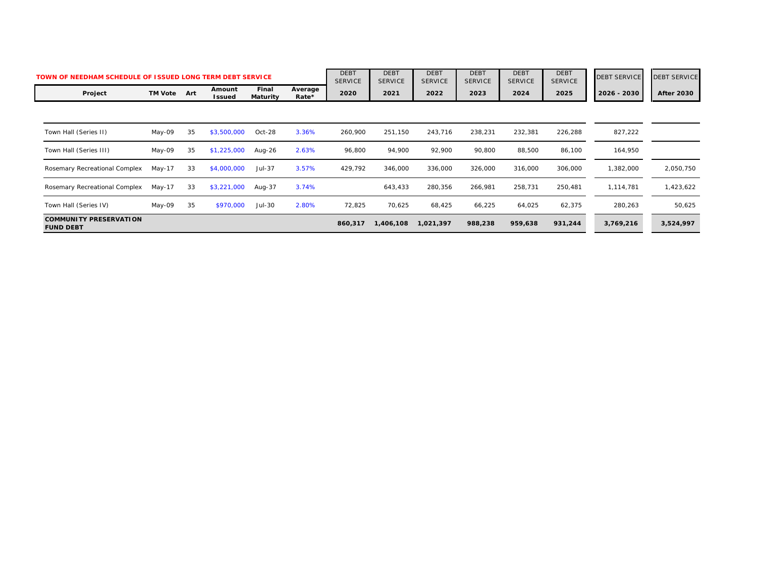**TOWN OF NEEDHAM SCHEDULE OF ISSUED LONG TERM DEBT SERVICE**

| Project | TM Vote | Art | Amount Issued | Final Maturity | Average Rate* | DEBT SERVICE 2020 | DEBT SERVICE 2021 | DEBT SERVICE 2022 | DEBT SERVICE 2023 | DEBT SERVICE 2024 | DEBT SERVICE 2025 | DEBT SERVICE 2026 - 2030 | DEBT SERVICE After 2030 |
|---|---|---|---|---|---|---|---|---|---|---|---|---|---|
| Town Hall (Series II) | May-09 | 35 | $3,500,000 | Oct-28 | 3.36% | 260,900 | 251,150 | 243,716 | 238,231 | 232,381 | 226,288 | 827,222 | |
| Town Hall (Series III) | May-09 | 35 | $1,225,000 | Aug-26 | 2.63% | 96,800 | 94,900 | 92,900 | 90,800 | 88,500 | 86,100 | 164,950 | |
| Rosemary Recreational Complex | May-17 | 33 | $4,000,000 | Jul-37 | 3.57% | 429,792 | 346,000 | 336,000 | 326,000 | 316,000 | 306,000 | 1,382,000 | 2,050,750 |
| Rosemary Recreational Complex | May-17 | 33 | $3,221,000 | Aug-37 | 3.74% | | 643,433 | 280,356 | 266,981 | 258,731 | 250,481 | 1,114,781 | 1,423,622 |
| Town Hall (Series IV) | May-09 | 35 | $970,000 | Jul-30 | 2.80% | 72,825 | 70,625 | 68,425 | 66,225 | 64,025 | 62,375 | 280,263 | 50,625 |
| **COMMUNITY PRESERVATION FUND DEBT** | | | | | | **860,317** | **1,406,108** | **1,021,397** | **988,238** | **959,638** | **931,244** | **3,769,216** | **3,524,997** |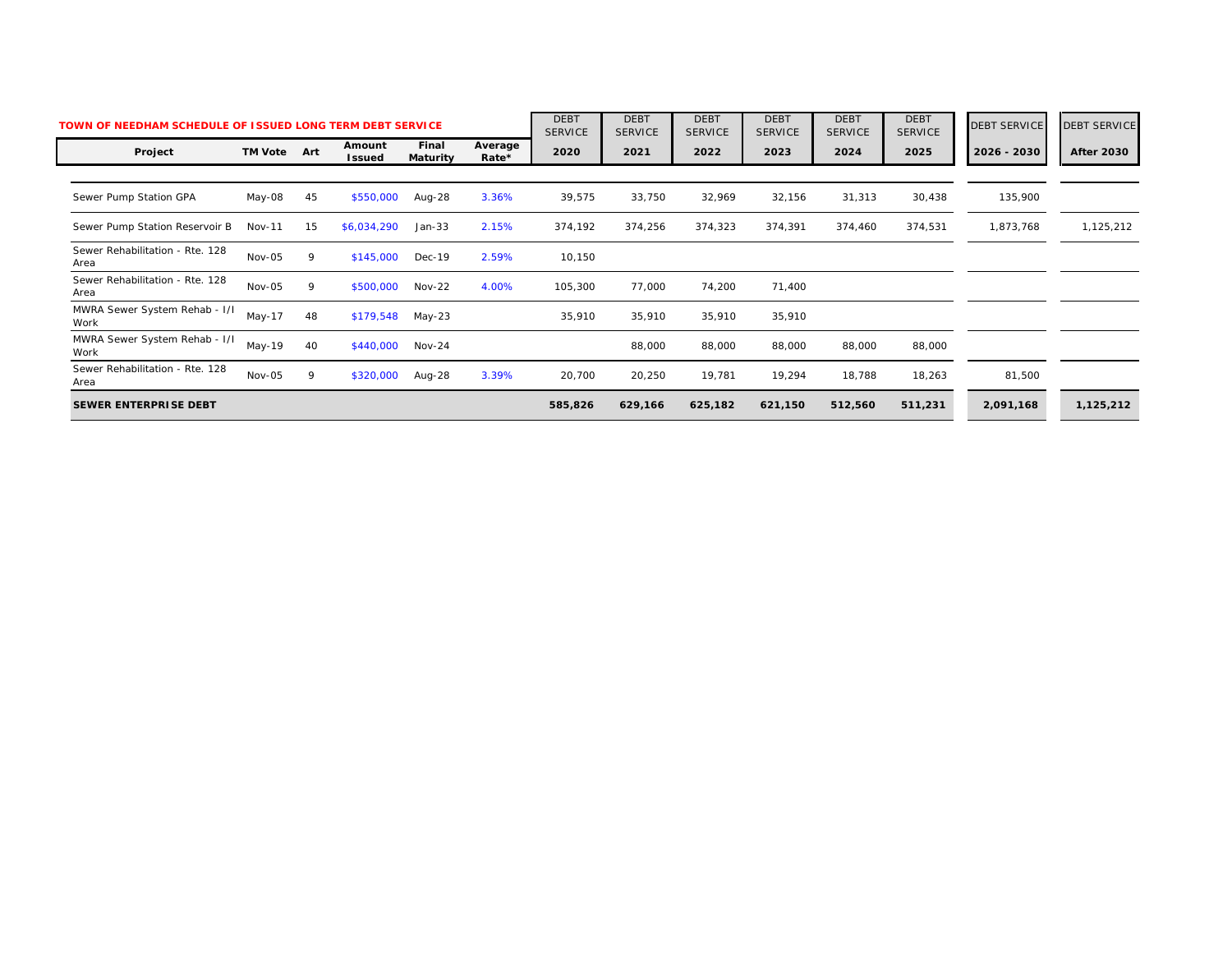**TOWN OF NEEDHAM SCHEDULE OF ISSUED LONG TERM DEBT SERVICE**

| Project | TM Vote | Art | Amount Issued | Final Maturity | Average Rate* | DEBT SERVICE 2020 | DEBT SERVICE 2021 | DEBT SERVICE 2022 | DEBT SERVICE 2023 | DEBT SERVICE 2024 | DEBT SERVICE 2025 | DEBT SERVICE 2026 - 2030 | DEBT SERVICE After 2030 |
|---|---|---|---|---|---|---|---|---|---|---|---|---|---|
| Sewer Pump Station GPA | May-08 | 45 | $550,000 | Aug-28 | 3.36% | 39,575 | 33,750 | 32,969 | 32,156 | 31,313 | 30,438 | 135,900 | |
| Sewer Pump Station Reservoir B | Nov-11 | 15 | $6,034,290 | Jan-33 | 2.15% | 374,192 | 374,256 | 374,323 | 374,391 | 374,460 | 374,531 | 1,873,768 | 1,125,212 |
| Sewer Rehabilitation - Rte. 128 Area | Nov-05 | 9 | $145,000 | Dec-19 | 2.59% | 10,150 | | | | | | | |
| Sewer Rehabilitation - Rte. 128 Area | Nov-05 | 9 | $500,000 | Nov-22 | 4.00% | 105,300 | 77,000 | 74,200 | 71,400 | | | | |
| MWRA Sewer System Rehab - I/I Work | May-17 | 48 | $179,548 | May-23 | | 35,910 | 35,910 | 35,910 | 35,910 | | | | |
| MWRA Sewer System Rehab - I/I Work | May-19 | 40 | $440,000 | Nov-24 | | | 88,000 | 88,000 | 88,000 | 88,000 | 88,000 | | |
| Sewer Rehabilitation - Rte. 128 Area | Nov-05 | 9 | $320,000 | Aug-28 | 3.39% | 20,700 | 20,250 | 19,781 | 19,294 | 18,788 | 18,263 | 81,500 | |
| **SEWER ENTERPRISE DEBT** | | | | | | **585,826** | **629,166** | **625,182** | **621,150** | **512,560** | **511,231** | **2,091,168** | **1,125,212** |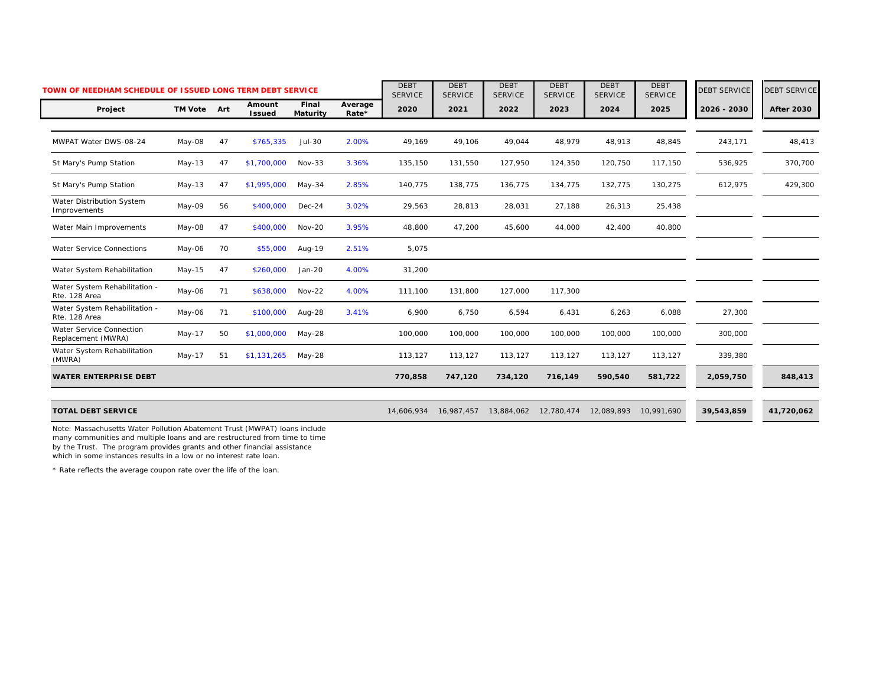| TOWN OF NEEDHAM SCHEDULE OF ISSUED LONG TERM DEBT SERVICE | | | | | | DEBT SERVICE | DEBT SERVICE | DEBT SERVICE | DEBT SERVICE | DEBT SERVICE | DEBT SERVICE | DEBT SERVICE | DEBT SERVICE |
|---|---|---|---|---|---|---|---|---|---|---|---|---|---|
| **Project** | **TM Vote** | **Art** | **Amount Issued** | **Final Maturity** | **Average Rate*** | **2020** | **2021** | **2022** | **2023** | **2024** | **2025** | **2026 - 2030** | **After 2030** |
| MWPAT Water DWS-08-24 | May-08 | 47 | $765,335 | Jul-30 | 2.00% | 49,169 | 49,106 | 49,044 | 48,979 | 48,913 | 48,845 | 243,171 | 48,413 |
| St Mary's Pump Station | May-13 | 47 | $1,700,000 | Nov-33 | 3.36% | 135,150 | 131,550 | 127,950 | 124,350 | 120,750 | 117,150 | 536,925 | 370,700 |
| St Mary's Pump Station | May-13 | 47 | $1,995,000 | May-34 | 2.85% | 140,775 | 138,775 | 136,775 | 134,775 | 132,775 | 130,275 | 612,975 | 429,300 |
| Water Distribution System Improvements | May-09 | 56 | $400,000 | Dec-24 | 3.02% | 29,563 | 28,813 | 28,031 | 27,188 | 26,313 | 25,438 | | |
| Water Main Improvements | May-08 | 47 | $400,000 | Nov-20 | 3.95% | 48,800 | 47,200 | 45,600 | 44,000 | 42,400 | 40,800 | | |
| Water Service Connections | May-06 | 70 | $55,000 | Aug-19 | 2.51% | 5,075 | | | | | | | |
| Water System Rehabilitation | May-15 | 47 | $260,000 | Jan-20 | 4.00% | 31,200 | | | | | | | |
| Water System Rehabilitation - Rte. 128 Area | May-06 | 71 | $638,000 | Nov-22 | 4.00% | 111,100 | 131,800 | 127,000 | 117,300 | | | | |
| Water System Rehabilitation - Rte. 128 Area | May-06 | 71 | $100,000 | Aug-28 | 3.41% | 6,900 | 6,750 | 6,594 | 6,431 | 6,263 | 6,088 | 27,300 | |
| Water Service Connection Replacement (MWRA) | May-17 | 50 | $1,000,000 | May-28 | | 100,000 | 100,000 | 100,000 | 100,000 | 100,000 | 100,000 | 300,000 | |
| Water System Rehabilitation (MWRA) | May-17 | 51 | $1,131,265 | May-28 | | 113,127 | 113,127 | 113,127 | 113,127 | 113,127 | 113,127 | 339,380 | |
| **WATER ENTERPRISE DEBT** | | | | | | **770,858** | **747,120** | **734,120** | **716,149** | **590,540** | **581,722** | **2,059,750** | **848,413** |
| **TOTAL DEBT SERVICE** | | | | | | 14,606,934 | 16,987,457 | 13,884,062 | 12,780,474 | 12,089,893 | 10,991,690 | **39,543,859** | **41,720,062** |

Note: Massachusetts Water Pollution Abatement Trust (MWPAT) loans include many communities and multiple loans and are restructured from time to time by the Trust. The program provides grants and other financial assistance which in some instances results in a low or no interest rate loan.

* Rate reflects the average coupon rate over the life of the loan.